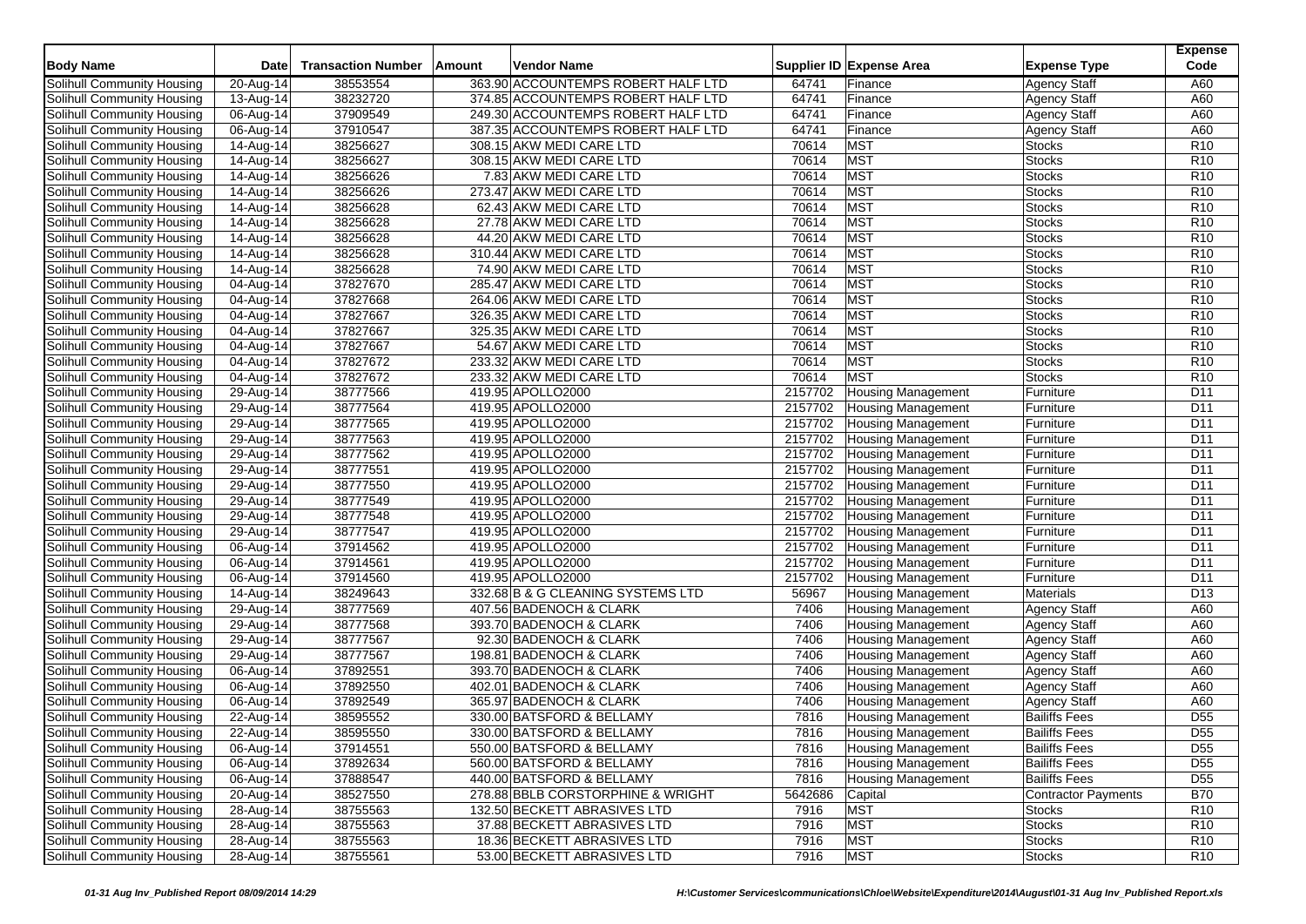| Body Name | Date | Transaction Number | Amount | Vendor Name | Supplier ID | Expense Area | Expense Type | Expense Code |
|---|---|---|---|---|---|---|---|---|
| Solihull Community Housing | 20-Aug-14 | 38553554 | 363.90 | ACCOUNTEMPS ROBERT HALF LTD | 64741 | Finance | Agency Staff | A60 |
| Solihull Community Housing | 13-Aug-14 | 38232720 | 374.85 | ACCOUNTEMPS ROBERT HALF LTD | 64741 | Finance | Agency Staff | A60 |
| Solihull Community Housing | 06-Aug-14 | 37909549 | 249.30 | ACCOUNTEMPS ROBERT HALF LTD | 64741 | Finance | Agency Staff | A60 |
| Solihull Community Housing | 06-Aug-14 | 37910547 | 387.35 | ACCOUNTEMPS ROBERT HALF LTD | 64741 | Finance | Agency Staff | A60 |
| Solihull Community Housing | 14-Aug-14 | 38256627 | 308.15 | AKW MEDI CARE LTD | 70614 | MST | Stocks | R10 |
| Solihull Community Housing | 14-Aug-14 | 38256627 | 308.15 | AKW MEDI CARE LTD | 70614 | MST | Stocks | R10 |
| Solihull Community Housing | 14-Aug-14 | 38256626 | 7.83 | AKW MEDI CARE LTD | 70614 | MST | Stocks | R10 |
| Solihull Community Housing | 14-Aug-14 | 38256626 | 273.47 | AKW MEDI CARE LTD | 70614 | MST | Stocks | R10 |
| Solihull Community Housing | 14-Aug-14 | 38256628 | 62.43 | AKW MEDI CARE LTD | 70614 | MST | Stocks | R10 |
| Solihull Community Housing | 14-Aug-14 | 38256628 | 27.78 | AKW MEDI CARE LTD | 70614 | MST | Stocks | R10 |
| Solihull Community Housing | 14-Aug-14 | 38256628 | 44.20 | AKW MEDI CARE LTD | 70614 | MST | Stocks | R10 |
| Solihull Community Housing | 14-Aug-14 | 38256628 | 310.44 | AKW MEDI CARE LTD | 70614 | MST | Stocks | R10 |
| Solihull Community Housing | 14-Aug-14 | 38256628 | 74.90 | AKW MEDI CARE LTD | 70614 | MST | Stocks | R10 |
| Solihull Community Housing | 04-Aug-14 | 37827670 | 285.47 | AKW MEDI CARE LTD | 70614 | MST | Stocks | R10 |
| Solihull Community Housing | 04-Aug-14 | 37827668 | 264.06 | AKW MEDI CARE LTD | 70614 | MST | Stocks | R10 |
| Solihull Community Housing | 04-Aug-14 | 37827667 | 326.35 | AKW MEDI CARE LTD | 70614 | MST | Stocks | R10 |
| Solihull Community Housing | 04-Aug-14 | 37827667 | 325.35 | AKW MEDI CARE LTD | 70614 | MST | Stocks | R10 |
| Solihull Community Housing | 04-Aug-14 | 37827667 | 54.67 | AKW MEDI CARE LTD | 70614 | MST | Stocks | R10 |
| Solihull Community Housing | 04-Aug-14 | 37827672 | 233.32 | AKW MEDI CARE LTD | 70614 | MST | Stocks | R10 |
| Solihull Community Housing | 04-Aug-14 | 37827672 | 233.32 | AKW MEDI CARE LTD | 70614 | MST | Stocks | R10 |
| Solihull Community Housing | 29-Aug-14 | 38777566 | 419.95 | APOLLO2000 | 2157702 | Housing Management | Furniture | D11 |
| Solihull Community Housing | 29-Aug-14 | 38777564 | 419.95 | APOLLO2000 | 2157702 | Housing Management | Furniture | D11 |
| Solihull Community Housing | 29-Aug-14 | 38777565 | 419.95 | APOLLO2000 | 2157702 | Housing Management | Furniture | D11 |
| Solihull Community Housing | 29-Aug-14 | 38777563 | 419.95 | APOLLO2000 | 2157702 | Housing Management | Furniture | D11 |
| Solihull Community Housing | 29-Aug-14 | 38777562 | 419.95 | APOLLO2000 | 2157702 | Housing Management | Furniture | D11 |
| Solihull Community Housing | 29-Aug-14 | 38777551 | 419.95 | APOLLO2000 | 2157702 | Housing Management | Furniture | D11 |
| Solihull Community Housing | 29-Aug-14 | 38777550 | 419.95 | APOLLO2000 | 2157702 | Housing Management | Furniture | D11 |
| Solihull Community Housing | 29-Aug-14 | 38777549 | 419.95 | APOLLO2000 | 2157702 | Housing Management | Furniture | D11 |
| Solihull Community Housing | 29-Aug-14 | 38777548 | 419.95 | APOLLO2000 | 2157702 | Housing Management | Furniture | D11 |
| Solihull Community Housing | 29-Aug-14 | 38777547 | 419.95 | APOLLO2000 | 2157702 | Housing Management | Furniture | D11 |
| Solihull Community Housing | 06-Aug-14 | 37914562 | 419.95 | APOLLO2000 | 2157702 | Housing Management | Furniture | D11 |
| Solihull Community Housing | 06-Aug-14 | 37914561 | 419.95 | APOLLO2000 | 2157702 | Housing Management | Furniture | D11 |
| Solihull Community Housing | 06-Aug-14 | 37914560 | 419.95 | APOLLO2000 | 2157702 | Housing Management | Furniture | D11 |
| Solihull Community Housing | 14-Aug-14 | 38249643 | 332.68 | B & G CLEANING SYSTEMS LTD | 56967 | Housing Management | Materials | D13 |
| Solihull Community Housing | 29-Aug-14 | 38777569 | 407.56 | BADENOCH & CLARK | 7406 | Housing Management | Agency Staff | A60 |
| Solihull Community Housing | 29-Aug-14 | 38777568 | 393.70 | BADENOCH & CLARK | 7406 | Housing Management | Agency Staff | A60 |
| Solihull Community Housing | 29-Aug-14 | 38777567 | 92.30 | BADENOCH & CLARK | 7406 | Housing Management | Agency Staff | A60 |
| Solihull Community Housing | 29-Aug-14 | 38777567 | 198.81 | BADENOCH & CLARK | 7406 | Housing Management | Agency Staff | A60 |
| Solihull Community Housing | 06-Aug-14 | 37892551 | 393.70 | BADENOCH & CLARK | 7406 | Housing Management | Agency Staff | A60 |
| Solihull Community Housing | 06-Aug-14 | 37892550 | 402.01 | BADENOCH & CLARK | 7406 | Housing Management | Agency Staff | A60 |
| Solihull Community Housing | 06-Aug-14 | 37892549 | 365.97 | BADENOCH & CLARK | 7406 | Housing Management | Agency Staff | A60 |
| Solihull Community Housing | 22-Aug-14 | 38595552 | 330.00 | BATSFORD & BELLAMY | 7816 | Housing Management | Bailiffs Fees | D55 |
| Solihull Community Housing | 22-Aug-14 | 38595550 | 330.00 | BATSFORD & BELLAMY | 7816 | Housing Management | Bailiffs Fees | D55 |
| Solihull Community Housing | 06-Aug-14 | 37914551 | 550.00 | BATSFORD & BELLAMY | 7816 | Housing Management | Bailiffs Fees | D55 |
| Solihull Community Housing | 06-Aug-14 | 37892634 | 560.00 | BATSFORD & BELLAMY | 7816 | Housing Management | Bailiffs Fees | D55 |
| Solihull Community Housing | 06-Aug-14 | 37888547 | 440.00 | BATSFORD & BELLAMY | 7816 | Housing Management | Bailiffs Fees | D55 |
| Solihull Community Housing | 20-Aug-14 | 38527550 | 278.88 | BBLB CORSTORPHINE & WRIGHT | 5642686 | Capital | Contractor Payments | B70 |
| Solihull Community Housing | 28-Aug-14 | 38755563 | 132.50 | BECKETT ABRASIVES LTD | 7916 | MST | Stocks | R10 |
| Solihull Community Housing | 28-Aug-14 | 38755563 | 37.88 | BECKETT ABRASIVES LTD | 7916 | MST | Stocks | R10 |
| Solihull Community Housing | 28-Aug-14 | 38755563 | 18.36 | BECKETT ABRASIVES LTD | 7916 | MST | Stocks | R10 |
| Solihull Community Housing | 28-Aug-14 | 38755561 | 53.00 | BECKETT ABRASIVES LTD | 7916 | MST | Stocks | R10 |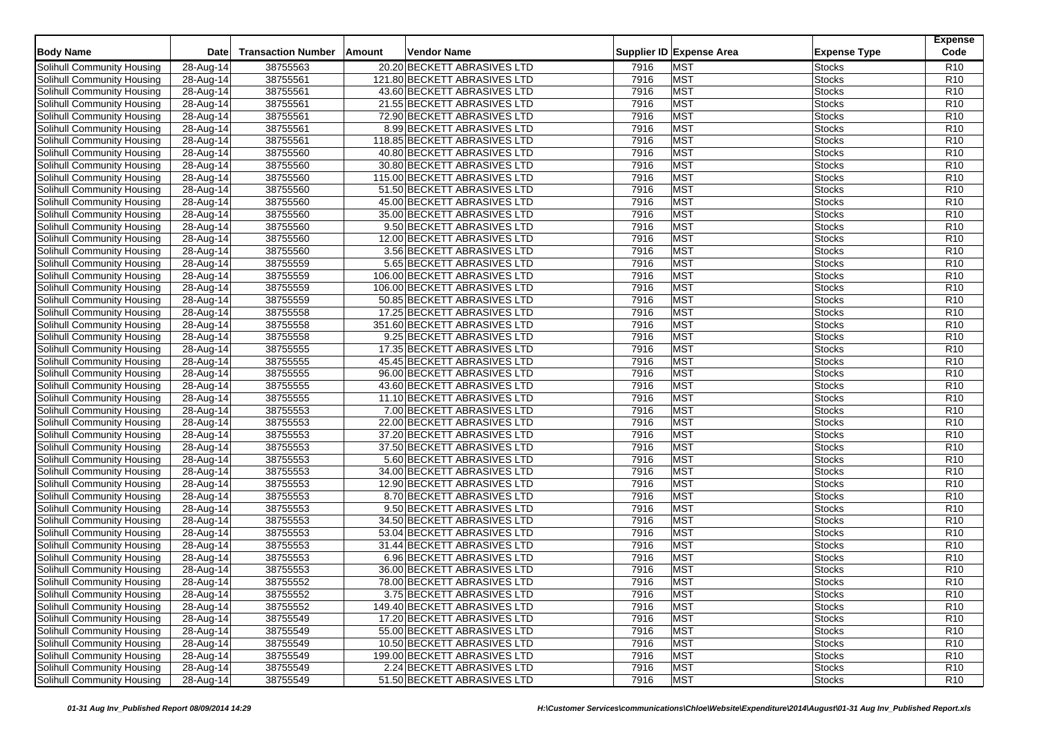| Body Name | Date | Transaction Number | Amount | Vendor Name | Supplier ID | Expense Area | Expense Type | Expense Code |
|---|---|---|---|---|---|---|---|---|
| Solihull Community Housing | 28-Aug-14 | 38755563 | 20.20 | BECKETT ABRASIVES LTD | 7916 | MST | Stocks | R10 |
| Solihull Community Housing | 28-Aug-14 | 38755561 | 121.80 | BECKETT ABRASIVES LTD | 7916 | MST | Stocks | R10 |
| Solihull Community Housing | 28-Aug-14 | 38755561 | 43.60 | BECKETT ABRASIVES LTD | 7916 | MST | Stocks | R10 |
| Solihull Community Housing | 28-Aug-14 | 38755561 | 21.55 | BECKETT ABRASIVES LTD | 7916 | MST | Stocks | R10 |
| Solihull Community Housing | 28-Aug-14 | 38755561 | 72.90 | BECKETT ABRASIVES LTD | 7916 | MST | Stocks | R10 |
| Solihull Community Housing | 28-Aug-14 | 38755561 | 8.99 | BECKETT ABRASIVES LTD | 7916 | MST | Stocks | R10 |
| Solihull Community Housing | 28-Aug-14 | 38755561 | 118.85 | BECKETT ABRASIVES LTD | 7916 | MST | Stocks | R10 |
| Solihull Community Housing | 28-Aug-14 | 38755560 | 40.80 | BECKETT ABRASIVES LTD | 7916 | MST | Stocks | R10 |
| Solihull Community Housing | 28-Aug-14 | 38755560 | 30.80 | BECKETT ABRASIVES LTD | 7916 | MST | Stocks | R10 |
| Solihull Community Housing | 28-Aug-14 | 38755560 | 115.00 | BECKETT ABRASIVES LTD | 7916 | MST | Stocks | R10 |
| Solihull Community Housing | 28-Aug-14 | 38755560 | 51.50 | BECKETT ABRASIVES LTD | 7916 | MST | Stocks | R10 |
| Solihull Community Housing | 28-Aug-14 | 38755560 | 45.00 | BECKETT ABRASIVES LTD | 7916 | MST | Stocks | R10 |
| Solihull Community Housing | 28-Aug-14 | 38755560 | 35.00 | BECKETT ABRASIVES LTD | 7916 | MST | Stocks | R10 |
| Solihull Community Housing | 28-Aug-14 | 38755560 | 9.50 | BECKETT ABRASIVES LTD | 7916 | MST | Stocks | R10 |
| Solihull Community Housing | 28-Aug-14 | 38755560 | 12.00 | BECKETT ABRASIVES LTD | 7916 | MST | Stocks | R10 |
| Solihull Community Housing | 28-Aug-14 | 38755560 | 3.56 | BECKETT ABRASIVES LTD | 7916 | MST | Stocks | R10 |
| Solihull Community Housing | 28-Aug-14 | 38755559 | 5.65 | BECKETT ABRASIVES LTD | 7916 | MST | Stocks | R10 |
| Solihull Community Housing | 28-Aug-14 | 38755559 | 106.00 | BECKETT ABRASIVES LTD | 7916 | MST | Stocks | R10 |
| Solihull Community Housing | 28-Aug-14 | 38755559 | 106.00 | BECKETT ABRASIVES LTD | 7916 | MST | Stocks | R10 |
| Solihull Community Housing | 28-Aug-14 | 38755559 | 50.85 | BECKETT ABRASIVES LTD | 7916 | MST | Stocks | R10 |
| Solihull Community Housing | 28-Aug-14 | 38755558 | 17.25 | BECKETT ABRASIVES LTD | 7916 | MST | Stocks | R10 |
| Solihull Community Housing | 28-Aug-14 | 38755558 | 351.60 | BECKETT ABRASIVES LTD | 7916 | MST | Stocks | R10 |
| Solihull Community Housing | 28-Aug-14 | 38755558 | 9.25 | BECKETT ABRASIVES LTD | 7916 | MST | Stocks | R10 |
| Solihull Community Housing | 28-Aug-14 | 38755555 | 17.35 | BECKETT ABRASIVES LTD | 7916 | MST | Stocks | R10 |
| Solihull Community Housing | 28-Aug-14 | 38755555 | 45.45 | BECKETT ABRASIVES LTD | 7916 | MST | Stocks | R10 |
| Solihull Community Housing | 28-Aug-14 | 38755555 | 96.00 | BECKETT ABRASIVES LTD | 7916 | MST | Stocks | R10 |
| Solihull Community Housing | 28-Aug-14 | 38755555 | 43.60 | BECKETT ABRASIVES LTD | 7916 | MST | Stocks | R10 |
| Solihull Community Housing | 28-Aug-14 | 38755555 | 11.10 | BECKETT ABRASIVES LTD | 7916 | MST | Stocks | R10 |
| Solihull Community Housing | 28-Aug-14 | 38755553 | 7.00 | BECKETT ABRASIVES LTD | 7916 | MST | Stocks | R10 |
| Solihull Community Housing | 28-Aug-14 | 38755553 | 22.00 | BECKETT ABRASIVES LTD | 7916 | MST | Stocks | R10 |
| Solihull Community Housing | 28-Aug-14 | 38755553 | 37.20 | BECKETT ABRASIVES LTD | 7916 | MST | Stocks | R10 |
| Solihull Community Housing | 28-Aug-14 | 38755553 | 37.50 | BECKETT ABRASIVES LTD | 7916 | MST | Stocks | R10 |
| Solihull Community Housing | 28-Aug-14 | 38755553 | 5.60 | BECKETT ABRASIVES LTD | 7916 | MST | Stocks | R10 |
| Solihull Community Housing | 28-Aug-14 | 38755553 | 34.00 | BECKETT ABRASIVES LTD | 7916 | MST | Stocks | R10 |
| Solihull Community Housing | 28-Aug-14 | 38755553 | 12.90 | BECKETT ABRASIVES LTD | 7916 | MST | Stocks | R10 |
| Solihull Community Housing | 28-Aug-14 | 38755553 | 8.70 | BECKETT ABRASIVES LTD | 7916 | MST | Stocks | R10 |
| Solihull Community Housing | 28-Aug-14 | 38755553 | 9.50 | BECKETT ABRASIVES LTD | 7916 | MST | Stocks | R10 |
| Solihull Community Housing | 28-Aug-14 | 38755553 | 34.50 | BECKETT ABRASIVES LTD | 7916 | MST | Stocks | R10 |
| Solihull Community Housing | 28-Aug-14 | 38755553 | 53.04 | BECKETT ABRASIVES LTD | 7916 | MST | Stocks | R10 |
| Solihull Community Housing | 28-Aug-14 | 38755553 | 31.44 | BECKETT ABRASIVES LTD | 7916 | MST | Stocks | R10 |
| Solihull Community Housing | 28-Aug-14 | 38755553 | 6.96 | BECKETT ABRASIVES LTD | 7916 | MST | Stocks | R10 |
| Solihull Community Housing | 28-Aug-14 | 38755553 | 36.00 | BECKETT ABRASIVES LTD | 7916 | MST | Stocks | R10 |
| Solihull Community Housing | 28-Aug-14 | 38755552 | 78.00 | BECKETT ABRASIVES LTD | 7916 | MST | Stocks | R10 |
| Solihull Community Housing | 28-Aug-14 | 38755552 | 3.75 | BECKETT ABRASIVES LTD | 7916 | MST | Stocks | R10 |
| Solihull Community Housing | 28-Aug-14 | 38755552 | 149.40 | BECKETT ABRASIVES LTD | 7916 | MST | Stocks | R10 |
| Solihull Community Housing | 28-Aug-14 | 38755549 | 17.20 | BECKETT ABRASIVES LTD | 7916 | MST | Stocks | R10 |
| Solihull Community Housing | 28-Aug-14 | 38755549 | 55.00 | BECKETT ABRASIVES LTD | 7916 | MST | Stocks | R10 |
| Solihull Community Housing | 28-Aug-14 | 38755549 | 10.50 | BECKETT ABRASIVES LTD | 7916 | MST | Stocks | R10 |
| Solihull Community Housing | 28-Aug-14 | 38755549 | 199.00 | BECKETT ABRASIVES LTD | 7916 | MST | Stocks | R10 |
| Solihull Community Housing | 28-Aug-14 | 38755549 | 2.24 | BECKETT ABRASIVES LTD | 7916 | MST | Stocks | R10 |
| Solihull Community Housing | 28-Aug-14 | 38755549 | 51.50 | BECKETT ABRASIVES LTD | 7916 | MST | Stocks | R10 |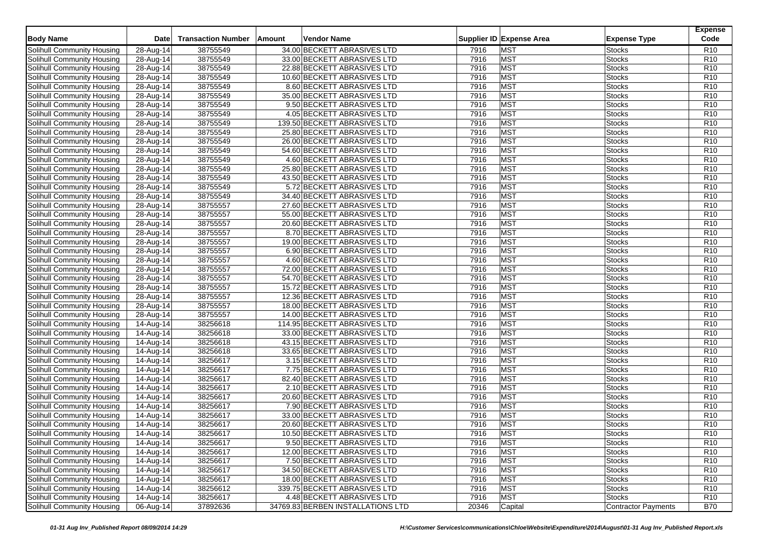| Body Name | Date | Transaction Number | Amount | Vendor Name | Supplier ID | Expense Area | Expense Type | Expense Code |
|---|---|---|---|---|---|---|---|---|
| Solihull Community Housing | 28-Aug-14 | 38755549 | 34.00 | BECKETT ABRASIVES LTD | 7916 | MST | Stocks | R10 |
| Solihull Community Housing | 28-Aug-14 | 38755549 | 33.00 | BECKETT ABRASIVES LTD | 7916 | MST | Stocks | R10 |
| Solihull Community Housing | 28-Aug-14 | 38755549 | 22.88 | BECKETT ABRASIVES LTD | 7916 | MST | Stocks | R10 |
| Solihull Community Housing | 28-Aug-14 | 38755549 | 10.60 | BECKETT ABRASIVES LTD | 7916 | MST | Stocks | R10 |
| Solihull Community Housing | 28-Aug-14 | 38755549 | 8.60 | BECKETT ABRASIVES LTD | 7916 | MST | Stocks | R10 |
| Solihull Community Housing | 28-Aug-14 | 38755549 | 35.00 | BECKETT ABRASIVES LTD | 7916 | MST | Stocks | R10 |
| Solihull Community Housing | 28-Aug-14 | 38755549 | 9.50 | BECKETT ABRASIVES LTD | 7916 | MST | Stocks | R10 |
| Solihull Community Housing | 28-Aug-14 | 38755549 | 4.05 | BECKETT ABRASIVES LTD | 7916 | MST | Stocks | R10 |
| Solihull Community Housing | 28-Aug-14 | 38755549 | 139.50 | BECKETT ABRASIVES LTD | 7916 | MST | Stocks | R10 |
| Solihull Community Housing | 28-Aug-14 | 38755549 | 25.80 | BECKETT ABRASIVES LTD | 7916 | MST | Stocks | R10 |
| Solihull Community Housing | 28-Aug-14 | 38755549 | 26.00 | BECKETT ABRASIVES LTD | 7916 | MST | Stocks | R10 |
| Solihull Community Housing | 28-Aug-14 | 38755549 | 54.60 | BECKETT ABRASIVES LTD | 7916 | MST | Stocks | R10 |
| Solihull Community Housing | 28-Aug-14 | 38755549 | 4.60 | BECKETT ABRASIVES LTD | 7916 | MST | Stocks | R10 |
| Solihull Community Housing | 28-Aug-14 | 38755549 | 25.80 | BECKETT ABRASIVES LTD | 7916 | MST | Stocks | R10 |
| Solihull Community Housing | 28-Aug-14 | 38755549 | 43.50 | BECKETT ABRASIVES LTD | 7916 | MST | Stocks | R10 |
| Solihull Community Housing | 28-Aug-14 | 38755549 | 5.72 | BECKETT ABRASIVES LTD | 7916 | MST | Stocks | R10 |
| Solihull Community Housing | 28-Aug-14 | 38755549 | 34.40 | BECKETT ABRASIVES LTD | 7916 | MST | Stocks | R10 |
| Solihull Community Housing | 28-Aug-14 | 38755557 | 27.60 | BECKETT ABRASIVES LTD | 7916 | MST | Stocks | R10 |
| Solihull Community Housing | 28-Aug-14 | 38755557 | 55.00 | BECKETT ABRASIVES LTD | 7916 | MST | Stocks | R10 |
| Solihull Community Housing | 28-Aug-14 | 38755557 | 20.60 | BECKETT ABRASIVES LTD | 7916 | MST | Stocks | R10 |
| Solihull Community Housing | 28-Aug-14 | 38755557 | 8.70 | BECKETT ABRASIVES LTD | 7916 | MST | Stocks | R10 |
| Solihull Community Housing | 28-Aug-14 | 38755557 | 19.00 | BECKETT ABRASIVES LTD | 7916 | MST | Stocks | R10 |
| Solihull Community Housing | 28-Aug-14 | 38755557 | 6.90 | BECKETT ABRASIVES LTD | 7916 | MST | Stocks | R10 |
| Solihull Community Housing | 28-Aug-14 | 38755557 | 4.60 | BECKETT ABRASIVES LTD | 7916 | MST | Stocks | R10 |
| Solihull Community Housing | 28-Aug-14 | 38755557 | 72.00 | BECKETT ABRASIVES LTD | 7916 | MST | Stocks | R10 |
| Solihull Community Housing | 28-Aug-14 | 38755557 | 54.70 | BECKETT ABRASIVES LTD | 7916 | MST | Stocks | R10 |
| Solihull Community Housing | 28-Aug-14 | 38755557 | 15.72 | BECKETT ABRASIVES LTD | 7916 | MST | Stocks | R10 |
| Solihull Community Housing | 28-Aug-14 | 38755557 | 12.36 | BECKETT ABRASIVES LTD | 7916 | MST | Stocks | R10 |
| Solihull Community Housing | 28-Aug-14 | 38755557 | 18.00 | BECKETT ABRASIVES LTD | 7916 | MST | Stocks | R10 |
| Solihull Community Housing | 28-Aug-14 | 38755557 | 14.00 | BECKETT ABRASIVES LTD | 7916 | MST | Stocks | R10 |
| Solihull Community Housing | 14-Aug-14 | 38256618 | 114.95 | BECKETT ABRASIVES LTD | 7916 | MST | Stocks | R10 |
| Solihull Community Housing | 14-Aug-14 | 38256618 | 33.00 | BECKETT ABRASIVES LTD | 7916 | MST | Stocks | R10 |
| Solihull Community Housing | 14-Aug-14 | 38256618 | 43.15 | BECKETT ABRASIVES LTD | 7916 | MST | Stocks | R10 |
| Solihull Community Housing | 14-Aug-14 | 38256618 | 33.65 | BECKETT ABRASIVES LTD | 7916 | MST | Stocks | R10 |
| Solihull Community Housing | 14-Aug-14 | 38256617 | 3.15 | BECKETT ABRASIVES LTD | 7916 | MST | Stocks | R10 |
| Solihull Community Housing | 14-Aug-14 | 38256617 | 7.75 | BECKETT ABRASIVES LTD | 7916 | MST | Stocks | R10 |
| Solihull Community Housing | 14-Aug-14 | 38256617 | 82.40 | BECKETT ABRASIVES LTD | 7916 | MST | Stocks | R10 |
| Solihull Community Housing | 14-Aug-14 | 38256617 | 2.10 | BECKETT ABRASIVES LTD | 7916 | MST | Stocks | R10 |
| Solihull Community Housing | 14-Aug-14 | 38256617 | 20.60 | BECKETT ABRASIVES LTD | 7916 | MST | Stocks | R10 |
| Solihull Community Housing | 14-Aug-14 | 38256617 | 7.90 | BECKETT ABRASIVES LTD | 7916 | MST | Stocks | R10 |
| Solihull Community Housing | 14-Aug-14 | 38256617 | 33.00 | BECKETT ABRASIVES LTD | 7916 | MST | Stocks | R10 |
| Solihull Community Housing | 14-Aug-14 | 38256617 | 20.60 | BECKETT ABRASIVES LTD | 7916 | MST | Stocks | R10 |
| Solihull Community Housing | 14-Aug-14 | 38256617 | 10.50 | BECKETT ABRASIVES LTD | 7916 | MST | Stocks | R10 |
| Solihull Community Housing | 14-Aug-14 | 38256617 | 9.50 | BECKETT ABRASIVES LTD | 7916 | MST | Stocks | R10 |
| Solihull Community Housing | 14-Aug-14 | 38256617 | 12.00 | BECKETT ABRASIVES LTD | 7916 | MST | Stocks | R10 |
| Solihull Community Housing | 14-Aug-14 | 38256617 | 7.50 | BECKETT ABRASIVES LTD | 7916 | MST | Stocks | R10 |
| Solihull Community Housing | 14-Aug-14 | 38256617 | 34.50 | BECKETT ABRASIVES LTD | 7916 | MST | Stocks | R10 |
| Solihull Community Housing | 14-Aug-14 | 38256617 | 18.00 | BECKETT ABRASIVES LTD | 7916 | MST | Stocks | R10 |
| Solihull Community Housing | 14-Aug-14 | 38256612 | 339.75 | BECKETT ABRASIVES LTD | 7916 | MST | Stocks | R10 |
| Solihull Community Housing | 14-Aug-14 | 38256617 | 4.48 | BECKETT ABRASIVES LTD | 7916 | MST | Stocks | R10 |
| Solihull Community Housing | 06-Aug-14 | 37892636 | 34769.83 | BERBEN INSTALLATIONS LTD | 20346 | Capital | Contractor Payments | B70 |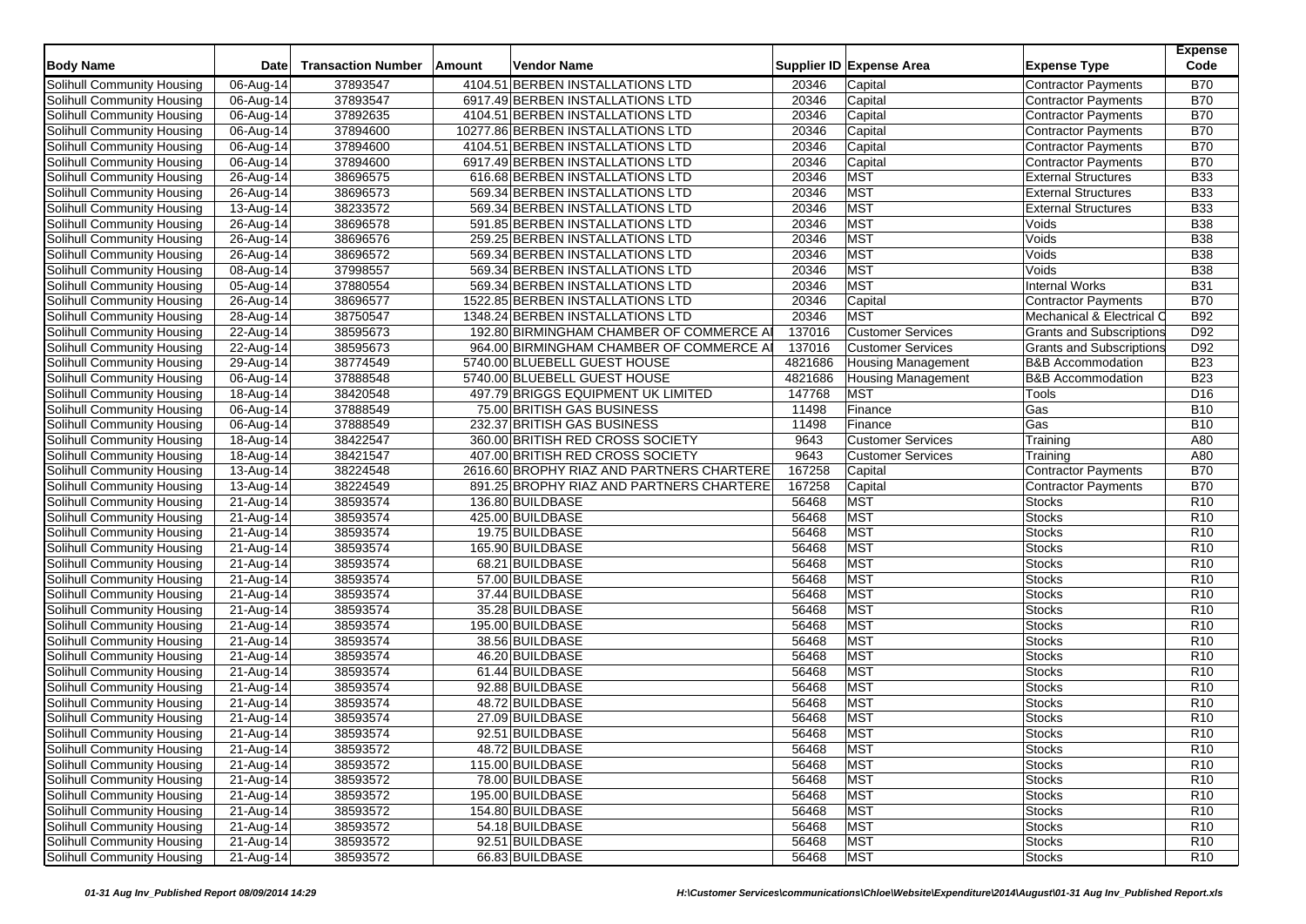| Body Name | Date | Transaction Number | Amount | Vendor Name | Supplier ID | Expense Area | Expense Type | Expense Code |
|---|---|---|---|---|---|---|---|---|
| Solihull Community Housing | 06-Aug-14 | 37893547 | 4104.51 | BERBEN INSTALLATIONS LTD | 20346 | Capital | Contractor Payments | B70 |
| Solihull Community Housing | 06-Aug-14 | 37893547 | 6917.49 | BERBEN INSTALLATIONS LTD | 20346 | Capital | Contractor Payments | B70 |
| Solihull Community Housing | 06-Aug-14 | 37892635 | 4104.51 | BERBEN INSTALLATIONS LTD | 20346 | Capital | Contractor Payments | B70 |
| Solihull Community Housing | 06-Aug-14 | 37894600 | 10277.86 | BERBEN INSTALLATIONS LTD | 20346 | Capital | Contractor Payments | B70 |
| Solihull Community Housing | 06-Aug-14 | 37894600 | 4104.51 | BERBEN INSTALLATIONS LTD | 20346 | Capital | Contractor Payments | B70 |
| Solihull Community Housing | 06-Aug-14 | 37894600 | 6917.49 | BERBEN INSTALLATIONS LTD | 20346 | Capital | Contractor Payments | B70 |
| Solihull Community Housing | 26-Aug-14 | 38696575 | 616.68 | BERBEN INSTALLATIONS LTD | 20346 | MST | External Structures | B33 |
| Solihull Community Housing | 26-Aug-14 | 38696573 | 569.34 | BERBEN INSTALLATIONS LTD | 20346 | MST | External Structures | B33 |
| Solihull Community Housing | 13-Aug-14 | 38233572 | 569.34 | BERBEN INSTALLATIONS LTD | 20346 | MST | External Structures | B33 |
| Solihull Community Housing | 26-Aug-14 | 38696578 | 591.85 | BERBEN INSTALLATIONS LTD | 20346 | MST | Voids | B38 |
| Solihull Community Housing | 26-Aug-14 | 38696576 | 259.25 | BERBEN INSTALLATIONS LTD | 20346 | MST | Voids | B38 |
| Solihull Community Housing | 26-Aug-14 | 38696572 | 569.34 | BERBEN INSTALLATIONS LTD | 20346 | MST | Voids | B38 |
| Solihull Community Housing | 08-Aug-14 | 37998557 | 569.34 | BERBEN INSTALLATIONS LTD | 20346 | MST | Voids | B38 |
| Solihull Community Housing | 05-Aug-14 | 37880554 | 569.34 | BERBEN INSTALLATIONS LTD | 20346 | MST | Internal Works | B31 |
| Solihull Community Housing | 26-Aug-14 | 38696577 | 1522.85 | BERBEN INSTALLATIONS LTD | 20346 | Capital | Contractor Payments | B70 |
| Solihull Community Housing | 28-Aug-14 | 38750547 | 1348.24 | BERBEN INSTALLATIONS LTD | 20346 | MST | Mechanical & Electrical C | B92 |
| Solihull Community Housing | 22-Aug-14 | 38595673 | 192.80 | BIRMINGHAM CHAMBER OF COMMERCE AI | 137016 | Customer Services | Grants and Subscriptions | D92 |
| Solihull Community Housing | 22-Aug-14 | 38595673 | 964.00 | BIRMINGHAM CHAMBER OF COMMERCE AI | 137016 | Customer Services | Grants and Subscriptions | D92 |
| Solihull Community Housing | 29-Aug-14 | 38774549 | 5740.00 | BLUEBELL GUEST HOUSE | 4821686 | Housing Management | B&B Accommodation | B23 |
| Solihull Community Housing | 06-Aug-14 | 37888548 | 5740.00 | BLUEBELL GUEST HOUSE | 4821686 | Housing Management | B&B Accommodation | B23 |
| Solihull Community Housing | 18-Aug-14 | 38420548 | 497.79 | BRIGGS EQUIPMENT UK LIMITED | 147768 | MST | Tools | D16 |
| Solihull Community Housing | 06-Aug-14 | 37888549 | 75.00 | BRITISH GAS BUSINESS | 11498 | Finance | Gas | B10 |
| Solihull Community Housing | 06-Aug-14 | 37888549 | 232.37 | BRITISH GAS BUSINESS | 11498 | Finance | Gas | B10 |
| Solihull Community Housing | 18-Aug-14 | 38422547 | 360.00 | BRITISH RED CROSS SOCIETY | 9643 | Customer Services | Training | A80 |
| Solihull Community Housing | 18-Aug-14 | 38421547 | 407.00 | BRITISH RED CROSS SOCIETY | 9643 | Customer Services | Training | A80 |
| Solihull Community Housing | 13-Aug-14 | 38224548 | 2616.60 | BROPHY RIAZ AND PARTNERS CHARTERE | 167258 | Capital | Contractor Payments | B70 |
| Solihull Community Housing | 13-Aug-14 | 38224549 | 891.25 | BROPHY RIAZ AND PARTNERS CHARTERE | 167258 | Capital | Contractor Payments | B70 |
| Solihull Community Housing | 21-Aug-14 | 38593574 | 136.80 | BUILDBASE | 56468 | MST | Stocks | R10 |
| Solihull Community Housing | 21-Aug-14 | 38593574 | 425.00 | BUILDBASE | 56468 | MST | Stocks | R10 |
| Solihull Community Housing | 21-Aug-14 | 38593574 | 19.75 | BUILDBASE | 56468 | MST | Stocks | R10 |
| Solihull Community Housing | 21-Aug-14 | 38593574 | 165.90 | BUILDBASE | 56468 | MST | Stocks | R10 |
| Solihull Community Housing | 21-Aug-14 | 38593574 | 68.21 | BUILDBASE | 56468 | MST | Stocks | R10 |
| Solihull Community Housing | 21-Aug-14 | 38593574 | 57.00 | BUILDBASE | 56468 | MST | Stocks | R10 |
| Solihull Community Housing | 21-Aug-14 | 38593574 | 37.44 | BUILDBASE | 56468 | MST | Stocks | R10 |
| Solihull Community Housing | 21-Aug-14 | 38593574 | 35.28 | BUILDBASE | 56468 | MST | Stocks | R10 |
| Solihull Community Housing | 21-Aug-14 | 38593574 | 195.00 | BUILDBASE | 56468 | MST | Stocks | R10 |
| Solihull Community Housing | 21-Aug-14 | 38593574 | 38.56 | BUILDBASE | 56468 | MST | Stocks | R10 |
| Solihull Community Housing | 21-Aug-14 | 38593574 | 46.20 | BUILDBASE | 56468 | MST | Stocks | R10 |
| Solihull Community Housing | 21-Aug-14 | 38593574 | 61.44 | BUILDBASE | 56468 | MST | Stocks | R10 |
| Solihull Community Housing | 21-Aug-14 | 38593574 | 92.88 | BUILDBASE | 56468 | MST | Stocks | R10 |
| Solihull Community Housing | 21-Aug-14 | 38593574 | 48.72 | BUILDBASE | 56468 | MST | Stocks | R10 |
| Solihull Community Housing | 21-Aug-14 | 38593574 | 27.09 | BUILDBASE | 56468 | MST | Stocks | R10 |
| Solihull Community Housing | 21-Aug-14 | 38593574 | 92.51 | BUILDBASE | 56468 | MST | Stocks | R10 |
| Solihull Community Housing | 21-Aug-14 | 38593572 | 48.72 | BUILDBASE | 56468 | MST | Stocks | R10 |
| Solihull Community Housing | 21-Aug-14 | 38593572 | 115.00 | BUILDBASE | 56468 | MST | Stocks | R10 |
| Solihull Community Housing | 21-Aug-14 | 38593572 | 78.00 | BUILDBASE | 56468 | MST | Stocks | R10 |
| Solihull Community Housing | 21-Aug-14 | 38593572 | 195.00 | BUILDBASE | 56468 | MST | Stocks | R10 |
| Solihull Community Housing | 21-Aug-14 | 38593572 | 154.80 | BUILDBASE | 56468 | MST | Stocks | R10 |
| Solihull Community Housing | 21-Aug-14 | 38593572 | 54.18 | BUILDBASE | 56468 | MST | Stocks | R10 |
| Solihull Community Housing | 21-Aug-14 | 38593572 | 92.51 | BUILDBASE | 56468 | MST | Stocks | R10 |
| Solihull Community Housing | 21-Aug-14 | 38593572 | 66.83 | BUILDBASE | 56468 | MST | Stocks | R10 |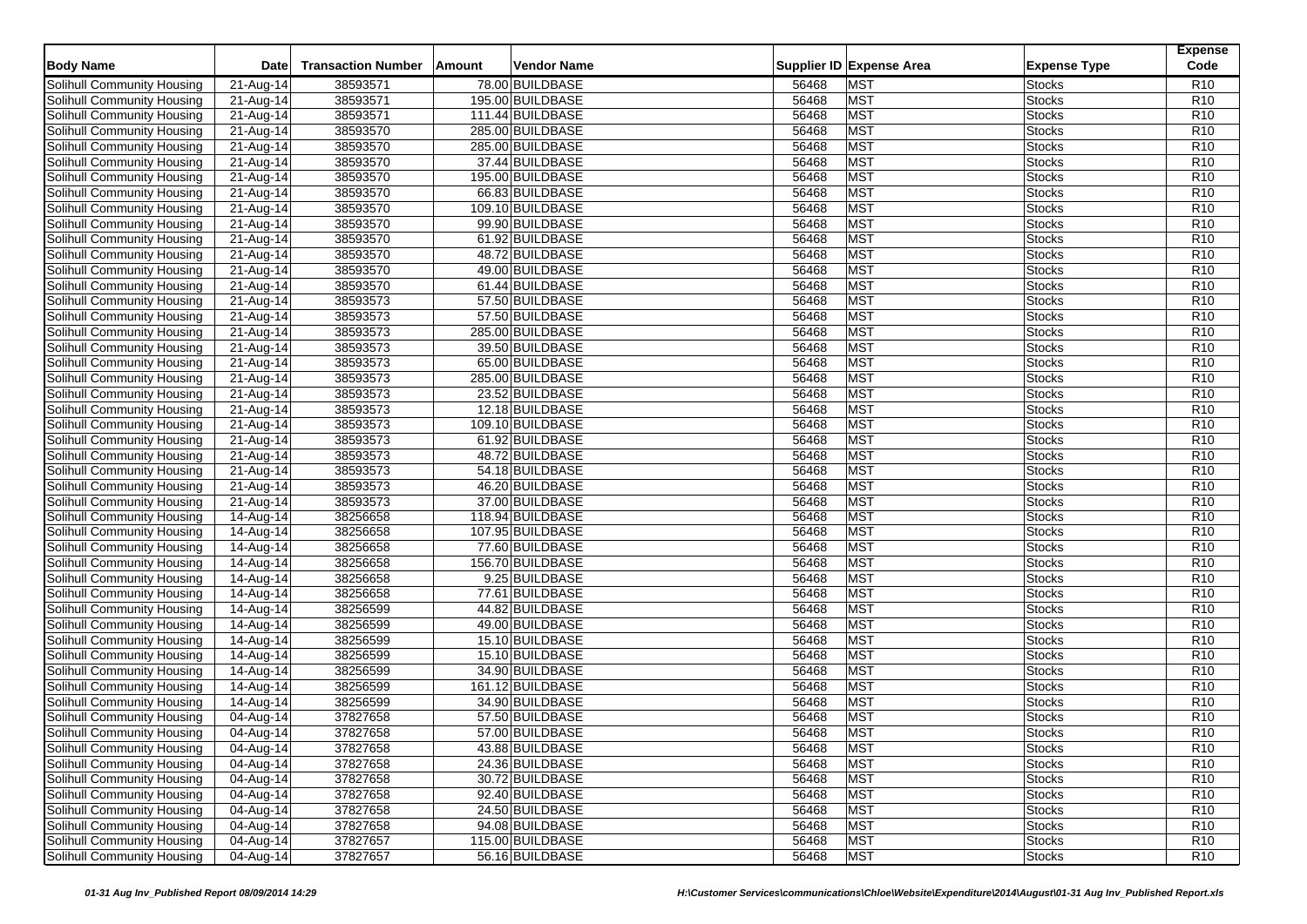| Body Name | Date | Transaction Number | Amount | Vendor Name | Supplier ID | Expense Area | Expense Type | Expense Code |
|---|---|---|---|---|---|---|---|---|
| Solihull Community Housing | 21-Aug-14 | 38593571 | 78.00 | BUILDBASE | 56468 | MST | Stocks | R10 |
| Solihull Community Housing | 21-Aug-14 | 38593571 | 195.00 | BUILDBASE | 56468 | MST | Stocks | R10 |
| Solihull Community Housing | 21-Aug-14 | 38593571 | 111.44 | BUILDBASE | 56468 | MST | Stocks | R10 |
| Solihull Community Housing | 21-Aug-14 | 38593570 | 285.00 | BUILDBASE | 56468 | MST | Stocks | R10 |
| Solihull Community Housing | 21-Aug-14 | 38593570 | 285.00 | BUILDBASE | 56468 | MST | Stocks | R10 |
| Solihull Community Housing | 21-Aug-14 | 38593570 | 37.44 | BUILDBASE | 56468 | MST | Stocks | R10 |
| Solihull Community Housing | 21-Aug-14 | 38593570 | 195.00 | BUILDBASE | 56468 | MST | Stocks | R10 |
| Solihull Community Housing | 21-Aug-14 | 38593570 | 66.83 | BUILDBASE | 56468 | MST | Stocks | R10 |
| Solihull Community Housing | 21-Aug-14 | 38593570 | 109.10 | BUILDBASE | 56468 | MST | Stocks | R10 |
| Solihull Community Housing | 21-Aug-14 | 38593570 | 99.90 | BUILDBASE | 56468 | MST | Stocks | R10 |
| Solihull Community Housing | 21-Aug-14 | 38593570 | 61.92 | BUILDBASE | 56468 | MST | Stocks | R10 |
| Solihull Community Housing | 21-Aug-14 | 38593570 | 48.72 | BUILDBASE | 56468 | MST | Stocks | R10 |
| Solihull Community Housing | 21-Aug-14 | 38593570 | 49.00 | BUILDBASE | 56468 | MST | Stocks | R10 |
| Solihull Community Housing | 21-Aug-14 | 38593570 | 61.44 | BUILDBASE | 56468 | MST | Stocks | R10 |
| Solihull Community Housing | 21-Aug-14 | 38593573 | 57.50 | BUILDBASE | 56468 | MST | Stocks | R10 |
| Solihull Community Housing | 21-Aug-14 | 38593573 | 57.50 | BUILDBASE | 56468 | MST | Stocks | R10 |
| Solihull Community Housing | 21-Aug-14 | 38593573 | 285.00 | BUILDBASE | 56468 | MST | Stocks | R10 |
| Solihull Community Housing | 21-Aug-14 | 38593573 | 39.50 | BUILDBASE | 56468 | MST | Stocks | R10 |
| Solihull Community Housing | 21-Aug-14 | 38593573 | 65.00 | BUILDBASE | 56468 | MST | Stocks | R10 |
| Solihull Community Housing | 21-Aug-14 | 38593573 | 285.00 | BUILDBASE | 56468 | MST | Stocks | R10 |
| Solihull Community Housing | 21-Aug-14 | 38593573 | 23.52 | BUILDBASE | 56468 | MST | Stocks | R10 |
| Solihull Community Housing | 21-Aug-14 | 38593573 | 12.18 | BUILDBASE | 56468 | MST | Stocks | R10 |
| Solihull Community Housing | 21-Aug-14 | 38593573 | 109.10 | BUILDBASE | 56468 | MST | Stocks | R10 |
| Solihull Community Housing | 21-Aug-14 | 38593573 | 61.92 | BUILDBASE | 56468 | MST | Stocks | R10 |
| Solihull Community Housing | 21-Aug-14 | 38593573 | 48.72 | BUILDBASE | 56468 | MST | Stocks | R10 |
| Solihull Community Housing | 21-Aug-14 | 38593573 | 54.18 | BUILDBASE | 56468 | MST | Stocks | R10 |
| Solihull Community Housing | 21-Aug-14 | 38593573 | 46.20 | BUILDBASE | 56468 | MST | Stocks | R10 |
| Solihull Community Housing | 21-Aug-14 | 38593573 | 37.00 | BUILDBASE | 56468 | MST | Stocks | R10 |
| Solihull Community Housing | 14-Aug-14 | 38256658 | 118.94 | BUILDBASE | 56468 | MST | Stocks | R10 |
| Solihull Community Housing | 14-Aug-14 | 38256658 | 107.95 | BUILDBASE | 56468 | MST | Stocks | R10 |
| Solihull Community Housing | 14-Aug-14 | 38256658 | 77.60 | BUILDBASE | 56468 | MST | Stocks | R10 |
| Solihull Community Housing | 14-Aug-14 | 38256658 | 156.70 | BUILDBASE | 56468 | MST | Stocks | R10 |
| Solihull Community Housing | 14-Aug-14 | 38256658 | 9.25 | BUILDBASE | 56468 | MST | Stocks | R10 |
| Solihull Community Housing | 14-Aug-14 | 38256658 | 77.61 | BUILDBASE | 56468 | MST | Stocks | R10 |
| Solihull Community Housing | 14-Aug-14 | 38256599 | 44.82 | BUILDBASE | 56468 | MST | Stocks | R10 |
| Solihull Community Housing | 14-Aug-14 | 38256599 | 49.00 | BUILDBASE | 56468 | MST | Stocks | R10 |
| Solihull Community Housing | 14-Aug-14 | 38256599 | 15.10 | BUILDBASE | 56468 | MST | Stocks | R10 |
| Solihull Community Housing | 14-Aug-14 | 38256599 | 15.10 | BUILDBASE | 56468 | MST | Stocks | R10 |
| Solihull Community Housing | 14-Aug-14 | 38256599 | 34.90 | BUILDBASE | 56468 | MST | Stocks | R10 |
| Solihull Community Housing | 14-Aug-14 | 38256599 | 161.12 | BUILDBASE | 56468 | MST | Stocks | R10 |
| Solihull Community Housing | 14-Aug-14 | 38256599 | 34.90 | BUILDBASE | 56468 | MST | Stocks | R10 |
| Solihull Community Housing | 04-Aug-14 | 37827658 | 57.50 | BUILDBASE | 56468 | MST | Stocks | R10 |
| Solihull Community Housing | 04-Aug-14 | 37827658 | 57.00 | BUILDBASE | 56468 | MST | Stocks | R10 |
| Solihull Community Housing | 04-Aug-14 | 37827658 | 43.88 | BUILDBASE | 56468 | MST | Stocks | R10 |
| Solihull Community Housing | 04-Aug-14 | 37827658 | 24.36 | BUILDBASE | 56468 | MST | Stocks | R10 |
| Solihull Community Housing | 04-Aug-14 | 37827658 | 30.72 | BUILDBASE | 56468 | MST | Stocks | R10 |
| Solihull Community Housing | 04-Aug-14 | 37827658 | 92.40 | BUILDBASE | 56468 | MST | Stocks | R10 |
| Solihull Community Housing | 04-Aug-14 | 37827658 | 24.50 | BUILDBASE | 56468 | MST | Stocks | R10 |
| Solihull Community Housing | 04-Aug-14 | 37827658 | 94.08 | BUILDBASE | 56468 | MST | Stocks | R10 |
| Solihull Community Housing | 04-Aug-14 | 37827657 | 115.00 | BUILDBASE | 56468 | MST | Stocks | R10 |
| Solihull Community Housing | 04-Aug-14 | 37827657 | 56.16 | BUILDBASE | 56468 | MST | Stocks | R10 |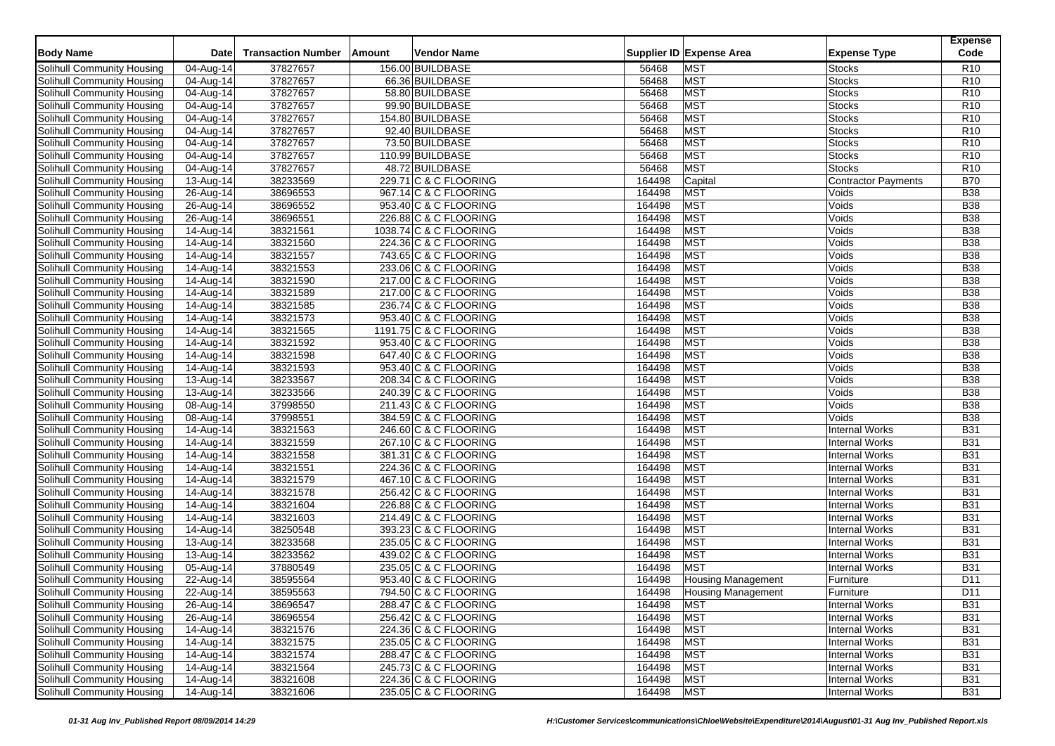| Body Name | Date | Transaction Number | Amount | Vendor Name | Supplier ID | Expense Area | Expense Type | Expense Code |
|---|---|---|---|---|---|---|---|---|
| Solihull Community Housing | 04-Aug-14 | 37827657 | 156.00 | BUILDBASE | 56468 | MST | Stocks | R10 |
| Solihull Community Housing | 04-Aug-14 | 37827657 | 66.36 | BUILDBASE | 56468 | MST | Stocks | R10 |
| Solihull Community Housing | 04-Aug-14 | 37827657 | 58.80 | BUILDBASE | 56468 | MST | Stocks | R10 |
| Solihull Community Housing | 04-Aug-14 | 37827657 | 99.90 | BUILDBASE | 56468 | MST | Stocks | R10 |
| Solihull Community Housing | 04-Aug-14 | 37827657 | 154.80 | BUILDBASE | 56468 | MST | Stocks | R10 |
| Solihull Community Housing | 04-Aug-14 | 37827657 | 92.40 | BUILDBASE | 56468 | MST | Stocks | R10 |
| Solihull Community Housing | 04-Aug-14 | 37827657 | 73.50 | BUILDBASE | 56468 | MST | Stocks | R10 |
| Solihull Community Housing | 04-Aug-14 | 37827657 | 110.99 | BUILDBASE | 56468 | MST | Stocks | R10 |
| Solihull Community Housing | 04-Aug-14 | 37827657 | 48.72 | BUILDBASE | 56468 | MST | Stocks | R10 |
| Solihull Community Housing | 13-Aug-14 | 38233569 | 229.71 | C & C FLOORING | 164498 | Capital | Contractor Payments | B70 |
| Solihull Community Housing | 26-Aug-14 | 38696553 | 967.14 | C & C FLOORING | 164498 | MST | Voids | B38 |
| Solihull Community Housing | 26-Aug-14 | 38696552 | 953.40 | C & C FLOORING | 164498 | MST | Voids | B38 |
| Solihull Community Housing | 26-Aug-14 | 38696551 | 226.88 | C & C FLOORING | 164498 | MST | Voids | B38 |
| Solihull Community Housing | 14-Aug-14 | 38321561 | 1038.74 | C & C FLOORING | 164498 | MST | Voids | B38 |
| Solihull Community Housing | 14-Aug-14 | 38321560 | 224.36 | C & C FLOORING | 164498 | MST | Voids | B38 |
| Solihull Community Housing | 14-Aug-14 | 38321557 | 743.65 | C & C FLOORING | 164498 | MST | Voids | B38 |
| Solihull Community Housing | 14-Aug-14 | 38321553 | 233.06 | C & C FLOORING | 164498 | MST | Voids | B38 |
| Solihull Community Housing | 14-Aug-14 | 38321590 | 217.00 | C & C FLOORING | 164498 | MST | Voids | B38 |
| Solihull Community Housing | 14-Aug-14 | 38321589 | 217.00 | C & C FLOORING | 164498 | MST | Voids | B38 |
| Solihull Community Housing | 14-Aug-14 | 38321585 | 236.74 | C & C FLOORING | 164498 | MST | Voids | B38 |
| Solihull Community Housing | 14-Aug-14 | 38321573 | 953.40 | C & C FLOORING | 164498 | MST | Voids | B38 |
| Solihull Community Housing | 14-Aug-14 | 38321565 | 1191.75 | C & C FLOORING | 164498 | MST | Voids | B38 |
| Solihull Community Housing | 14-Aug-14 | 38321592 | 953.40 | C & C FLOORING | 164498 | MST | Voids | B38 |
| Solihull Community Housing | 14-Aug-14 | 38321598 | 647.40 | C & C FLOORING | 164498 | MST | Voids | B38 |
| Solihull Community Housing | 14-Aug-14 | 38321593 | 953.40 | C & C FLOORING | 164498 | MST | Voids | B38 |
| Solihull Community Housing | 13-Aug-14 | 38233567 | 208.34 | C & C FLOORING | 164498 | MST | Voids | B38 |
| Solihull Community Housing | 13-Aug-14 | 38233566 | 240.39 | C & C FLOORING | 164498 | MST | Voids | B38 |
| Solihull Community Housing | 08-Aug-14 | 37998550 | 211.43 | C & C FLOORING | 164498 | MST | Voids | B38 |
| Solihull Community Housing | 08-Aug-14 | 37998551 | 384.59 | C & C FLOORING | 164498 | MST | Voids | B38 |
| Solihull Community Housing | 14-Aug-14 | 38321563 | 246.60 | C & C FLOORING | 164498 | MST | Internal Works | B31 |
| Solihull Community Housing | 14-Aug-14 | 38321559 | 267.10 | C & C FLOORING | 164498 | MST | Internal Works | B31 |
| Solihull Community Housing | 14-Aug-14 | 38321558 | 381.31 | C & C FLOORING | 164498 | MST | Internal Works | B31 |
| Solihull Community Housing | 14-Aug-14 | 38321551 | 224.36 | C & C FLOORING | 164498 | MST | Internal Works | B31 |
| Solihull Community Housing | 14-Aug-14 | 38321579 | 467.10 | C & C FLOORING | 164498 | MST | Internal Works | B31 |
| Solihull Community Housing | 14-Aug-14 | 38321578 | 256.42 | C & C FLOORING | 164498 | MST | Internal Works | B31 |
| Solihull Community Housing | 14-Aug-14 | 38321604 | 226.88 | C & C FLOORING | 164498 | MST | Internal Works | B31 |
| Solihull Community Housing | 14-Aug-14 | 38321603 | 214.49 | C & C FLOORING | 164498 | MST | Internal Works | B31 |
| Solihull Community Housing | 14-Aug-14 | 38250548 | 393.23 | C & C FLOORING | 164498 | MST | Internal Works | B31 |
| Solihull Community Housing | 13-Aug-14 | 38233568 | 235.05 | C & C FLOORING | 164498 | MST | Internal Works | B31 |
| Solihull Community Housing | 13-Aug-14 | 38233562 | 439.02 | C & C FLOORING | 164498 | MST | Internal Works | B31 |
| Solihull Community Housing | 05-Aug-14 | 37880549 | 235.05 | C & C FLOORING | 164498 | MST | Internal Works | B31 |
| Solihull Community Housing | 22-Aug-14 | 38595564 | 953.40 | C & C FLOORING | 164498 | Housing Management | Furniture | D11 |
| Solihull Community Housing | 22-Aug-14 | 38595563 | 794.50 | C & C FLOORING | 164498 | Housing Management | Furniture | D11 |
| Solihull Community Housing | 26-Aug-14 | 38696547 | 288.47 | C & C FLOORING | 164498 | MST | Internal Works | B31 |
| Solihull Community Housing | 26-Aug-14 | 38696554 | 256.42 | C & C FLOORING | 164498 | MST | Internal Works | B31 |
| Solihull Community Housing | 14-Aug-14 | 38321576 | 224.36 | C & C FLOORING | 164498 | MST | Internal Works | B31 |
| Solihull Community Housing | 14-Aug-14 | 38321575 | 235.05 | C & C FLOORING | 164498 | MST | Internal Works | B31 |
| Solihull Community Housing | 14-Aug-14 | 38321574 | 288.47 | C & C FLOORING | 164498 | MST | Internal Works | B31 |
| Solihull Community Housing | 14-Aug-14 | 38321564 | 245.73 | C & C FLOORING | 164498 | MST | Internal Works | B31 |
| Solihull Community Housing | 14-Aug-14 | 38321608 | 224.36 | C & C FLOORING | 164498 | MST | Internal Works | B31 |
| Solihull Community Housing | 14-Aug-14 | 38321606 | 235.05 | C & C FLOORING | 164498 | MST | Internal Works | B31 |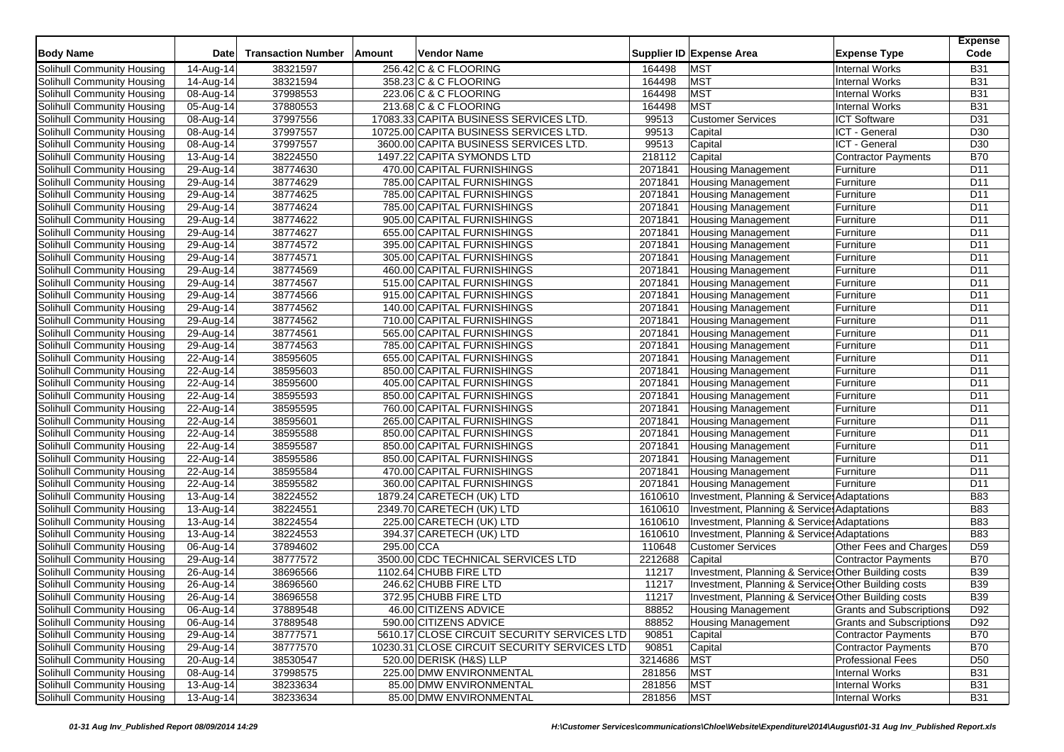| Body Name | Date | Transaction Number | Amount | Vendor Name | Supplier ID | Expense Area | Expense Type | Expense Code |
|---|---|---|---|---|---|---|---|---|
| Solihull Community Housing | 14-Aug-14 | 38321597 | 256.42 | C & C FLOORING | 164498 | MST | Internal Works | B31 |
| Solihull Community Housing | 14-Aug-14 | 38321594 | 358.23 | C & C FLOORING | 164498 | MST | Internal Works | B31 |
| Solihull Community Housing | 08-Aug-14 | 37998553 | 223.06 | C & C FLOORING | 164498 | MST | Internal Works | B31 |
| Solihull Community Housing | 05-Aug-14 | 37880553 | 213.68 | C & C FLOORING | 164498 | MST | Internal Works | B31 |
| Solihull Community Housing | 08-Aug-14 | 37997556 | 17083.33 | CAPITA BUSINESS SERVICES LTD. | 99513 | Customer Services | ICT Software | D31 |
| Solihull Community Housing | 08-Aug-14 | 37997557 | 10725.00 | CAPITA BUSINESS SERVICES LTD. | 99513 | Capital | ICT - General | D30 |
| Solihull Community Housing | 08-Aug-14 | 37997557 | 3600.00 | CAPITA BUSINESS SERVICES LTD. | 99513 | Capital | ICT - General | D30 |
| Solihull Community Housing | 13-Aug-14 | 38224550 | 1497.22 | CAPITA SYMONDS LTD | 218112 | Capital | Contractor Payments | B70 |
| Solihull Community Housing | 29-Aug-14 | 38774630 | 470.00 | CAPITAL FURNISHINGS | 2071841 | Housing Management | Furniture | D11 |
| Solihull Community Housing | 29-Aug-14 | 38774629 | 785.00 | CAPITAL FURNISHINGS | 2071841 | Housing Management | Furniture | D11 |
| Solihull Community Housing | 29-Aug-14 | 38774625 | 785.00 | CAPITAL FURNISHINGS | 2071841 | Housing Management | Furniture | D11 |
| Solihull Community Housing | 29-Aug-14 | 38774624 | 785.00 | CAPITAL FURNISHINGS | 2071841 | Housing Management | Furniture | D11 |
| Solihull Community Housing | 29-Aug-14 | 38774622 | 905.00 | CAPITAL FURNISHINGS | 2071841 | Housing Management | Furniture | D11 |
| Solihull Community Housing | 29-Aug-14 | 38774627 | 655.00 | CAPITAL FURNISHINGS | 2071841 | Housing Management | Furniture | D11 |
| Solihull Community Housing | 29-Aug-14 | 38774572 | 395.00 | CAPITAL FURNISHINGS | 2071841 | Housing Management | Furniture | D11 |
| Solihull Community Housing | 29-Aug-14 | 38774571 | 305.00 | CAPITAL FURNISHINGS | 2071841 | Housing Management | Furniture | D11 |
| Solihull Community Housing | 29-Aug-14 | 38774569 | 460.00 | CAPITAL FURNISHINGS | 2071841 | Housing Management | Furniture | D11 |
| Solihull Community Housing | 29-Aug-14 | 38774567 | 515.00 | CAPITAL FURNISHINGS | 2071841 | Housing Management | Furniture | D11 |
| Solihull Community Housing | 29-Aug-14 | 38774566 | 915.00 | CAPITAL FURNISHINGS | 2071841 | Housing Management | Furniture | D11 |
| Solihull Community Housing | 29-Aug-14 | 38774562 | 140.00 | CAPITAL FURNISHINGS | 2071841 | Housing Management | Furniture | D11 |
| Solihull Community Housing | 29-Aug-14 | 38774562 | 710.00 | CAPITAL FURNISHINGS | 2071841 | Housing Management | Furniture | D11 |
| Solihull Community Housing | 29-Aug-14 | 38774561 | 565.00 | CAPITAL FURNISHINGS | 2071841 | Housing Management | Furniture | D11 |
| Solihull Community Housing | 29-Aug-14 | 38774563 | 785.00 | CAPITAL FURNISHINGS | 2071841 | Housing Management | Furniture | D11 |
| Solihull Community Housing | 22-Aug-14 | 38595605 | 655.00 | CAPITAL FURNISHINGS | 2071841 | Housing Management | Furniture | D11 |
| Solihull Community Housing | 22-Aug-14 | 38595603 | 850.00 | CAPITAL FURNISHINGS | 2071841 | Housing Management | Furniture | D11 |
| Solihull Community Housing | 22-Aug-14 | 38595600 | 405.00 | CAPITAL FURNISHINGS | 2071841 | Housing Management | Furniture | D11 |
| Solihull Community Housing | 22-Aug-14 | 38595593 | 850.00 | CAPITAL FURNISHINGS | 2071841 | Housing Management | Furniture | D11 |
| Solihull Community Housing | 22-Aug-14 | 38595595 | 760.00 | CAPITAL FURNISHINGS | 2071841 | Housing Management | Furniture | D11 |
| Solihull Community Housing | 22-Aug-14 | 38595601 | 265.00 | CAPITAL FURNISHINGS | 2071841 | Housing Management | Furniture | D11 |
| Solihull Community Housing | 22-Aug-14 | 38595588 | 850.00 | CAPITAL FURNISHINGS | 2071841 | Housing Management | Furniture | D11 |
| Solihull Community Housing | 22-Aug-14 | 38595587 | 850.00 | CAPITAL FURNISHINGS | 2071841 | Housing Management | Furniture | D11 |
| Solihull Community Housing | 22-Aug-14 | 38595586 | 850.00 | CAPITAL FURNISHINGS | 2071841 | Housing Management | Furniture | D11 |
| Solihull Community Housing | 22-Aug-14 | 38595584 | 470.00 | CAPITAL FURNISHINGS | 2071841 | Housing Management | Furniture | D11 |
| Solihull Community Housing | 22-Aug-14 | 38595582 | 360.00 | CAPITAL FURNISHINGS | 2071841 | Housing Management | Furniture | D11 |
| Solihull Community Housing | 13-Aug-14 | 38224552 | 1879.24 | CARETECH (UK) LTD | 1610610 | Investment, Planning & Services | Adaptations | B83 |
| Solihull Community Housing | 13-Aug-14 | 38224551 | 2349.70 | CARETECH (UK) LTD | 1610610 | Investment, Planning & Services | Adaptations | B83 |
| Solihull Community Housing | 13-Aug-14 | 38224554 | 225.00 | CARETECH (UK) LTD | 1610610 | Investment, Planning & Services | Adaptations | B83 |
| Solihull Community Housing | 13-Aug-14 | 38224553 | 394.37 | CARETECH (UK) LTD | 1610610 | Investment, Planning & Services | Adaptations | B83 |
| Solihull Community Housing | 06-Aug-14 | 37894602 | 295.00 | CCA | 110648 | Customer Services | Other Fees and Charges | D59 |
| Solihull Community Housing | 29-Aug-14 | 38777572 | 3500.00 | CDC TECHNICAL SERVICES LTD | 2212688 | Capital | Contractor Payments | B70 |
| Solihull Community Housing | 26-Aug-14 | 38696566 | 1102.64 | CHUBB FIRE LTD | 11217 | Investment, Planning & Services | Other Building costs | B39 |
| Solihull Community Housing | 26-Aug-14 | 38696560 | 246.62 | CHUBB FIRE LTD | 11217 | Investment, Planning & Services | Other Building costs | B39 |
| Solihull Community Housing | 26-Aug-14 | 38696558 | 372.95 | CHUBB FIRE LTD | 11217 | Investment, Planning & Services | Other Building costs | B39 |
| Solihull Community Housing | 06-Aug-14 | 37889548 | 46.00 | CITIZENS ADVICE | 88852 | Housing Management | Grants and Subscriptions | D92 |
| Solihull Community Housing | 06-Aug-14 | 37889548 | 590.00 | CITIZENS ADVICE | 88852 | Housing Management | Grants and Subscriptions | D92 |
| Solihull Community Housing | 29-Aug-14 | 38777571 | 5610.17 | CLOSE CIRCUIT SECURITY SERVICES LTD | 90851 | Capital | Contractor Payments | B70 |
| Solihull Community Housing | 29-Aug-14 | 38777570 | 10230.31 | CLOSE CIRCUIT SECURITY SERVICES LTD | 90851 | Capital | Contractor Payments | B70 |
| Solihull Community Housing | 20-Aug-14 | 38530547 | 520.00 | DERISK (H&S) LLP | 3214686 | MST | Professional Fees | D50 |
| Solihull Community Housing | 08-Aug-14 | 37998575 | 225.00 | DMW ENVIRONMENTAL | 281856 | MST | Internal Works | B31 |
| Solihull Community Housing | 13-Aug-14 | 38233634 | 85.00 | DMW ENVIRONMENTAL | 281856 | MST | Internal Works | B31 |
| Solihull Community Housing | 13-Aug-14 | 38233634 | 85.00 | DMW ENVIRONMENTAL | 281856 | MST | Internal Works | B31 |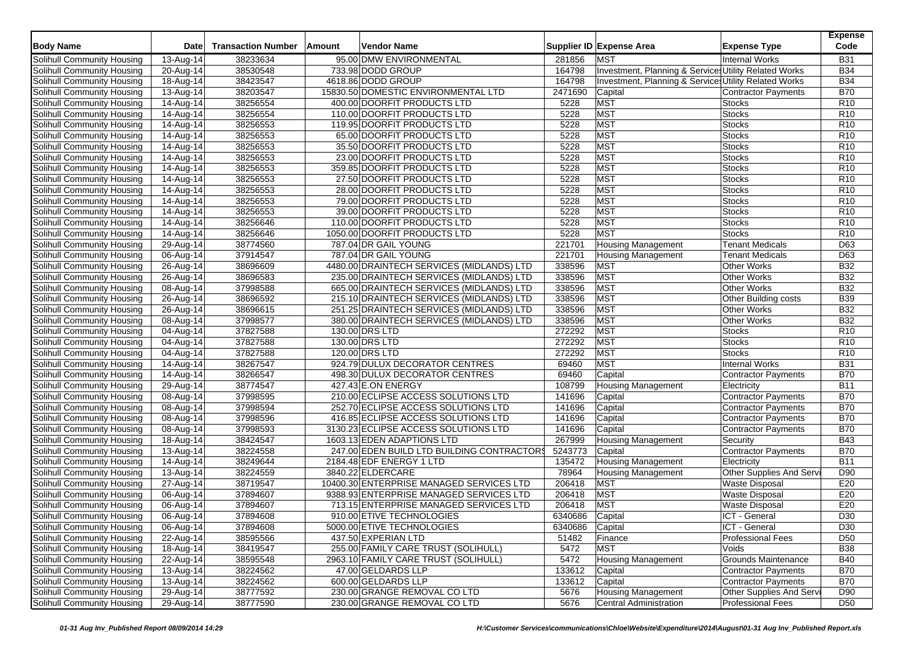| Body Name | Date | Transaction Number | Amount | Vendor Name | Supplier ID | Expense Area | Expense Type | Expense Code |
|---|---|---|---|---|---|---|---|---|
| Solihull Community Housing | 13-Aug-14 | 38233634 | 95.00 | DMW ENVIRONMENTAL | 281856 | MST | Internal Works | B31 |
| Solihull Community Housing | 20-Aug-14 | 38530548 | 733.98 | DODD GROUP | 164798 | Investment, Planning & Services | Utility Related Works | B34 |
| Solihull Community Housing | 18-Aug-14 | 38423547 | 4618.86 | DODD GROUP | 164798 | Investment, Planning & Services | Utility Related Works | B34 |
| Solihull Community Housing | 13-Aug-14 | 38203547 | 15830.50 | DOMESTIC ENVIRONMENTAL LTD | 2471690 | Capital | Contractor Payments | B70 |
| Solihull Community Housing | 14-Aug-14 | 38256554 | 400.00 | DOORFIT PRODUCTS LTD | 5228 | MST | Stocks | R10 |
| Solihull Community Housing | 14-Aug-14 | 38256554 | 110.00 | DOORFIT PRODUCTS LTD | 5228 | MST | Stocks | R10 |
| Solihull Community Housing | 14-Aug-14 | 38256553 | 119.95 | DOORFIT PRODUCTS LTD | 5228 | MST | Stocks | R10 |
| Solihull Community Housing | 14-Aug-14 | 38256553 | 65.00 | DOORFIT PRODUCTS LTD | 5228 | MST | Stocks | R10 |
| Solihull Community Housing | 14-Aug-14 | 38256553 | 35.50 | DOORFIT PRODUCTS LTD | 5228 | MST | Stocks | R10 |
| Solihull Community Housing | 14-Aug-14 | 38256553 | 23.00 | DOORFIT PRODUCTS LTD | 5228 | MST | Stocks | R10 |
| Solihull Community Housing | 14-Aug-14 | 38256553 | 359.85 | DOORFIT PRODUCTS LTD | 5228 | MST | Stocks | R10 |
| Solihull Community Housing | 14-Aug-14 | 38256553 | 27.50 | DOORFIT PRODUCTS LTD | 5228 | MST | Stocks | R10 |
| Solihull Community Housing | 14-Aug-14 | 38256553 | 28.00 | DOORFIT PRODUCTS LTD | 5228 | MST | Stocks | R10 |
| Solihull Community Housing | 14-Aug-14 | 38256553 | 79.00 | DOORFIT PRODUCTS LTD | 5228 | MST | Stocks | R10 |
| Solihull Community Housing | 14-Aug-14 | 38256553 | 39.00 | DOORFIT PRODUCTS LTD | 5228 | MST | Stocks | R10 |
| Solihull Community Housing | 14-Aug-14 | 38256646 | 110.00 | DOORFIT PRODUCTS LTD | 5228 | MST | Stocks | R10 |
| Solihull Community Housing | 14-Aug-14 | 38256646 | 1050.00 | DOORFIT PRODUCTS LTD | 5228 | MST | Stocks | R10 |
| Solihull Community Housing | 29-Aug-14 | 38774560 | 787.04 | DR GAIL YOUNG | 221701 | Housing Management | Tenant Medicals | D63 |
| Solihull Community Housing | 06-Aug-14 | 37914547 | 787.04 | DR GAIL YOUNG | 221701 | Housing Management | Tenant Medicals | D63 |
| Solihull Community Housing | 26-Aug-14 | 38696609 | 4480.00 | DRAINTECH SERVICES (MIDLANDS) LTD | 338596 | MST | Other Works | B32 |
| Solihull Community Housing | 26-Aug-14 | 38696583 | 235.00 | DRAINTECH SERVICES (MIDLANDS) LTD | 338596 | MST | Other Works | B32 |
| Solihull Community Housing | 08-Aug-14 | 37998588 | 665.00 | DRAINTECH SERVICES (MIDLANDS) LTD | 338596 | MST | Other Works | B32 |
| Solihull Community Housing | 26-Aug-14 | 38696592 | 215.10 | DRAINTECH SERVICES (MIDLANDS) LTD | 338596 | MST | Other Building costs | B39 |
| Solihull Community Housing | 26-Aug-14 | 38696615 | 251.25 | DRAINTECH SERVICES (MIDLANDS) LTD | 338596 | MST | Other Works | B32 |
| Solihull Community Housing | 08-Aug-14 | 37998577 | 380.00 | DRAINTECH SERVICES (MIDLANDS) LTD | 338596 | MST | Other Works | B32 |
| Solihull Community Housing | 04-Aug-14 | 37827588 | 130.00 | DRS LTD | 272292 | MST | Stocks | R10 |
| Solihull Community Housing | 04-Aug-14 | 37827588 | 130.00 | DRS LTD | 272292 | MST | Stocks | R10 |
| Solihull Community Housing | 04-Aug-14 | 37827588 | 120.00 | DRS LTD | 272292 | MST | Stocks | R10 |
| Solihull Community Housing | 14-Aug-14 | 38267547 | 924.79 | DULUX DECORATOR CENTRES | 69460 | MST | Internal Works | B31 |
| Solihull Community Housing | 14-Aug-14 | 38266547 | 498.30 | DULUX DECORATOR CENTRES | 69460 | Capital | Contractor Payments | B70 |
| Solihull Community Housing | 29-Aug-14 | 38774547 | 427.43 | E.ON ENERGY | 108799 | Housing Management | Electricity | B11 |
| Solihull Community Housing | 08-Aug-14 | 37998595 | 210.00 | ECLIPSE ACCESS SOLUTIONS LTD | 141696 | Capital | Contractor Payments | B70 |
| Solihull Community Housing | 08-Aug-14 | 37998594 | 252.70 | ECLIPSE ACCESS SOLUTIONS LTD | 141696 | Capital | Contractor Payments | B70 |
| Solihull Community Housing | 08-Aug-14 | 37998596 | 416.85 | ECLIPSE ACCESS SOLUTIONS LTD | 141696 | Capital | Contractor Payments | B70 |
| Solihull Community Housing | 08-Aug-14 | 37998593 | 3130.23 | ECLIPSE ACCESS SOLUTIONS LTD | 141696 | Capital | Contractor Payments | B70 |
| Solihull Community Housing | 18-Aug-14 | 38424547 | 1603.13 | EDEN ADAPTIONS LTD | 267999 | Housing Management | Security | B43 |
| Solihull Community Housing | 13-Aug-14 | 38224558 | 247.00 | EDEN BUILD LTD BUILDING CONTRACTORS | 5243773 | Capital | Contractor Payments | B70 |
| Solihull Community Housing | 14-Aug-14 | 38249644 | 2184.48 | EDF ENERGY 1 LTD | 135472 | Housing Management | Electricity | B11 |
| Solihull Community Housing | 13-Aug-14 | 38224559 | 3840.22 | ELDERCARE | 78964 | Housing Management | Other Supplies And Servi | D90 |
| Solihull Community Housing | 27-Aug-14 | 38719547 | 10400.30 | ENTERPRISE MANAGED SERVICES LTD | 206418 | MST | Waste Disposal | E20 |
| Solihull Community Housing | 06-Aug-14 | 37894607 | 9388.93 | ENTERPRISE MANAGED SERVICES LTD | 206418 | MST | Waste Disposal | E20 |
| Solihull Community Housing | 06-Aug-14 | 37894607 | 713.15 | ENTERPRISE MANAGED SERVICES LTD | 206418 | MST | Waste Disposal | E20 |
| Solihull Community Housing | 06-Aug-14 | 37894608 | 910.00 | ETIVE TECHNOLOGIES | 6340686 | Capital | ICT - General | D30 |
| Solihull Community Housing | 06-Aug-14 | 37894608 | 5000.00 | ETIVE TECHNOLOGIES | 6340686 | Capital | ICT - General | D30 |
| Solihull Community Housing | 22-Aug-14 | 38595566 | 437.50 | EXPERIAN LTD | 51482 | Finance | Professional Fees | D50 |
| Solihull Community Housing | 18-Aug-14 | 38419547 | 255.00 | FAMILY CARE TRUST (SOLIHULL) | 5472 | MST | Voids | B38 |
| Solihull Community Housing | 22-Aug-14 | 38595548 | 2963.10 | FAMILY CARE TRUST (SOLIHULL) | 5472 | Housing Management | Grounds Maintenance | B40 |
| Solihull Community Housing | 13-Aug-14 | 38224562 | 47.00 | GELDARDS LLP | 133612 | Capital | Contractor Payments | B70 |
| Solihull Community Housing | 13-Aug-14 | 38224562 | 600.00 | GELDARDS LLP | 133612 | Capital | Contractor Payments | B70 |
| Solihull Community Housing | 29-Aug-14 | 38777592 | 230.00 | GRANGE REMOVAL CO LTD | 5676 | Housing Management | Other Supplies And Servi | D90 |
| Solihull Community Housing | 29-Aug-14 | 38777590 | 230.00 | GRANGE REMOVAL CO LTD | 5676 | Central Administration | Professional Fees | D50 |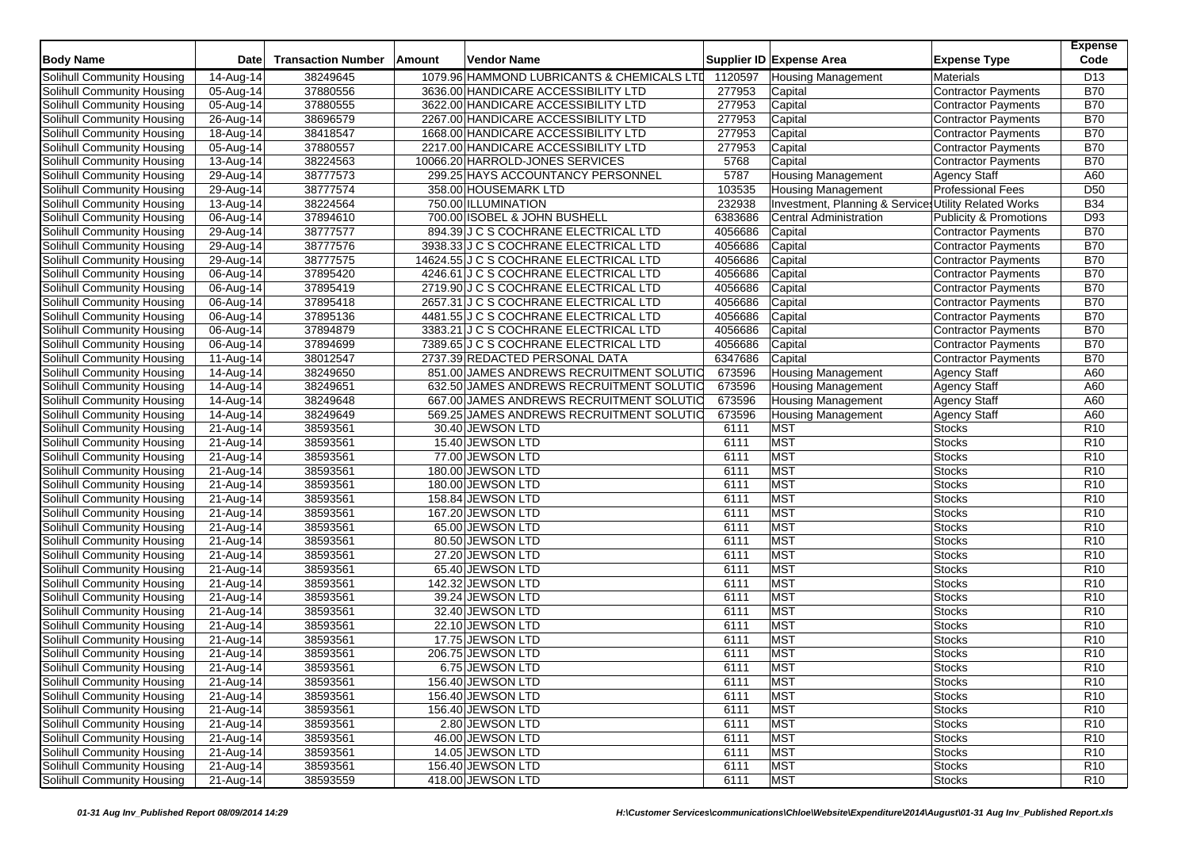| Body Name | Date | Transaction Number | Amount | Vendor Name | Supplier ID | Expense Area | Expense Type | Expense Code |
|---|---|---|---|---|---|---|---|---|
| Solihull Community Housing | 14-Aug-14 | 38249645 | 1079.96 | HAMMOND LUBRICANTS & CHEMICALS LTD | 1120597 | Housing Management | Materials | D13 |
| Solihull Community Housing | 05-Aug-14 | 37880556 | 3636.00 | HANDICARE ACCESSIBILITY LTD | 277953 | Capital | Contractor Payments | B70 |
| Solihull Community Housing | 05-Aug-14 | 37880555 | 3622.00 | HANDICARE ACCESSIBILITY LTD | 277953 | Capital | Contractor Payments | B70 |
| Solihull Community Housing | 26-Aug-14 | 38696579 | 2267.00 | HANDICARE ACCESSIBILITY LTD | 277953 | Capital | Contractor Payments | B70 |
| Solihull Community Housing | 18-Aug-14 | 38418547 | 1668.00 | HANDICARE ACCESSIBILITY LTD | 277953 | Capital | Contractor Payments | B70 |
| Solihull Community Housing | 05-Aug-14 | 37880557 | 2217.00 | HANDICARE ACCESSIBILITY LTD | 277953 | Capital | Contractor Payments | B70 |
| Solihull Community Housing | 13-Aug-14 | 38224563 | 10066.20 | HARROLD-JONES SERVICES | 5768 | Capital | Contractor Payments | B70 |
| Solihull Community Housing | 29-Aug-14 | 38777573 | 299.25 | HAYS ACCOUNTANCY PERSONNEL | 5787 | Housing Management | Agency Staff | A60 |
| Solihull Community Housing | 29-Aug-14 | 38777574 | 358.00 | HOUSEMARK LTD | 103535 | Housing Management | Professional Fees | D50 |
| Solihull Community Housing | 13-Aug-14 | 38224564 | 750.00 | ILLUMINATION | 232938 | Investment, Planning & Services | Utility Related Works | B34 |
| Solihull Community Housing | 06-Aug-14 | 37894610 | 700.00 | ISOBEL & JOHN BUSHELL | 6383686 | Central Administration | Publicity & Promotions | D93 |
| Solihull Community Housing | 29-Aug-14 | 38777577 | 894.39 | J C S COCHRANE ELECTRICAL LTD | 4056686 | Capital | Contractor Payments | B70 |
| Solihull Community Housing | 29-Aug-14 | 38777576 | 3938.33 | J C S COCHRANE ELECTRICAL LTD | 4056686 | Capital | Contractor Payments | B70 |
| Solihull Community Housing | 29-Aug-14 | 38777575 | 14624.55 | J C S COCHRANE ELECTRICAL LTD | 4056686 | Capital | Contractor Payments | B70 |
| Solihull Community Housing | 06-Aug-14 | 37895420 | 4246.61 | J C S COCHRANE ELECTRICAL LTD | 4056686 | Capital | Contractor Payments | B70 |
| Solihull Community Housing | 06-Aug-14 | 37895419 | 2719.90 | J C S COCHRANE ELECTRICAL LTD | 4056686 | Capital | Contractor Payments | B70 |
| Solihull Community Housing | 06-Aug-14 | 37895418 | 2657.31 | J C S COCHRANE ELECTRICAL LTD | 4056686 | Capital | Contractor Payments | B70 |
| Solihull Community Housing | 06-Aug-14 | 37895136 | 4481.55 | J C S COCHRANE ELECTRICAL LTD | 4056686 | Capital | Contractor Payments | B70 |
| Solihull Community Housing | 06-Aug-14 | 37894879 | 3383.21 | J C S COCHRANE ELECTRICAL LTD | 4056686 | Capital | Contractor Payments | B70 |
| Solihull Community Housing | 06-Aug-14 | 37894699 | 7389.65 | J C S COCHRANE ELECTRICAL LTD | 4056686 | Capital | Contractor Payments | B70 |
| Solihull Community Housing | 11-Aug-14 | 38012547 | 2737.39 | REDACTED PERSONAL DATA | 6347686 | Capital | Contractor Payments | B70 |
| Solihull Community Housing | 14-Aug-14 | 38249650 | 851.00 | JAMES ANDREWS RECRUITMENT SOLUTIO | 673596 | Housing Management | Agency Staff | A60 |
| Solihull Community Housing | 14-Aug-14 | 38249651 | 632.50 | JAMES ANDREWS RECRUITMENT SOLUTIO | 673596 | Housing Management | Agency Staff | A60 |
| Solihull Community Housing | 14-Aug-14 | 38249648 | 667.00 | JAMES ANDREWS RECRUITMENT SOLUTIO | 673596 | Housing Management | Agency Staff | A60 |
| Solihull Community Housing | 14-Aug-14 | 38249649 | 569.25 | JAMES ANDREWS RECRUITMENT SOLUTIO | 673596 | Housing Management | Agency Staff | A60 |
| Solihull Community Housing | 21-Aug-14 | 38593561 | 30.40 | JEWSON LTD | 6111 | MST | Stocks | R10 |
| Solihull Community Housing | 21-Aug-14 | 38593561 | 15.40 | JEWSON LTD | 6111 | MST | Stocks | R10 |
| Solihull Community Housing | 21-Aug-14 | 38593561 | 77.00 | JEWSON LTD | 6111 | MST | Stocks | R10 |
| Solihull Community Housing | 21-Aug-14 | 38593561 | 180.00 | JEWSON LTD | 6111 | MST | Stocks | R10 |
| Solihull Community Housing | 21-Aug-14 | 38593561 | 180.00 | JEWSON LTD | 6111 | MST | Stocks | R10 |
| Solihull Community Housing | 21-Aug-14 | 38593561 | 158.84 | JEWSON LTD | 6111 | MST | Stocks | R10 |
| Solihull Community Housing | 21-Aug-14 | 38593561 | 167.20 | JEWSON LTD | 6111 | MST | Stocks | R10 |
| Solihull Community Housing | 21-Aug-14 | 38593561 | 65.00 | JEWSON LTD | 6111 | MST | Stocks | R10 |
| Solihull Community Housing | 21-Aug-14 | 38593561 | 80.50 | JEWSON LTD | 6111 | MST | Stocks | R10 |
| Solihull Community Housing | 21-Aug-14 | 38593561 | 27.20 | JEWSON LTD | 6111 | MST | Stocks | R10 |
| Solihull Community Housing | 21-Aug-14 | 38593561 | 65.40 | JEWSON LTD | 6111 | MST | Stocks | R10 |
| Solihull Community Housing | 21-Aug-14 | 38593561 | 142.32 | JEWSON LTD | 6111 | MST | Stocks | R10 |
| Solihull Community Housing | 21-Aug-14 | 38593561 | 39.24 | JEWSON LTD | 6111 | MST | Stocks | R10 |
| Solihull Community Housing | 21-Aug-14 | 38593561 | 32.40 | JEWSON LTD | 6111 | MST | Stocks | R10 |
| Solihull Community Housing | 21-Aug-14 | 38593561 | 22.10 | JEWSON LTD | 6111 | MST | Stocks | R10 |
| Solihull Community Housing | 21-Aug-14 | 38593561 | 17.75 | JEWSON LTD | 6111 | MST | Stocks | R10 |
| Solihull Community Housing | 21-Aug-14 | 38593561 | 206.75 | JEWSON LTD | 6111 | MST | Stocks | R10 |
| Solihull Community Housing | 21-Aug-14 | 38593561 | 6.75 | JEWSON LTD | 6111 | MST | Stocks | R10 |
| Solihull Community Housing | 21-Aug-14 | 38593561 | 156.40 | JEWSON LTD | 6111 | MST | Stocks | R10 |
| Solihull Community Housing | 21-Aug-14 | 38593561 | 156.40 | JEWSON LTD | 6111 | MST | Stocks | R10 |
| Solihull Community Housing | 21-Aug-14 | 38593561 | 156.40 | JEWSON LTD | 6111 | MST | Stocks | R10 |
| Solihull Community Housing | 21-Aug-14 | 38593561 | 2.80 | JEWSON LTD | 6111 | MST | Stocks | R10 |
| Solihull Community Housing | 21-Aug-14 | 38593561 | 46.00 | JEWSON LTD | 6111 | MST | Stocks | R10 |
| Solihull Community Housing | 21-Aug-14 | 38593561 | 14.05 | JEWSON LTD | 6111 | MST | Stocks | R10 |
| Solihull Community Housing | 21-Aug-14 | 38593561 | 156.40 | JEWSON LTD | 6111 | MST | Stocks | R10 |
| Solihull Community Housing | 21-Aug-14 | 38593559 | 418.00 | JEWSON LTD | 6111 | MST | Stocks | R10 |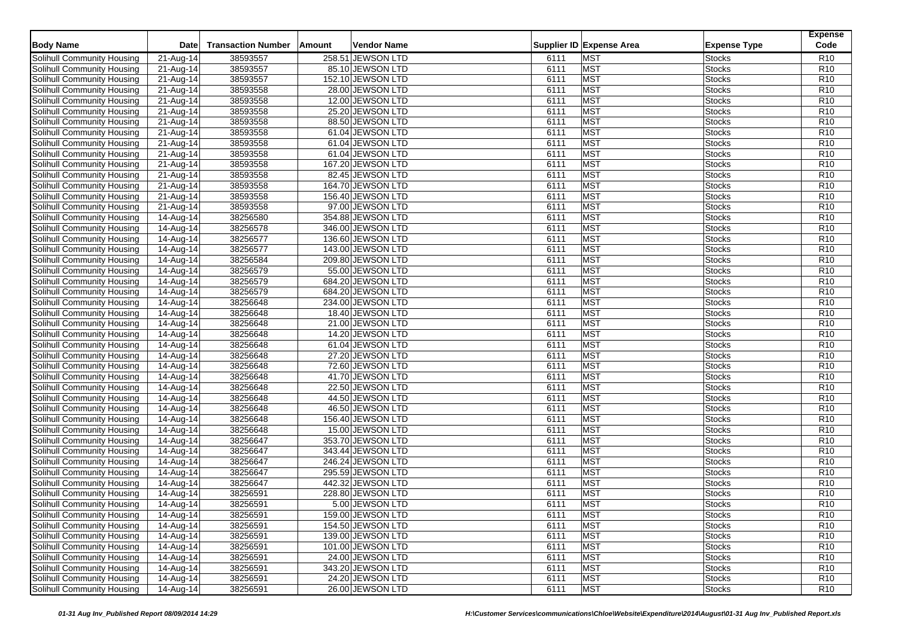| Body Name | Date | Transaction Number | Amount | Vendor Name | Supplier ID | Expense Area | Expense Type | Expense Code |
|---|---|---|---|---|---|---|---|---|
| Solihull Community Housing | 21-Aug-14 | 38593557 | 258.51 | JEWSON LTD | 6111 | MST | Stocks | R10 |
| Solihull Community Housing | 21-Aug-14 | 38593557 | 85.10 | JEWSON LTD | 6111 | MST | Stocks | R10 |
| Solihull Community Housing | 21-Aug-14 | 38593557 | 152.10 | JEWSON LTD | 6111 | MST | Stocks | R10 |
| Solihull Community Housing | 21-Aug-14 | 38593558 | 28.00 | JEWSON LTD | 6111 | MST | Stocks | R10 |
| Solihull Community Housing | 21-Aug-14 | 38593558 | 12.00 | JEWSON LTD | 6111 | MST | Stocks | R10 |
| Solihull Community Housing | 21-Aug-14 | 38593558 | 25.20 | JEWSON LTD | 6111 | MST | Stocks | R10 |
| Solihull Community Housing | 21-Aug-14 | 38593558 | 88.50 | JEWSON LTD | 6111 | MST | Stocks | R10 |
| Solihull Community Housing | 21-Aug-14 | 38593558 | 61.04 | JEWSON LTD | 6111 | MST | Stocks | R10 |
| Solihull Community Housing | 21-Aug-14 | 38593558 | 61.04 | JEWSON LTD | 6111 | MST | Stocks | R10 |
| Solihull Community Housing | 21-Aug-14 | 38593558 | 61.04 | JEWSON LTD | 6111 | MST | Stocks | R10 |
| Solihull Community Housing | 21-Aug-14 | 38593558 | 167.20 | JEWSON LTD | 6111 | MST | Stocks | R10 |
| Solihull Community Housing | 21-Aug-14 | 38593558 | 82.45 | JEWSON LTD | 6111 | MST | Stocks | R10 |
| Solihull Community Housing | 21-Aug-14 | 38593558 | 164.70 | JEWSON LTD | 6111 | MST | Stocks | R10 |
| Solihull Community Housing | 21-Aug-14 | 38593558 | 156.40 | JEWSON LTD | 6111 | MST | Stocks | R10 |
| Solihull Community Housing | 21-Aug-14 | 38593558 | 97.00 | JEWSON LTD | 6111 | MST | Stocks | R10 |
| Solihull Community Housing | 14-Aug-14 | 38256580 | 354.88 | JEWSON LTD | 6111 | MST | Stocks | R10 |
| Solihull Community Housing | 14-Aug-14 | 38256578 | 346.00 | JEWSON LTD | 6111 | MST | Stocks | R10 |
| Solihull Community Housing | 14-Aug-14 | 38256577 | 136.60 | JEWSON LTD | 6111 | MST | Stocks | R10 |
| Solihull Community Housing | 14-Aug-14 | 38256577 | 143.00 | JEWSON LTD | 6111 | MST | Stocks | R10 |
| Solihull Community Housing | 14-Aug-14 | 38256584 | 209.80 | JEWSON LTD | 6111 | MST | Stocks | R10 |
| Solihull Community Housing | 14-Aug-14 | 38256579 | 55.00 | JEWSON LTD | 6111 | MST | Stocks | R10 |
| Solihull Community Housing | 14-Aug-14 | 38256579 | 684.20 | JEWSON LTD | 6111 | MST | Stocks | R10 |
| Solihull Community Housing | 14-Aug-14 | 38256579 | 684.20 | JEWSON LTD | 6111 | MST | Stocks | R10 |
| Solihull Community Housing | 14-Aug-14 | 38256648 | 234.00 | JEWSON LTD | 6111 | MST | Stocks | R10 |
| Solihull Community Housing | 14-Aug-14 | 38256648 | 18.40 | JEWSON LTD | 6111 | MST | Stocks | R10 |
| Solihull Community Housing | 14-Aug-14 | 38256648 | 21.00 | JEWSON LTD | 6111 | MST | Stocks | R10 |
| Solihull Community Housing | 14-Aug-14 | 38256648 | 14.20 | JEWSON LTD | 6111 | MST | Stocks | R10 |
| Solihull Community Housing | 14-Aug-14 | 38256648 | 61.04 | JEWSON LTD | 6111 | MST | Stocks | R10 |
| Solihull Community Housing | 14-Aug-14 | 38256648 | 27.20 | JEWSON LTD | 6111 | MST | Stocks | R10 |
| Solihull Community Housing | 14-Aug-14 | 38256648 | 72.60 | JEWSON LTD | 6111 | MST | Stocks | R10 |
| Solihull Community Housing | 14-Aug-14 | 38256648 | 41.70 | JEWSON LTD | 6111 | MST | Stocks | R10 |
| Solihull Community Housing | 14-Aug-14 | 38256648 | 22.50 | JEWSON LTD | 6111 | MST | Stocks | R10 |
| Solihull Community Housing | 14-Aug-14 | 38256648 | 44.50 | JEWSON LTD | 6111 | MST | Stocks | R10 |
| Solihull Community Housing | 14-Aug-14 | 38256648 | 46.50 | JEWSON LTD | 6111 | MST | Stocks | R10 |
| Solihull Community Housing | 14-Aug-14 | 38256648 | 156.40 | JEWSON LTD | 6111 | MST | Stocks | R10 |
| Solihull Community Housing | 14-Aug-14 | 38256648 | 15.00 | JEWSON LTD | 6111 | MST | Stocks | R10 |
| Solihull Community Housing | 14-Aug-14 | 38256647 | 353.70 | JEWSON LTD | 6111 | MST | Stocks | R10 |
| Solihull Community Housing | 14-Aug-14 | 38256647 | 343.44 | JEWSON LTD | 6111 | MST | Stocks | R10 |
| Solihull Community Housing | 14-Aug-14 | 38256647 | 246.24 | JEWSON LTD | 6111 | MST | Stocks | R10 |
| Solihull Community Housing | 14-Aug-14 | 38256647 | 295.59 | JEWSON LTD | 6111 | MST | Stocks | R10 |
| Solihull Community Housing | 14-Aug-14 | 38256647 | 442.32 | JEWSON LTD | 6111 | MST | Stocks | R10 |
| Solihull Community Housing | 14-Aug-14 | 38256591 | 228.80 | JEWSON LTD | 6111 | MST | Stocks | R10 |
| Solihull Community Housing | 14-Aug-14 | 38256591 | 5.00 | JEWSON LTD | 6111 | MST | Stocks | R10 |
| Solihull Community Housing | 14-Aug-14 | 38256591 | 159.00 | JEWSON LTD | 6111 | MST | Stocks | R10 |
| Solihull Community Housing | 14-Aug-14 | 38256591 | 154.50 | JEWSON LTD | 6111 | MST | Stocks | R10 |
| Solihull Community Housing | 14-Aug-14 | 38256591 | 139.00 | JEWSON LTD | 6111 | MST | Stocks | R10 |
| Solihull Community Housing | 14-Aug-14 | 38256591 | 101.00 | JEWSON LTD | 6111 | MST | Stocks | R10 |
| Solihull Community Housing | 14-Aug-14 | 38256591 | 24.00 | JEWSON LTD | 6111 | MST | Stocks | R10 |
| Solihull Community Housing | 14-Aug-14 | 38256591 | 343.20 | JEWSON LTD | 6111 | MST | Stocks | R10 |
| Solihull Community Housing | 14-Aug-14 | 38256591 | 24.20 | JEWSON LTD | 6111 | MST | Stocks | R10 |
| Solihull Community Housing | 14-Aug-14 | 38256591 | 26.00 | JEWSON LTD | 6111 | MST | Stocks | R10 |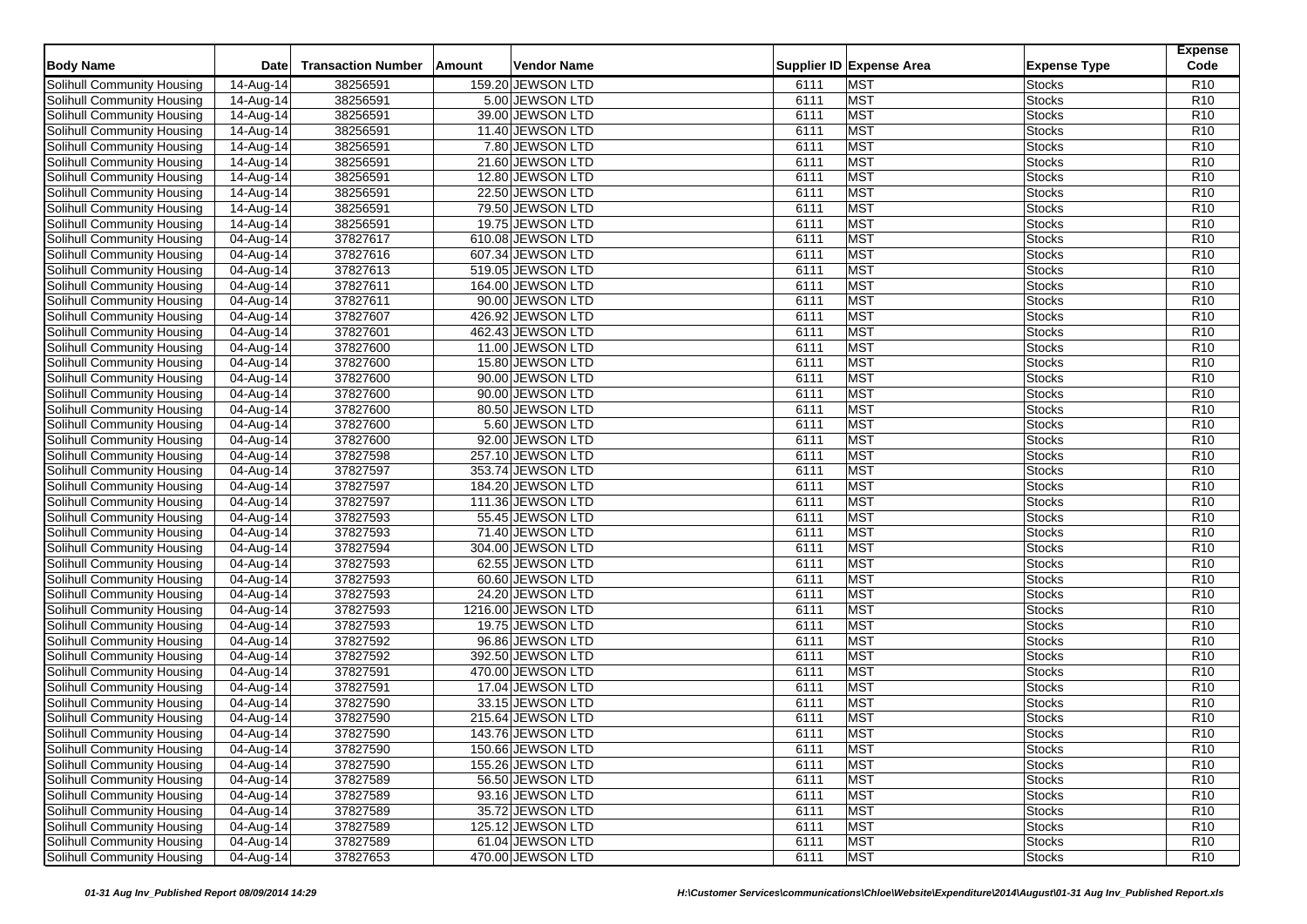| Body Name | Date | Transaction Number | Amount | Vendor Name | Supplier ID | Expense Area | Expense Type | Expense Code |
|---|---|---|---|---|---|---|---|---|
| Solihull Community Housing | 14-Aug-14 | 38256591 | 159.20 | JEWSON LTD | 6111 | MST | Stocks | R10 |
| Solihull Community Housing | 14-Aug-14 | 38256591 | 5.00 | JEWSON LTD | 6111 | MST | Stocks | R10 |
| Solihull Community Housing | 14-Aug-14 | 38256591 | 39.00 | JEWSON LTD | 6111 | MST | Stocks | R10 |
| Solihull Community Housing | 14-Aug-14 | 38256591 | 11.40 | JEWSON LTD | 6111 | MST | Stocks | R10 |
| Solihull Community Housing | 14-Aug-14 | 38256591 | 7.80 | JEWSON LTD | 6111 | MST | Stocks | R10 |
| Solihull Community Housing | 14-Aug-14 | 38256591 | 21.60 | JEWSON LTD | 6111 | MST | Stocks | R10 |
| Solihull Community Housing | 14-Aug-14 | 38256591 | 12.80 | JEWSON LTD | 6111 | MST | Stocks | R10 |
| Solihull Community Housing | 14-Aug-14 | 38256591 | 22.50 | JEWSON LTD | 6111 | MST | Stocks | R10 |
| Solihull Community Housing | 14-Aug-14 | 38256591 | 79.50 | JEWSON LTD | 6111 | MST | Stocks | R10 |
| Solihull Community Housing | 14-Aug-14 | 38256591 | 19.75 | JEWSON LTD | 6111 | MST | Stocks | R10 |
| Solihull Community Housing | 04-Aug-14 | 37827617 | 610.08 | JEWSON LTD | 6111 | MST | Stocks | R10 |
| Solihull Community Housing | 04-Aug-14 | 37827616 | 607.34 | JEWSON LTD | 6111 | MST | Stocks | R10 |
| Solihull Community Housing | 04-Aug-14 | 37827613 | 519.05 | JEWSON LTD | 6111 | MST | Stocks | R10 |
| Solihull Community Housing | 04-Aug-14 | 37827611 | 164.00 | JEWSON LTD | 6111 | MST | Stocks | R10 |
| Solihull Community Housing | 04-Aug-14 | 37827611 | 90.00 | JEWSON LTD | 6111 | MST | Stocks | R10 |
| Solihull Community Housing | 04-Aug-14 | 37827607 | 426.92 | JEWSON LTD | 6111 | MST | Stocks | R10 |
| Solihull Community Housing | 04-Aug-14 | 37827601 | 462.43 | JEWSON LTD | 6111 | MST | Stocks | R10 |
| Solihull Community Housing | 04-Aug-14 | 37827600 | 11.00 | JEWSON LTD | 6111 | MST | Stocks | R10 |
| Solihull Community Housing | 04-Aug-14 | 37827600 | 15.80 | JEWSON LTD | 6111 | MST | Stocks | R10 |
| Solihull Community Housing | 04-Aug-14 | 37827600 | 90.00 | JEWSON LTD | 6111 | MST | Stocks | R10 |
| Solihull Community Housing | 04-Aug-14 | 37827600 | 90.00 | JEWSON LTD | 6111 | MST | Stocks | R10 |
| Solihull Community Housing | 04-Aug-14 | 37827600 | 80.50 | JEWSON LTD | 6111 | MST | Stocks | R10 |
| Solihull Community Housing | 04-Aug-14 | 37827600 | 5.60 | JEWSON LTD | 6111 | MST | Stocks | R10 |
| Solihull Community Housing | 04-Aug-14 | 37827600 | 92.00 | JEWSON LTD | 6111 | MST | Stocks | R10 |
| Solihull Community Housing | 04-Aug-14 | 37827598 | 257.10 | JEWSON LTD | 6111 | MST | Stocks | R10 |
| Solihull Community Housing | 04-Aug-14 | 37827597 | 353.74 | JEWSON LTD | 6111 | MST | Stocks | R10 |
| Solihull Community Housing | 04-Aug-14 | 37827597 | 184.20 | JEWSON LTD | 6111 | MST | Stocks | R10 |
| Solihull Community Housing | 04-Aug-14 | 37827597 | 111.36 | JEWSON LTD | 6111 | MST | Stocks | R10 |
| Solihull Community Housing | 04-Aug-14 | 37827593 | 55.45 | JEWSON LTD | 6111 | MST | Stocks | R10 |
| Solihull Community Housing | 04-Aug-14 | 37827593 | 71.40 | JEWSON LTD | 6111 | MST | Stocks | R10 |
| Solihull Community Housing | 04-Aug-14 | 37827594 | 304.00 | JEWSON LTD | 6111 | MST | Stocks | R10 |
| Solihull Community Housing | 04-Aug-14 | 37827593 | 62.55 | JEWSON LTD | 6111 | MST | Stocks | R10 |
| Solihull Community Housing | 04-Aug-14 | 37827593 | 60.60 | JEWSON LTD | 6111 | MST | Stocks | R10 |
| Solihull Community Housing | 04-Aug-14 | 37827593 | 24.20 | JEWSON LTD | 6111 | MST | Stocks | R10 |
| Solihull Community Housing | 04-Aug-14 | 37827593 | 1216.00 | JEWSON LTD | 6111 | MST | Stocks | R10 |
| Solihull Community Housing | 04-Aug-14 | 37827593 | 19.75 | JEWSON LTD | 6111 | MST | Stocks | R10 |
| Solihull Community Housing | 04-Aug-14 | 37827592 | 96.86 | JEWSON LTD | 6111 | MST | Stocks | R10 |
| Solihull Community Housing | 04-Aug-14 | 37827592 | 392.50 | JEWSON LTD | 6111 | MST | Stocks | R10 |
| Solihull Community Housing | 04-Aug-14 | 37827591 | 470.00 | JEWSON LTD | 6111 | MST | Stocks | R10 |
| Solihull Community Housing | 04-Aug-14 | 37827591 | 17.04 | JEWSON LTD | 6111 | MST | Stocks | R10 |
| Solihull Community Housing | 04-Aug-14 | 37827590 | 33.15 | JEWSON LTD | 6111 | MST | Stocks | R10 |
| Solihull Community Housing | 04-Aug-14 | 37827590 | 215.64 | JEWSON LTD | 6111 | MST | Stocks | R10 |
| Solihull Community Housing | 04-Aug-14 | 37827590 | 143.76 | JEWSON LTD | 6111 | MST | Stocks | R10 |
| Solihull Community Housing | 04-Aug-14 | 37827590 | 150.66 | JEWSON LTD | 6111 | MST | Stocks | R10 |
| Solihull Community Housing | 04-Aug-14 | 37827590 | 155.26 | JEWSON LTD | 6111 | MST | Stocks | R10 |
| Solihull Community Housing | 04-Aug-14 | 37827589 | 56.50 | JEWSON LTD | 6111 | MST | Stocks | R10 |
| Solihull Community Housing | 04-Aug-14 | 37827589 | 93.16 | JEWSON LTD | 6111 | MST | Stocks | R10 |
| Solihull Community Housing | 04-Aug-14 | 37827589 | 35.72 | JEWSON LTD | 6111 | MST | Stocks | R10 |
| Solihull Community Housing | 04-Aug-14 | 37827589 | 125.12 | JEWSON LTD | 6111 | MST | Stocks | R10 |
| Solihull Community Housing | 04-Aug-14 | 37827589 | 61.04 | JEWSON LTD | 6111 | MST | Stocks | R10 |
| Solihull Community Housing | 04-Aug-14 | 37827653 | 470.00 | JEWSON LTD | 6111 | MST | Stocks | R10 |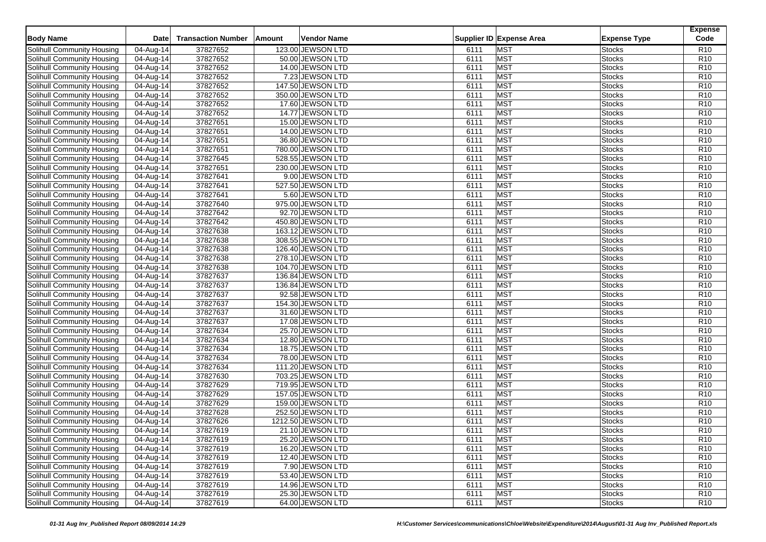| Body Name | Date | Transaction Number | Amount | Vendor Name | Supplier ID | Expense Area | Expense Type | Expense Code |
|---|---|---|---|---|---|---|---|---|
| Solihull Community Housing | 04-Aug-14 | 37827652 | 123.00 | JEWSON LTD | 6111 | MST | Stocks | R10 |
| Solihull Community Housing | 04-Aug-14 | 37827652 | 50.00 | JEWSON LTD | 6111 | MST | Stocks | R10 |
| Solihull Community Housing | 04-Aug-14 | 37827652 | 14.00 | JEWSON LTD | 6111 | MST | Stocks | R10 |
| Solihull Community Housing | 04-Aug-14 | 37827652 | 7.23 | JEWSON LTD | 6111 | MST | Stocks | R10 |
| Solihull Community Housing | 04-Aug-14 | 37827652 | 147.50 | JEWSON LTD | 6111 | MST | Stocks | R10 |
| Solihull Community Housing | 04-Aug-14 | 37827652 | 350.00 | JEWSON LTD | 6111 | MST | Stocks | R10 |
| Solihull Community Housing | 04-Aug-14 | 37827652 | 17.60 | JEWSON LTD | 6111 | MST | Stocks | R10 |
| Solihull Community Housing | 04-Aug-14 | 37827652 | 14.77 | JEWSON LTD | 6111 | MST | Stocks | R10 |
| Solihull Community Housing | 04-Aug-14 | 37827651 | 15.00 | JEWSON LTD | 6111 | MST | Stocks | R10 |
| Solihull Community Housing | 04-Aug-14 | 37827651 | 14.00 | JEWSON LTD | 6111 | MST | Stocks | R10 |
| Solihull Community Housing | 04-Aug-14 | 37827651 | 36.80 | JEWSON LTD | 6111 | MST | Stocks | R10 |
| Solihull Community Housing | 04-Aug-14 | 37827651 | 780.00 | JEWSON LTD | 6111 | MST | Stocks | R10 |
| Solihull Community Housing | 04-Aug-14 | 37827645 | 528.55 | JEWSON LTD | 6111 | MST | Stocks | R10 |
| Solihull Community Housing | 04-Aug-14 | 37827651 | 230.00 | JEWSON LTD | 6111 | MST | Stocks | R10 |
| Solihull Community Housing | 04-Aug-14 | 37827641 | 9.00 | JEWSON LTD | 6111 | MST | Stocks | R10 |
| Solihull Community Housing | 04-Aug-14 | 37827641 | 527.50 | JEWSON LTD | 6111 | MST | Stocks | R10 |
| Solihull Community Housing | 04-Aug-14 | 37827641 | 5.60 | JEWSON LTD | 6111 | MST | Stocks | R10 |
| Solihull Community Housing | 04-Aug-14 | 37827640 | 975.00 | JEWSON LTD | 6111 | MST | Stocks | R10 |
| Solihull Community Housing | 04-Aug-14 | 37827642 | 92.70 | JEWSON LTD | 6111 | MST | Stocks | R10 |
| Solihull Community Housing | 04-Aug-14 | 37827642 | 450.80 | JEWSON LTD | 6111 | MST | Stocks | R10 |
| Solihull Community Housing | 04-Aug-14 | 37827638 | 163.12 | JEWSON LTD | 6111 | MST | Stocks | R10 |
| Solihull Community Housing | 04-Aug-14 | 37827638 | 308.55 | JEWSON LTD | 6111 | MST | Stocks | R10 |
| Solihull Community Housing | 04-Aug-14 | 37827638 | 126.40 | JEWSON LTD | 6111 | MST | Stocks | R10 |
| Solihull Community Housing | 04-Aug-14 | 37827638 | 278.10 | JEWSON LTD | 6111 | MST | Stocks | R10 |
| Solihull Community Housing | 04-Aug-14 | 37827638 | 104.70 | JEWSON LTD | 6111 | MST | Stocks | R10 |
| Solihull Community Housing | 04-Aug-14 | 37827637 | 136.84 | JEWSON LTD | 6111 | MST | Stocks | R10 |
| Solihull Community Housing | 04-Aug-14 | 37827637 | 136.84 | JEWSON LTD | 6111 | MST | Stocks | R10 |
| Solihull Community Housing | 04-Aug-14 | 37827637 | 92.58 | JEWSON LTD | 6111 | MST | Stocks | R10 |
| Solihull Community Housing | 04-Aug-14 | 37827637 | 154.30 | JEWSON LTD | 6111 | MST | Stocks | R10 |
| Solihull Community Housing | 04-Aug-14 | 37827637 | 31.60 | JEWSON LTD | 6111 | MST | Stocks | R10 |
| Solihull Community Housing | 04-Aug-14 | 37827637 | 17.08 | JEWSON LTD | 6111 | MST | Stocks | R10 |
| Solihull Community Housing | 04-Aug-14 | 37827634 | 25.70 | JEWSON LTD | 6111 | MST | Stocks | R10 |
| Solihull Community Housing | 04-Aug-14 | 37827634 | 12.80 | JEWSON LTD | 6111 | MST | Stocks | R10 |
| Solihull Community Housing | 04-Aug-14 | 37827634 | 18.75 | JEWSON LTD | 6111 | MST | Stocks | R10 |
| Solihull Community Housing | 04-Aug-14 | 37827634 | 78.00 | JEWSON LTD | 6111 | MST | Stocks | R10 |
| Solihull Community Housing | 04-Aug-14 | 37827634 | 111.20 | JEWSON LTD | 6111 | MST | Stocks | R10 |
| Solihull Community Housing | 04-Aug-14 | 37827630 | 703.25 | JEWSON LTD | 6111 | MST | Stocks | R10 |
| Solihull Community Housing | 04-Aug-14 | 37827629 | 719.95 | JEWSON LTD | 6111 | MST | Stocks | R10 |
| Solihull Community Housing | 04-Aug-14 | 37827629 | 157.05 | JEWSON LTD | 6111 | MST | Stocks | R10 |
| Solihull Community Housing | 04-Aug-14 | 37827629 | 159.00 | JEWSON LTD | 6111 | MST | Stocks | R10 |
| Solihull Community Housing | 04-Aug-14 | 37827628 | 252.50 | JEWSON LTD | 6111 | MST | Stocks | R10 |
| Solihull Community Housing | 04-Aug-14 | 37827626 | 1212.50 | JEWSON LTD | 6111 | MST | Stocks | R10 |
| Solihull Community Housing | 04-Aug-14 | 37827619 | 21.10 | JEWSON LTD | 6111 | MST | Stocks | R10 |
| Solihull Community Housing | 04-Aug-14 | 37827619 | 25.20 | JEWSON LTD | 6111 | MST | Stocks | R10 |
| Solihull Community Housing | 04-Aug-14 | 37827619 | 16.20 | JEWSON LTD | 6111 | MST | Stocks | R10 |
| Solihull Community Housing | 04-Aug-14 | 37827619 | 12.40 | JEWSON LTD | 6111 | MST | Stocks | R10 |
| Solihull Community Housing | 04-Aug-14 | 37827619 | 7.90 | JEWSON LTD | 6111 | MST | Stocks | R10 |
| Solihull Community Housing | 04-Aug-14 | 37827619 | 53.40 | JEWSON LTD | 6111 | MST | Stocks | R10 |
| Solihull Community Housing | 04-Aug-14 | 37827619 | 14.96 | JEWSON LTD | 6111 | MST | Stocks | R10 |
| Solihull Community Housing | 04-Aug-14 | 37827619 | 25.30 | JEWSON LTD | 6111 | MST | Stocks | R10 |
| Solihull Community Housing | 04-Aug-14 | 37827619 | 64.00 | JEWSON LTD | 6111 | MST | Stocks | R10 |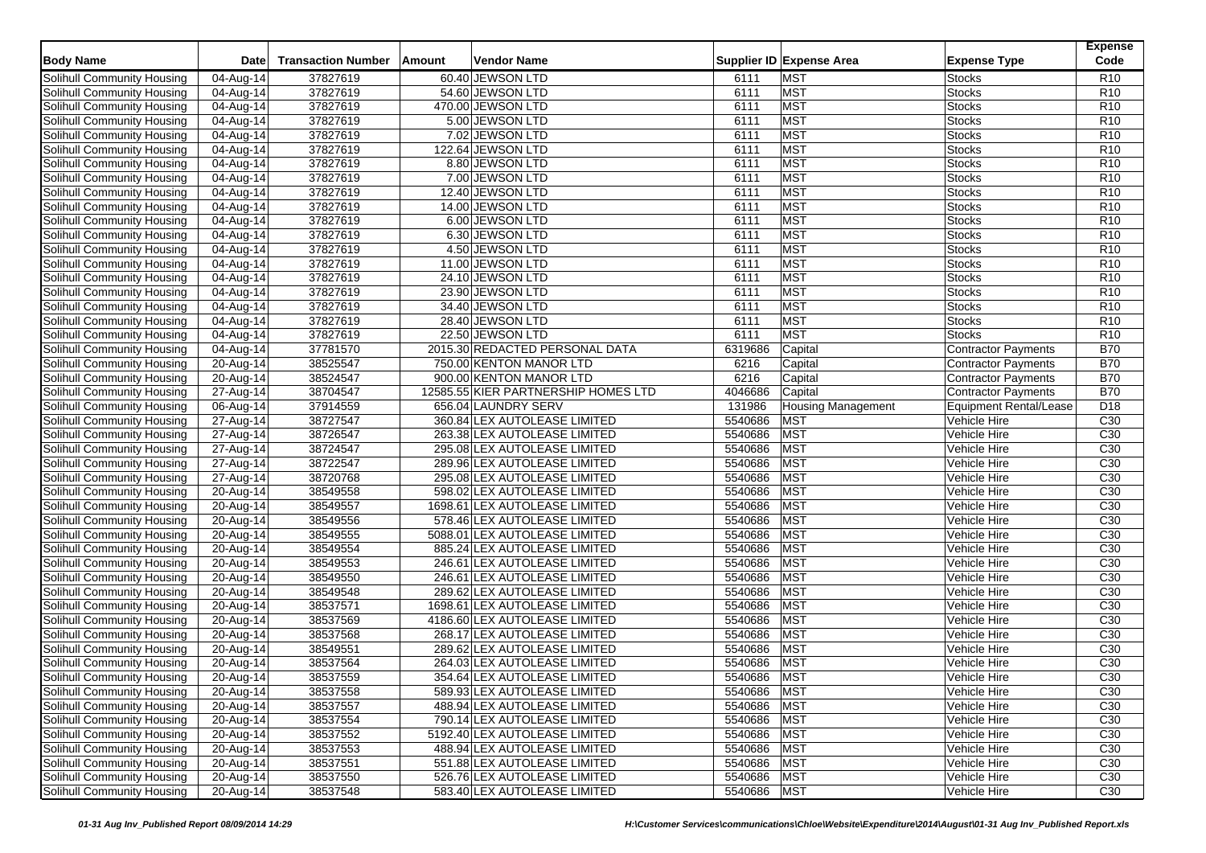| Body Name | Date | Transaction Number | Amount | Vendor Name | Supplier ID | Expense Area | Expense Type | Expense Code |
|---|---|---|---|---|---|---|---|---|
| Solihull Community Housing | 04-Aug-14 | 37827619 | 60.40 | JEWSON LTD | 6111 | MST | Stocks | R10 |
| Solihull Community Housing | 04-Aug-14 | 37827619 | 54.60 | JEWSON LTD | 6111 | MST | Stocks | R10 |
| Solihull Community Housing | 04-Aug-14 | 37827619 | 470.00 | JEWSON LTD | 6111 | MST | Stocks | R10 |
| Solihull Community Housing | 04-Aug-14 | 37827619 | 5.00 | JEWSON LTD | 6111 | MST | Stocks | R10 |
| Solihull Community Housing | 04-Aug-14 | 37827619 | 7.02 | JEWSON LTD | 6111 | MST | Stocks | R10 |
| Solihull Community Housing | 04-Aug-14 | 37827619 | 122.64 | JEWSON LTD | 6111 | MST | Stocks | R10 |
| Solihull Community Housing | 04-Aug-14 | 37827619 | 8.80 | JEWSON LTD | 6111 | MST | Stocks | R10 |
| Solihull Community Housing | 04-Aug-14 | 37827619 | 7.00 | JEWSON LTD | 6111 | MST | Stocks | R10 |
| Solihull Community Housing | 04-Aug-14 | 37827619 | 12.40 | JEWSON LTD | 6111 | MST | Stocks | R10 |
| Solihull Community Housing | 04-Aug-14 | 37827619 | 14.00 | JEWSON LTD | 6111 | MST | Stocks | R10 |
| Solihull Community Housing | 04-Aug-14 | 37827619 | 6.00 | JEWSON LTD | 6111 | MST | Stocks | R10 |
| Solihull Community Housing | 04-Aug-14 | 37827619 | 6.30 | JEWSON LTD | 6111 | MST | Stocks | R10 |
| Solihull Community Housing | 04-Aug-14 | 37827619 | 4.50 | JEWSON LTD | 6111 | MST | Stocks | R10 |
| Solihull Community Housing | 04-Aug-14 | 37827619 | 11.00 | JEWSON LTD | 6111 | MST | Stocks | R10 |
| Solihull Community Housing | 04-Aug-14 | 37827619 | 24.10 | JEWSON LTD | 6111 | MST | Stocks | R10 |
| Solihull Community Housing | 04-Aug-14 | 37827619 | 23.90 | JEWSON LTD | 6111 | MST | Stocks | R10 |
| Solihull Community Housing | 04-Aug-14 | 37827619 | 34.40 | JEWSON LTD | 6111 | MST | Stocks | R10 |
| Solihull Community Housing | 04-Aug-14 | 37827619 | 28.40 | JEWSON LTD | 6111 | MST | Stocks | R10 |
| Solihull Community Housing | 04-Aug-14 | 37827619 | 22.50 | JEWSON LTD | 6111 | MST | Stocks | R10 |
| Solihull Community Housing | 04-Aug-14 | 37781570 | 2015.30 | REDACTED PERSONAL DATA | 6319686 | Capital | Contractor Payments | B70 |
| Solihull Community Housing | 20-Aug-14 | 38525547 | 750.00 | KENTON MANOR LTD | 6216 | Capital | Contractor Payments | B70 |
| Solihull Community Housing | 20-Aug-14 | 38524547 | 900.00 | KENTON MANOR LTD | 6216 | Capital | Contractor Payments | B70 |
| Solihull Community Housing | 27-Aug-14 | 38704547 | 12585.55 | KIER PARTNERSHIP HOMES LTD | 4046686 | Capital | Contractor Payments | B70 |
| Solihull Community Housing | 06-Aug-14 | 37914559 | 656.04 | LAUNDRY SERV | 131986 | Housing Management | Equipment Rental/Lease | D18 |
| Solihull Community Housing | 27-Aug-14 | 38727547 | 360.84 | LEX AUTOLEASE LIMITED | 5540686 | MST | Vehicle Hire | C30 |
| Solihull Community Housing | 27-Aug-14 | 38726547 | 263.38 | LEX AUTOLEASE LIMITED | 5540686 | MST | Vehicle Hire | C30 |
| Solihull Community Housing | 27-Aug-14 | 38724547 | 295.08 | LEX AUTOLEASE LIMITED | 5540686 | MST | Vehicle Hire | C30 |
| Solihull Community Housing | 27-Aug-14 | 38722547 | 289.96 | LEX AUTOLEASE LIMITED | 5540686 | MST | Vehicle Hire | C30 |
| Solihull Community Housing | 27-Aug-14 | 38720768 | 295.08 | LEX AUTOLEASE LIMITED | 5540686 | MST | Vehicle Hire | C30 |
| Solihull Community Housing | 20-Aug-14 | 38549558 | 598.02 | LEX AUTOLEASE LIMITED | 5540686 | MST | Vehicle Hire | C30 |
| Solihull Community Housing | 20-Aug-14 | 38549557 | 1698.61 | LEX AUTOLEASE LIMITED | 5540686 | MST | Vehicle Hire | C30 |
| Solihull Community Housing | 20-Aug-14 | 38549556 | 578.46 | LEX AUTOLEASE LIMITED | 5540686 | MST | Vehicle Hire | C30 |
| Solihull Community Housing | 20-Aug-14 | 38549555 | 5088.01 | LEX AUTOLEASE LIMITED | 5540686 | MST | Vehicle Hire | C30 |
| Solihull Community Housing | 20-Aug-14 | 38549554 | 885.24 | LEX AUTOLEASE LIMITED | 5540686 | MST | Vehicle Hire | C30 |
| Solihull Community Housing | 20-Aug-14 | 38549553 | 246.61 | LEX AUTOLEASE LIMITED | 5540686 | MST | Vehicle Hire | C30 |
| Solihull Community Housing | 20-Aug-14 | 38549550 | 246.61 | LEX AUTOLEASE LIMITED | 5540686 | MST | Vehicle Hire | C30 |
| Solihull Community Housing | 20-Aug-14 | 38549548 | 289.62 | LEX AUTOLEASE LIMITED | 5540686 | MST | Vehicle Hire | C30 |
| Solihull Community Housing | 20-Aug-14 | 38537571 | 1698.61 | LEX AUTOLEASE LIMITED | 5540686 | MST | Vehicle Hire | C30 |
| Solihull Community Housing | 20-Aug-14 | 38537569 | 4186.60 | LEX AUTOLEASE LIMITED | 5540686 | MST | Vehicle Hire | C30 |
| Solihull Community Housing | 20-Aug-14 | 38537568 | 268.17 | LEX AUTOLEASE LIMITED | 5540686 | MST | Vehicle Hire | C30 |
| Solihull Community Housing | 20-Aug-14 | 38549551 | 289.62 | LEX AUTOLEASE LIMITED | 5540686 | MST | Vehicle Hire | C30 |
| Solihull Community Housing | 20-Aug-14 | 38537564 | 264.03 | LEX AUTOLEASE LIMITED | 5540686 | MST | Vehicle Hire | C30 |
| Solihull Community Housing | 20-Aug-14 | 38537559 | 354.64 | LEX AUTOLEASE LIMITED | 5540686 | MST | Vehicle Hire | C30 |
| Solihull Community Housing | 20-Aug-14 | 38537558 | 589.93 | LEX AUTOLEASE LIMITED | 5540686 | MST | Vehicle Hire | C30 |
| Solihull Community Housing | 20-Aug-14 | 38537557 | 488.94 | LEX AUTOLEASE LIMITED | 5540686 | MST | Vehicle Hire | C30 |
| Solihull Community Housing | 20-Aug-14 | 38537554 | 790.14 | LEX AUTOLEASE LIMITED | 5540686 | MST | Vehicle Hire | C30 |
| Solihull Community Housing | 20-Aug-14 | 38537552 | 5192.40 | LEX AUTOLEASE LIMITED | 5540686 | MST | Vehicle Hire | C30 |
| Solihull Community Housing | 20-Aug-14 | 38537553 | 488.94 | LEX AUTOLEASE LIMITED | 5540686 | MST | Vehicle Hire | C30 |
| Solihull Community Housing | 20-Aug-14 | 38537551 | 551.88 | LEX AUTOLEASE LIMITED | 5540686 | MST | Vehicle Hire | C30 |
| Solihull Community Housing | 20-Aug-14 | 38537550 | 526.76 | LEX AUTOLEASE LIMITED | 5540686 | MST | Vehicle Hire | C30 |
| Solihull Community Housing | 20-Aug-14 | 38537548 | 583.40 | LEX AUTOLEASE LIMITED | 5540686 | MST | Vehicle Hire | C30 |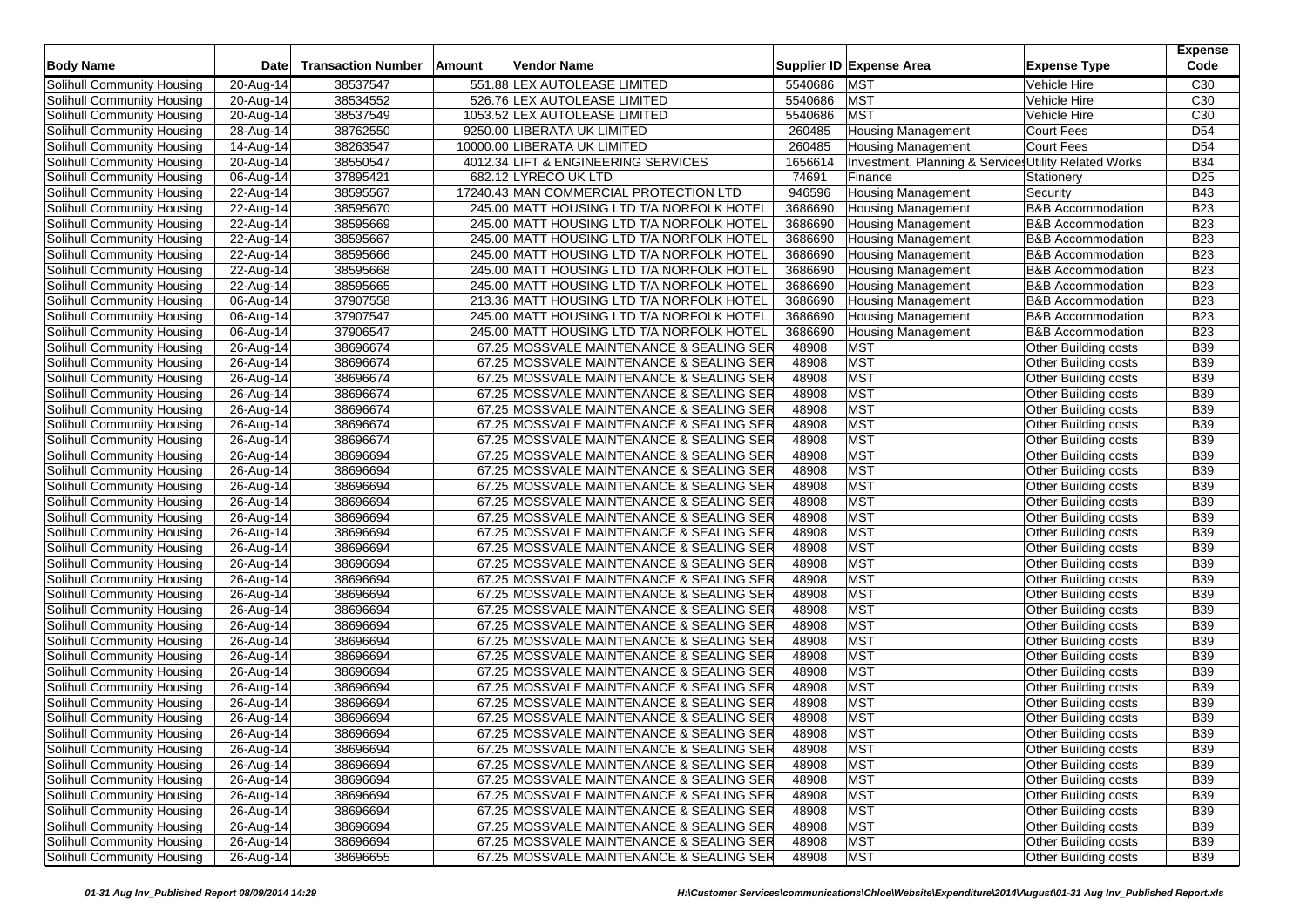| Body Name | Date | Transaction Number | Amount | Vendor Name | Supplier ID | Expense Area | Expense Type | Expense Code |
|---|---|---|---|---|---|---|---|---|
| Solihull Community Housing | 20-Aug-14 | 38537547 | 551.88 | LEX AUTOLEASE LIMITED | 5540686 | MST | Vehicle Hire | C30 |
| Solihull Community Housing | 20-Aug-14 | 38534552 | 526.76 | LEX AUTOLEASE LIMITED | 5540686 | MST | Vehicle Hire | C30 |
| Solihull Community Housing | 20-Aug-14 | 38537549 | 1053.52 | LEX AUTOLEASE LIMITED | 5540686 | MST | Vehicle Hire | C30 |
| Solihull Community Housing | 28-Aug-14 | 38762550 | 9250.00 | LIBERATA UK LIMITED | 260485 | Housing Management | Court Fees | D54 |
| Solihull Community Housing | 14-Aug-14 | 38263547 | 10000.00 | LIBERATA UK LIMITED | 260485 | Housing Management | Court Fees | D54 |
| Solihull Community Housing | 20-Aug-14 | 38550547 | 4012.34 | LIFT & ENGINEERING SERVICES | 1656614 | Investment, Planning & Services | Utility Related Works | B34 |
| Solihull Community Housing | 06-Aug-14 | 37895421 | 682.12 | LYRECO UK LTD | 74691 | Finance | Stationery | D25 |
| Solihull Community Housing | 22-Aug-14 | 38595567 | 17240.43 | MAN COMMERCIAL PROTECTION LTD | 946596 | Housing Management | Security | B43 |
| Solihull Community Housing | 22-Aug-14 | 38595670 | 245.00 | MATT HOUSING LTD T/A NORFOLK HOTEL | 3686690 | Housing Management | B&B Accommodation | B23 |
| Solihull Community Housing | 22-Aug-14 | 38595669 | 245.00 | MATT HOUSING LTD T/A NORFOLK HOTEL | 3686690 | Housing Management | B&B Accommodation | B23 |
| Solihull Community Housing | 22-Aug-14 | 38595667 | 245.00 | MATT HOUSING LTD T/A NORFOLK HOTEL | 3686690 | Housing Management | B&B Accommodation | B23 |
| Solihull Community Housing | 22-Aug-14 | 38595666 | 245.00 | MATT HOUSING LTD T/A NORFOLK HOTEL | 3686690 | Housing Management | B&B Accommodation | B23 |
| Solihull Community Housing | 22-Aug-14 | 38595668 | 245.00 | MATT HOUSING LTD T/A NORFOLK HOTEL | 3686690 | Housing Management | B&B Accommodation | B23 |
| Solihull Community Housing | 22-Aug-14 | 38595665 | 245.00 | MATT HOUSING LTD T/A NORFOLK HOTEL | 3686690 | Housing Management | B&B Accommodation | B23 |
| Solihull Community Housing | 06-Aug-14 | 37907558 | 213.36 | MATT HOUSING LTD T/A NORFOLK HOTEL | 3686690 | Housing Management | B&B Accommodation | B23 |
| Solihull Community Housing | 06-Aug-14 | 37907547 | 245.00 | MATT HOUSING LTD T/A NORFOLK HOTEL | 3686690 | Housing Management | B&B Accommodation | B23 |
| Solihull Community Housing | 06-Aug-14 | 37906547 | 245.00 | MATT HOUSING LTD T/A NORFOLK HOTEL | 3686690 | Housing Management | B&B Accommodation | B23 |
| Solihull Community Housing | 26-Aug-14 | 38696674 | 67.25 | MOSSVALE MAINTENANCE & SEALING SER | 48908 | MST | Other Building costs | B39 |
| Solihull Community Housing | 26-Aug-14 | 38696674 | 67.25 | MOSSVALE MAINTENANCE & SEALING SER | 48908 | MST | Other Building costs | B39 |
| Solihull Community Housing | 26-Aug-14 | 38696674 | 67.25 | MOSSVALE MAINTENANCE & SEALING SER | 48908 | MST | Other Building costs | B39 |
| Solihull Community Housing | 26-Aug-14 | 38696674 | 67.25 | MOSSVALE MAINTENANCE & SEALING SER | 48908 | MST | Other Building costs | B39 |
| Solihull Community Housing | 26-Aug-14 | 38696674 | 67.25 | MOSSVALE MAINTENANCE & SEALING SER | 48908 | MST | Other Building costs | B39 |
| Solihull Community Housing | 26-Aug-14 | 38696674 | 67.25 | MOSSVALE MAINTENANCE & SEALING SER | 48908 | MST | Other Building costs | B39 |
| Solihull Community Housing | 26-Aug-14 | 38696674 | 67.25 | MOSSVALE MAINTENANCE & SEALING SER | 48908 | MST | Other Building costs | B39 |
| Solihull Community Housing | 26-Aug-14 | 38696694 | 67.25 | MOSSVALE MAINTENANCE & SEALING SER | 48908 | MST | Other Building costs | B39 |
| Solihull Community Housing | 26-Aug-14 | 38696694 | 67.25 | MOSSVALE MAINTENANCE & SEALING SER | 48908 | MST | Other Building costs | B39 |
| Solihull Community Housing | 26-Aug-14 | 38696694 | 67.25 | MOSSVALE MAINTENANCE & SEALING SER | 48908 | MST | Other Building costs | B39 |
| Solihull Community Housing | 26-Aug-14 | 38696694 | 67.25 | MOSSVALE MAINTENANCE & SEALING SER | 48908 | MST | Other Building costs | B39 |
| Solihull Community Housing | 26-Aug-14 | 38696694 | 67.25 | MOSSVALE MAINTENANCE & SEALING SER | 48908 | MST | Other Building costs | B39 |
| Solihull Community Housing | 26-Aug-14 | 38696694 | 67.25 | MOSSVALE MAINTENANCE & SEALING SER | 48908 | MST | Other Building costs | B39 |
| Solihull Community Housing | 26-Aug-14 | 38696694 | 67.25 | MOSSVALE MAINTENANCE & SEALING SER | 48908 | MST | Other Building costs | B39 |
| Solihull Community Housing | 26-Aug-14 | 38696694 | 67.25 | MOSSVALE MAINTENANCE & SEALING SER | 48908 | MST | Other Building costs | B39 |
| Solihull Community Housing | 26-Aug-14 | 38696694 | 67.25 | MOSSVALE MAINTENANCE & SEALING SER | 48908 | MST | Other Building costs | B39 |
| Solihull Community Housing | 26-Aug-14 | 38696694 | 67.25 | MOSSVALE MAINTENANCE & SEALING SER | 48908 | MST | Other Building costs | B39 |
| Solihull Community Housing | 26-Aug-14 | 38696694 | 67.25 | MOSSVALE MAINTENANCE & SEALING SER | 48908 | MST | Other Building costs | B39 |
| Solihull Community Housing | 26-Aug-14 | 38696694 | 67.25 | MOSSVALE MAINTENANCE & SEALING SER | 48908 | MST | Other Building costs | B39 |
| Solihull Community Housing | 26-Aug-14 | 38696694 | 67.25 | MOSSVALE MAINTENANCE & SEALING SER | 48908 | MST | Other Building costs | B39 |
| Solihull Community Housing | 26-Aug-14 | 38696694 | 67.25 | MOSSVALE MAINTENANCE & SEALING SER | 48908 | MST | Other Building costs | B39 |
| Solihull Community Housing | 26-Aug-14 | 38696694 | 67.25 | MOSSVALE MAINTENANCE & SEALING SER | 48908 | MST | Other Building costs | B39 |
| Solihull Community Housing | 26-Aug-14 | 38696694 | 67.25 | MOSSVALE MAINTENANCE & SEALING SER | 48908 | MST | Other Building costs | B39 |
| Solihull Community Housing | 26-Aug-14 | 38696694 | 67.25 | MOSSVALE MAINTENANCE & SEALING SER | 48908 | MST | Other Building costs | B39 |
| Solihull Community Housing | 26-Aug-14 | 38696694 | 67.25 | MOSSVALE MAINTENANCE & SEALING SER | 48908 | MST | Other Building costs | B39 |
| Solihull Community Housing | 26-Aug-14 | 38696694 | 67.25 | MOSSVALE MAINTENANCE & SEALING SER | 48908 | MST | Other Building costs | B39 |
| Solihull Community Housing | 26-Aug-14 | 38696694 | 67.25 | MOSSVALE MAINTENANCE & SEALING SER | 48908 | MST | Other Building costs | B39 |
| Solihull Community Housing | 26-Aug-14 | 38696694 | 67.25 | MOSSVALE MAINTENANCE & SEALING SER | 48908 | MST | Other Building costs | B39 |
| Solihull Community Housing | 26-Aug-14 | 38696694 | 67.25 | MOSSVALE MAINTENANCE & SEALING SER | 48908 | MST | Other Building costs | B39 |
| Solihull Community Housing | 26-Aug-14 | 38696694 | 67.25 | MOSSVALE MAINTENANCE & SEALING SER | 48908 | MST | Other Building costs | B39 |
| Solihull Community Housing | 26-Aug-14 | 38696694 | 67.25 | MOSSVALE MAINTENANCE & SEALING SER | 48908 | MST | Other Building costs | B39 |
| Solihull Community Housing | 26-Aug-14 | 38696694 | 67.25 | MOSSVALE MAINTENANCE & SEALING SER | 48908 | MST | Other Building costs | B39 |
| Solihull Community Housing | 26-Aug-14 | 38696694 | 67.25 | MOSSVALE MAINTENANCE & SEALING SER | 48908 | MST | Other Building costs | B39 |
| Solihull Community Housing | 26-Aug-14 | 38696655 | 67.25 | MOSSVALE MAINTENANCE & SEALING SER | 48908 | MST | Other Building costs | B39 |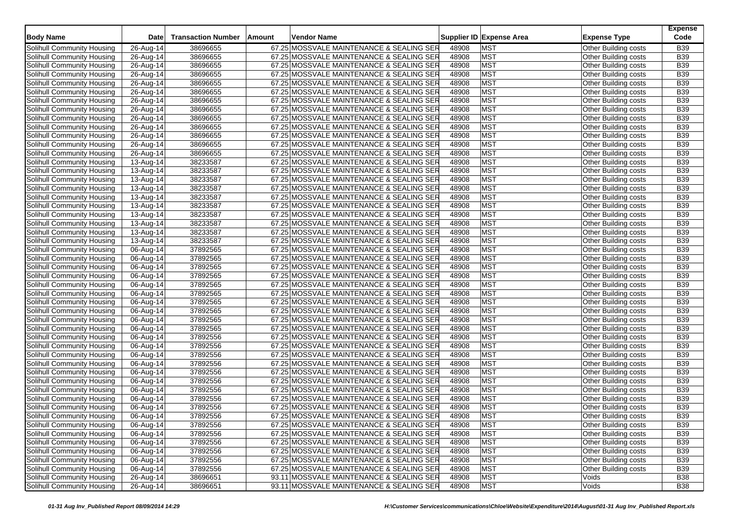| Body Name | Date | Transaction Number | Amount | Vendor Name | Supplier ID | Expense Area | Expense Type | Expense Code |
|---|---|---|---|---|---|---|---|---|
| Solihull Community Housing | 26-Aug-14 | 38696655 | 67.25 | MOSSVALE MAINTENANCE & SEALING SER | 48908 | MST | Other Building costs | B39 |
| Solihull Community Housing | 26-Aug-14 | 38696655 | 67.25 | MOSSVALE MAINTENANCE & SEALING SER | 48908 | MST | Other Building costs | B39 |
| Solihull Community Housing | 26-Aug-14 | 38696655 | 67.25 | MOSSVALE MAINTENANCE & SEALING SER | 48908 | MST | Other Building costs | B39 |
| Solihull Community Housing | 26-Aug-14 | 38696655 | 67.25 | MOSSVALE MAINTENANCE & SEALING SER | 48908 | MST | Other Building costs | B39 |
| Solihull Community Housing | 26-Aug-14 | 38696655 | 67.25 | MOSSVALE MAINTENANCE & SEALING SER | 48908 | MST | Other Building costs | B39 |
| Solihull Community Housing | 26-Aug-14 | 38696655 | 67.25 | MOSSVALE MAINTENANCE & SEALING SER | 48908 | MST | Other Building costs | B39 |
| Solihull Community Housing | 26-Aug-14 | 38696655 | 67.25 | MOSSVALE MAINTENANCE & SEALING SER | 48908 | MST | Other Building costs | B39 |
| Solihull Community Housing | 26-Aug-14 | 38696655 | 67.25 | MOSSVALE MAINTENANCE & SEALING SER | 48908 | MST | Other Building costs | B39 |
| Solihull Community Housing | 26-Aug-14 | 38696655 | 67.25 | MOSSVALE MAINTENANCE & SEALING SER | 48908 | MST | Other Building costs | B39 |
| Solihull Community Housing | 26-Aug-14 | 38696655 | 67.25 | MOSSVALE MAINTENANCE & SEALING SER | 48908 | MST | Other Building costs | B39 |
| Solihull Community Housing | 26-Aug-14 | 38696655 | 67.25 | MOSSVALE MAINTENANCE & SEALING SER | 48908 | MST | Other Building costs | B39 |
| Solihull Community Housing | 26-Aug-14 | 38696655 | 67.25 | MOSSVALE MAINTENANCE & SEALING SER | 48908 | MST | Other Building costs | B39 |
| Solihull Community Housing | 26-Aug-14 | 38696655 | 67.25 | MOSSVALE MAINTENANCE & SEALING SER | 48908 | MST | Other Building costs | B39 |
| Solihull Community Housing | 13-Aug-14 | 38233587 | 67.25 | MOSSVALE MAINTENANCE & SEALING SER | 48908 | MST | Other Building costs | B39 |
| Solihull Community Housing | 13-Aug-14 | 38233587 | 67.25 | MOSSVALE MAINTENANCE & SEALING SER | 48908 | MST | Other Building costs | B39 |
| Solihull Community Housing | 13-Aug-14 | 38233587 | 67.25 | MOSSVALE MAINTENANCE & SEALING SER | 48908 | MST | Other Building costs | B39 |
| Solihull Community Housing | 13-Aug-14 | 38233587 | 67.25 | MOSSVALE MAINTENANCE & SEALING SER | 48908 | MST | Other Building costs | B39 |
| Solihull Community Housing | 13-Aug-14 | 38233587 | 67.25 | MOSSVALE MAINTENANCE & SEALING SER | 48908 | MST | Other Building costs | B39 |
| Solihull Community Housing | 13-Aug-14 | 38233587 | 67.25 | MOSSVALE MAINTENANCE & SEALING SER | 48908 | MST | Other Building costs | B39 |
| Solihull Community Housing | 13-Aug-14 | 38233587 | 67.25 | MOSSVALE MAINTENANCE & SEALING SER | 48908 | MST | Other Building costs | B39 |
| Solihull Community Housing | 13-Aug-14 | 38233587 | 67.25 | MOSSVALE MAINTENANCE & SEALING SER | 48908 | MST | Other Building costs | B39 |
| Solihull Community Housing | 13-Aug-14 | 38233587 | 67.25 | MOSSVALE MAINTENANCE & SEALING SER | 48908 | MST | Other Building costs | B39 |
| Solihull Community Housing | 13-Aug-14 | 38233587 | 67.25 | MOSSVALE MAINTENANCE & SEALING SER | 48908 | MST | Other Building costs | B39 |
| Solihull Community Housing | 06-Aug-14 | 37892565 | 67.25 | MOSSVALE MAINTENANCE & SEALING SER | 48908 | MST | Other Building costs | B39 |
| Solihull Community Housing | 06-Aug-14 | 37892565 | 67.25 | MOSSVALE MAINTENANCE & SEALING SER | 48908 | MST | Other Building costs | B39 |
| Solihull Community Housing | 06-Aug-14 | 37892565 | 67.25 | MOSSVALE MAINTENANCE & SEALING SER | 48908 | MST | Other Building costs | B39 |
| Solihull Community Housing | 06-Aug-14 | 37892565 | 67.25 | MOSSVALE MAINTENANCE & SEALING SER | 48908 | MST | Other Building costs | B39 |
| Solihull Community Housing | 06-Aug-14 | 37892565 | 67.25 | MOSSVALE MAINTENANCE & SEALING SER | 48908 | MST | Other Building costs | B39 |
| Solihull Community Housing | 06-Aug-14 | 37892565 | 67.25 | MOSSVALE MAINTENANCE & SEALING SER | 48908 | MST | Other Building costs | B39 |
| Solihull Community Housing | 06-Aug-14 | 37892565 | 67.25 | MOSSVALE MAINTENANCE & SEALING SER | 48908 | MST | Other Building costs | B39 |
| Solihull Community Housing | 06-Aug-14 | 37892565 | 67.25 | MOSSVALE MAINTENANCE & SEALING SER | 48908 | MST | Other Building costs | B39 |
| Solihull Community Housing | 06-Aug-14 | 37892565 | 67.25 | MOSSVALE MAINTENANCE & SEALING SER | 48908 | MST | Other Building costs | B39 |
| Solihull Community Housing | 06-Aug-14 | 37892565 | 67.25 | MOSSVALE MAINTENANCE & SEALING SER | 48908 | MST | Other Building costs | B39 |
| Solihull Community Housing | 06-Aug-14 | 37892556 | 67.25 | MOSSVALE MAINTENANCE & SEALING SER | 48908 | MST | Other Building costs | B39 |
| Solihull Community Housing | 06-Aug-14 | 37892556 | 67.25 | MOSSVALE MAINTENANCE & SEALING SER | 48908 | MST | Other Building costs | B39 |
| Solihull Community Housing | 06-Aug-14 | 37892556 | 67.25 | MOSSVALE MAINTENANCE & SEALING SER | 48908 | MST | Other Building costs | B39 |
| Solihull Community Housing | 06-Aug-14 | 37892556 | 67.25 | MOSSVALE MAINTENANCE & SEALING SER | 48908 | MST | Other Building costs | B39 |
| Solihull Community Housing | 06-Aug-14 | 37892556 | 67.25 | MOSSVALE MAINTENANCE & SEALING SER | 48908 | MST | Other Building costs | B39 |
| Solihull Community Housing | 06-Aug-14 | 37892556 | 67.25 | MOSSVALE MAINTENANCE & SEALING SER | 48908 | MST | Other Building costs | B39 |
| Solihull Community Housing | 06-Aug-14 | 37892556 | 67.25 | MOSSVALE MAINTENANCE & SEALING SER | 48908 | MST | Other Building costs | B39 |
| Solihull Community Housing | 06-Aug-14 | 37892556 | 67.25 | MOSSVALE MAINTENANCE & SEALING SER | 48908 | MST | Other Building costs | B39 |
| Solihull Community Housing | 06-Aug-14 | 37892556 | 67.25 | MOSSVALE MAINTENANCE & SEALING SER | 48908 | MST | Other Building costs | B39 |
| Solihull Community Housing | 06-Aug-14 | 37892556 | 67.25 | MOSSVALE MAINTENANCE & SEALING SER | 48908 | MST | Other Building costs | B39 |
| Solihull Community Housing | 06-Aug-14 | 37892556 | 67.25 | MOSSVALE MAINTENANCE & SEALING SER | 48908 | MST | Other Building costs | B39 |
| Solihull Community Housing | 06-Aug-14 | 37892556 | 67.25 | MOSSVALE MAINTENANCE & SEALING SER | 48908 | MST | Other Building costs | B39 |
| Solihull Community Housing | 06-Aug-14 | 37892556 | 67.25 | MOSSVALE MAINTENANCE & SEALING SER | 48908 | MST | Other Building costs | B39 |
| Solihull Community Housing | 06-Aug-14 | 37892556 | 67.25 | MOSSVALE MAINTENANCE & SEALING SER | 48908 | MST | Other Building costs | B39 |
| Solihull Community Housing | 06-Aug-14 | 37892556 | 67.25 | MOSSVALE MAINTENANCE & SEALING SER | 48908 | MST | Other Building costs | B39 |
| Solihull Community Housing | 26-Aug-14 | 38696651 | 93.11 | MOSSVALE MAINTENANCE & SEALING SER | 48908 | MST | Voids | B38 |
| Solihull Community Housing | 26-Aug-14 | 38696651 | 93.11 | MOSSVALE MAINTENANCE & SEALING SER | 48908 | MST | Voids | B38 |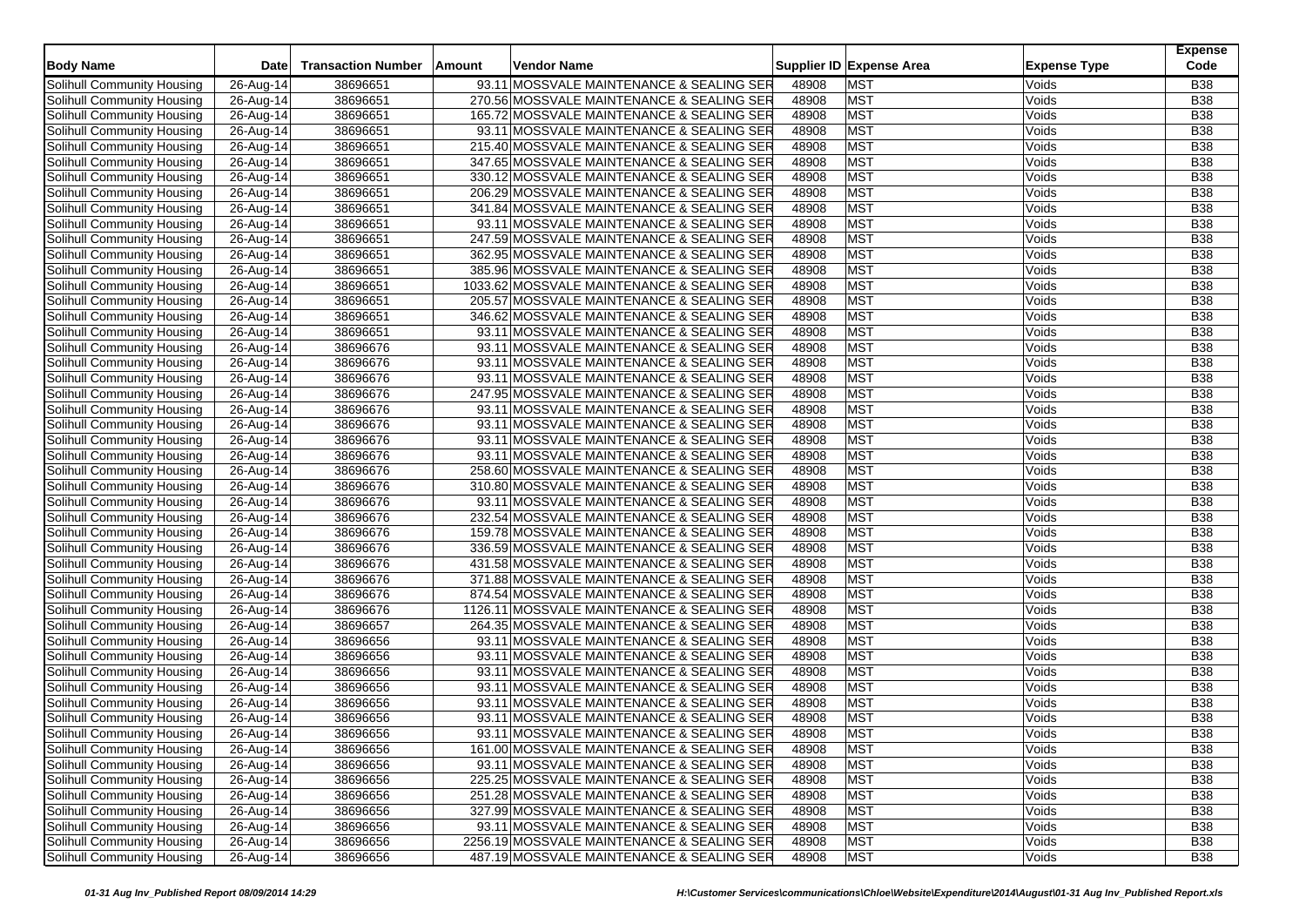| Body Name | Date | Transaction Number | Amount | Vendor Name | Supplier ID | Expense Area | Expense Type | Expense Code |
|---|---|---|---|---|---|---|---|---|
| Solihull Community Housing | 26-Aug-14 | 38696651 | 93.11 | MOSSVALE MAINTENANCE & SEALING SER | 48908 | MST | Voids | B38 |
| Solihull Community Housing | 26-Aug-14 | 38696651 | 270.56 | MOSSVALE MAINTENANCE & SEALING SER | 48908 | MST | Voids | B38 |
| Solihull Community Housing | 26-Aug-14 | 38696651 | 165.72 | MOSSVALE MAINTENANCE & SEALING SER | 48908 | MST | Voids | B38 |
| Solihull Community Housing | 26-Aug-14 | 38696651 | 93.11 | MOSSVALE MAINTENANCE & SEALING SER | 48908 | MST | Voids | B38 |
| Solihull Community Housing | 26-Aug-14 | 38696651 | 215.40 | MOSSVALE MAINTENANCE & SEALING SER | 48908 | MST | Voids | B38 |
| Solihull Community Housing | 26-Aug-14 | 38696651 | 347.65 | MOSSVALE MAINTENANCE & SEALING SER | 48908 | MST | Voids | B38 |
| Solihull Community Housing | 26-Aug-14 | 38696651 | 330.12 | MOSSVALE MAINTENANCE & SEALING SER | 48908 | MST | Voids | B38 |
| Solihull Community Housing | 26-Aug-14 | 38696651 | 206.29 | MOSSVALE MAINTENANCE & SEALING SER | 48908 | MST | Voids | B38 |
| Solihull Community Housing | 26-Aug-14 | 38696651 | 341.84 | MOSSVALE MAINTENANCE & SEALING SER | 48908 | MST | Voids | B38 |
| Solihull Community Housing | 26-Aug-14 | 38696651 | 93.11 | MOSSVALE MAINTENANCE & SEALING SER | 48908 | MST | Voids | B38 |
| Solihull Community Housing | 26-Aug-14 | 38696651 | 247.59 | MOSSVALE MAINTENANCE & SEALING SER | 48908 | MST | Voids | B38 |
| Solihull Community Housing | 26-Aug-14 | 38696651 | 362.95 | MOSSVALE MAINTENANCE & SEALING SER | 48908 | MST | Voids | B38 |
| Solihull Community Housing | 26-Aug-14 | 38696651 | 385.96 | MOSSVALE MAINTENANCE & SEALING SER | 48908 | MST | Voids | B38 |
| Solihull Community Housing | 26-Aug-14 | 38696651 | 1033.62 | MOSSVALE MAINTENANCE & SEALING SER | 48908 | MST | Voids | B38 |
| Solihull Community Housing | 26-Aug-14 | 38696651 | 205.57 | MOSSVALE MAINTENANCE & SEALING SER | 48908 | MST | Voids | B38 |
| Solihull Community Housing | 26-Aug-14 | 38696651 | 346.62 | MOSSVALE MAINTENANCE & SEALING SER | 48908 | MST | Voids | B38 |
| Solihull Community Housing | 26-Aug-14 | 38696651 | 93.11 | MOSSVALE MAINTENANCE & SEALING SER | 48908 | MST | Voids | B38 |
| Solihull Community Housing | 26-Aug-14 | 38696676 | 93.11 | MOSSVALE MAINTENANCE & SEALING SER | 48908 | MST | Voids | B38 |
| Solihull Community Housing | 26-Aug-14 | 38696676 | 93.11 | MOSSVALE MAINTENANCE & SEALING SER | 48908 | MST | Voids | B38 |
| Solihull Community Housing | 26-Aug-14 | 38696676 | 93.11 | MOSSVALE MAINTENANCE & SEALING SER | 48908 | MST | Voids | B38 |
| Solihull Community Housing | 26-Aug-14 | 38696676 | 247.95 | MOSSVALE MAINTENANCE & SEALING SER | 48908 | MST | Voids | B38 |
| Solihull Community Housing | 26-Aug-14 | 38696676 | 93.11 | MOSSVALE MAINTENANCE & SEALING SER | 48908 | MST | Voids | B38 |
| Solihull Community Housing | 26-Aug-14 | 38696676 | 93.11 | MOSSVALE MAINTENANCE & SEALING SER | 48908 | MST | Voids | B38 |
| Solihull Community Housing | 26-Aug-14 | 38696676 | 93.11 | MOSSVALE MAINTENANCE & SEALING SER | 48908 | MST | Voids | B38 |
| Solihull Community Housing | 26-Aug-14 | 38696676 | 93.11 | MOSSVALE MAINTENANCE & SEALING SER | 48908 | MST | Voids | B38 |
| Solihull Community Housing | 26-Aug-14 | 38696676 | 258.60 | MOSSVALE MAINTENANCE & SEALING SER | 48908 | MST | Voids | B38 |
| Solihull Community Housing | 26-Aug-14 | 38696676 | 310.80 | MOSSVALE MAINTENANCE & SEALING SER | 48908 | MST | Voids | B38 |
| Solihull Community Housing | 26-Aug-14 | 38696676 | 93.11 | MOSSVALE MAINTENANCE & SEALING SER | 48908 | MST | Voids | B38 |
| Solihull Community Housing | 26-Aug-14 | 38696676 | 232.54 | MOSSVALE MAINTENANCE & SEALING SER | 48908 | MST | Voids | B38 |
| Solihull Community Housing | 26-Aug-14 | 38696676 | 159.78 | MOSSVALE MAINTENANCE & SEALING SER | 48908 | MST | Voids | B38 |
| Solihull Community Housing | 26-Aug-14 | 38696676 | 336.59 | MOSSVALE MAINTENANCE & SEALING SER | 48908 | MST | Voids | B38 |
| Solihull Community Housing | 26-Aug-14 | 38696676 | 431.58 | MOSSVALE MAINTENANCE & SEALING SER | 48908 | MST | Voids | B38 |
| Solihull Community Housing | 26-Aug-14 | 38696676 | 371.88 | MOSSVALE MAINTENANCE & SEALING SER | 48908 | MST | Voids | B38 |
| Solihull Community Housing | 26-Aug-14 | 38696676 | 874.54 | MOSSVALE MAINTENANCE & SEALING SER | 48908 | MST | Voids | B38 |
| Solihull Community Housing | 26-Aug-14 | 38696676 | 1126.11 | MOSSVALE MAINTENANCE & SEALING SER | 48908 | MST | Voids | B38 |
| Solihull Community Housing | 26-Aug-14 | 38696657 | 264.35 | MOSSVALE MAINTENANCE & SEALING SER | 48908 | MST | Voids | B38 |
| Solihull Community Housing | 26-Aug-14 | 38696656 | 93.11 | MOSSVALE MAINTENANCE & SEALING SER | 48908 | MST | Voids | B38 |
| Solihull Community Housing | 26-Aug-14 | 38696656 | 93.11 | MOSSVALE MAINTENANCE & SEALING SER | 48908 | MST | Voids | B38 |
| Solihull Community Housing | 26-Aug-14 | 38696656 | 93.11 | MOSSVALE MAINTENANCE & SEALING SER | 48908 | MST | Voids | B38 |
| Solihull Community Housing | 26-Aug-14 | 38696656 | 93.11 | MOSSVALE MAINTENANCE & SEALING SER | 48908 | MST | Voids | B38 |
| Solihull Community Housing | 26-Aug-14 | 38696656 | 93.11 | MOSSVALE MAINTENANCE & SEALING SER | 48908 | MST | Voids | B38 |
| Solihull Community Housing | 26-Aug-14 | 38696656 | 93.11 | MOSSVALE MAINTENANCE & SEALING SER | 48908 | MST | Voids | B38 |
| Solihull Community Housing | 26-Aug-14 | 38696656 | 93.11 | MOSSVALE MAINTENANCE & SEALING SER | 48908 | MST | Voids | B38 |
| Solihull Community Housing | 26-Aug-14 | 38696656 | 161.00 | MOSSVALE MAINTENANCE & SEALING SER | 48908 | MST | Voids | B38 |
| Solihull Community Housing | 26-Aug-14 | 38696656 | 93.11 | MOSSVALE MAINTENANCE & SEALING SER | 48908 | MST | Voids | B38 |
| Solihull Community Housing | 26-Aug-14 | 38696656 | 225.25 | MOSSVALE MAINTENANCE & SEALING SER | 48908 | MST | Voids | B38 |
| Solihull Community Housing | 26-Aug-14 | 38696656 | 251.28 | MOSSVALE MAINTENANCE & SEALING SER | 48908 | MST | Voids | B38 |
| Solihull Community Housing | 26-Aug-14 | 38696656 | 327.99 | MOSSVALE MAINTENANCE & SEALING SER | 48908 | MST | Voids | B38 |
| Solihull Community Housing | 26-Aug-14 | 38696656 | 93.11 | MOSSVALE MAINTENANCE & SEALING SER | 48908 | MST | Voids | B38 |
| Solihull Community Housing | 26-Aug-14 | 38696656 | 2256.19 | MOSSVALE MAINTENANCE & SEALING SER | 48908 | MST | Voids | B38 |
| Solihull Community Housing | 26-Aug-14 | 38696656 | 487.19 | MOSSVALE MAINTENANCE & SEALING SER | 48908 | MST | Voids | B38 |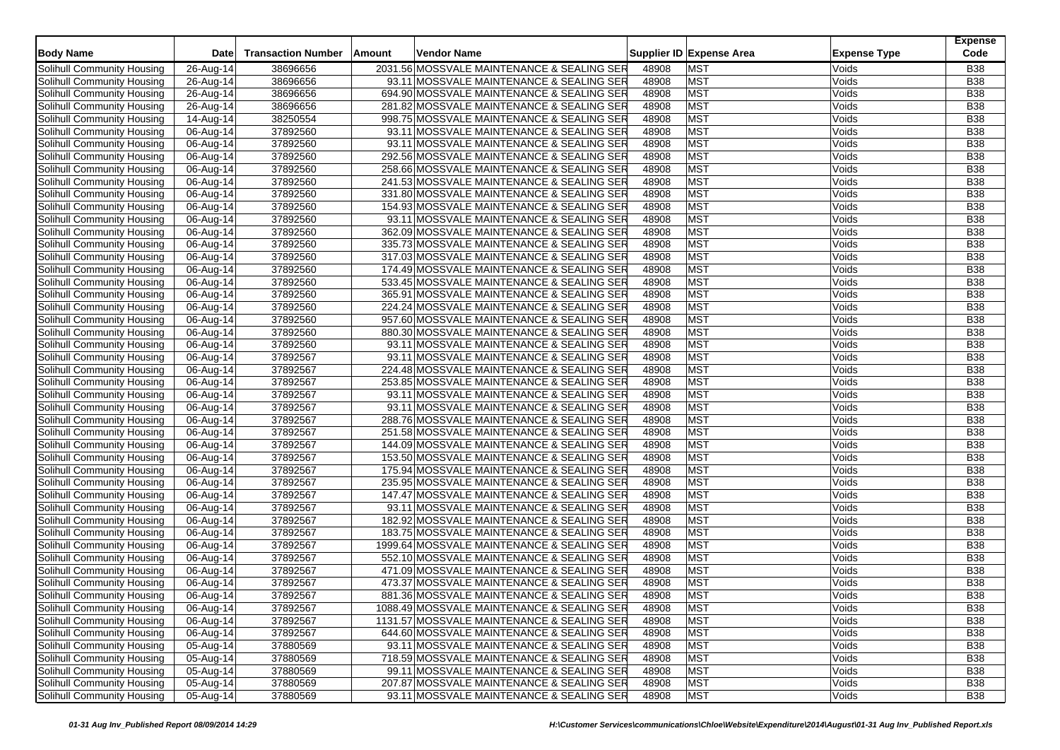| Body Name | Date | Transaction Number | Amount | Vendor Name | Supplier ID | Expense Area | Expense Type | Expense Code |
|---|---|---|---|---|---|---|---|---|
| Solihull Community Housing | 26-Aug-14 | 38696656 | 2031.56 | MOSSVALE MAINTENANCE & SEALING SER | 48908 | MST | Voids | B38 |
| Solihull Community Housing | 26-Aug-14 | 38696656 | 93.11 | MOSSVALE MAINTENANCE & SEALING SER | 48908 | MST | Voids | B38 |
| Solihull Community Housing | 26-Aug-14 | 38696656 | 694.90 | MOSSVALE MAINTENANCE & SEALING SER | 48908 | MST | Voids | B38 |
| Solihull Community Housing | 26-Aug-14 | 38696656 | 281.82 | MOSSVALE MAINTENANCE & SEALING SER | 48908 | MST | Voids | B38 |
| Solihull Community Housing | 14-Aug-14 | 38250554 | 998.75 | MOSSVALE MAINTENANCE & SEALING SER | 48908 | MST | Voids | B38 |
| Solihull Community Housing | 06-Aug-14 | 37892560 | 93.11 | MOSSVALE MAINTENANCE & SEALING SER | 48908 | MST | Voids | B38 |
| Solihull Community Housing | 06-Aug-14 | 37892560 | 93.11 | MOSSVALE MAINTENANCE & SEALING SER | 48908 | MST | Voids | B38 |
| Solihull Community Housing | 06-Aug-14 | 37892560 | 292.56 | MOSSVALE MAINTENANCE & SEALING SER | 48908 | MST | Voids | B38 |
| Solihull Community Housing | 06-Aug-14 | 37892560 | 258.66 | MOSSVALE MAINTENANCE & SEALING SER | 48908 | MST | Voids | B38 |
| Solihull Community Housing | 06-Aug-14 | 37892560 | 241.53 | MOSSVALE MAINTENANCE & SEALING SER | 48908 | MST | Voids | B38 |
| Solihull Community Housing | 06-Aug-14 | 37892560 | 331.80 | MOSSVALE MAINTENANCE & SEALING SER | 48908 | MST | Voids | B38 |
| Solihull Community Housing | 06-Aug-14 | 37892560 | 154.93 | MOSSVALE MAINTENANCE & SEALING SER | 48908 | MST | Voids | B38 |
| Solihull Community Housing | 06-Aug-14 | 37892560 | 93.11 | MOSSVALE MAINTENANCE & SEALING SER | 48908 | MST | Voids | B38 |
| Solihull Community Housing | 06-Aug-14 | 37892560 | 362.09 | MOSSVALE MAINTENANCE & SEALING SER | 48908 | MST | Voids | B38 |
| Solihull Community Housing | 06-Aug-14 | 37892560 | 335.73 | MOSSVALE MAINTENANCE & SEALING SER | 48908 | MST | Voids | B38 |
| Solihull Community Housing | 06-Aug-14 | 37892560 | 317.03 | MOSSVALE MAINTENANCE & SEALING SER | 48908 | MST | Voids | B38 |
| Solihull Community Housing | 06-Aug-14 | 37892560 | 174.49 | MOSSVALE MAINTENANCE & SEALING SER | 48908 | MST | Voids | B38 |
| Solihull Community Housing | 06-Aug-14 | 37892560 | 533.45 | MOSSVALE MAINTENANCE & SEALING SER | 48908 | MST | Voids | B38 |
| Solihull Community Housing | 06-Aug-14 | 37892560 | 365.91 | MOSSVALE MAINTENANCE & SEALING SER | 48908 | MST | Voids | B38 |
| Solihull Community Housing | 06-Aug-14 | 37892560 | 224.24 | MOSSVALE MAINTENANCE & SEALING SER | 48908 | MST | Voids | B38 |
| Solihull Community Housing | 06-Aug-14 | 37892560 | 957.60 | MOSSVALE MAINTENANCE & SEALING SER | 48908 | MST | Voids | B38 |
| Solihull Community Housing | 06-Aug-14 | 37892560 | 880.30 | MOSSVALE MAINTENANCE & SEALING SER | 48908 | MST | Voids | B38 |
| Solihull Community Housing | 06-Aug-14 | 37892560 | 93.11 | MOSSVALE MAINTENANCE & SEALING SER | 48908 | MST | Voids | B38 |
| Solihull Community Housing | 06-Aug-14 | 37892567 | 93.11 | MOSSVALE MAINTENANCE & SEALING SER | 48908 | MST | Voids | B38 |
| Solihull Community Housing | 06-Aug-14 | 37892567 | 224.48 | MOSSVALE MAINTENANCE & SEALING SER | 48908 | MST | Voids | B38 |
| Solihull Community Housing | 06-Aug-14 | 37892567 | 253.85 | MOSSVALE MAINTENANCE & SEALING SER | 48908 | MST | Voids | B38 |
| Solihull Community Housing | 06-Aug-14 | 37892567 | 93.11 | MOSSVALE MAINTENANCE & SEALING SER | 48908 | MST | Voids | B38 |
| Solihull Community Housing | 06-Aug-14 | 37892567 | 93.11 | MOSSVALE MAINTENANCE & SEALING SER | 48908 | MST | Voids | B38 |
| Solihull Community Housing | 06-Aug-14 | 37892567 | 288.76 | MOSSVALE MAINTENANCE & SEALING SER | 48908 | MST | Voids | B38 |
| Solihull Community Housing | 06-Aug-14 | 37892567 | 251.58 | MOSSVALE MAINTENANCE & SEALING SER | 48908 | MST | Voids | B38 |
| Solihull Community Housing | 06-Aug-14 | 37892567 | 144.09 | MOSSVALE MAINTENANCE & SEALING SER | 48908 | MST | Voids | B38 |
| Solihull Community Housing | 06-Aug-14 | 37892567 | 153.50 | MOSSVALE MAINTENANCE & SEALING SER | 48908 | MST | Voids | B38 |
| Solihull Community Housing | 06-Aug-14 | 37892567 | 175.94 | MOSSVALE MAINTENANCE & SEALING SER | 48908 | MST | Voids | B38 |
| Solihull Community Housing | 06-Aug-14 | 37892567 | 235.95 | MOSSVALE MAINTENANCE & SEALING SER | 48908 | MST | Voids | B38 |
| Solihull Community Housing | 06-Aug-14 | 37892567 | 147.47 | MOSSVALE MAINTENANCE & SEALING SER | 48908 | MST | Voids | B38 |
| Solihull Community Housing | 06-Aug-14 | 37892567 | 93.11 | MOSSVALE MAINTENANCE & SEALING SER | 48908 | MST | Voids | B38 |
| Solihull Community Housing | 06-Aug-14 | 37892567 | 182.92 | MOSSVALE MAINTENANCE & SEALING SER | 48908 | MST | Voids | B38 |
| Solihull Community Housing | 06-Aug-14 | 37892567 | 183.75 | MOSSVALE MAINTENANCE & SEALING SER | 48908 | MST | Voids | B38 |
| Solihull Community Housing | 06-Aug-14 | 37892567 | 1999.64 | MOSSVALE MAINTENANCE & SEALING SER | 48908 | MST | Voids | B38 |
| Solihull Community Housing | 06-Aug-14 | 37892567 | 552.10 | MOSSVALE MAINTENANCE & SEALING SER | 48908 | MST | Voids | B38 |
| Solihull Community Housing | 06-Aug-14 | 37892567 | 471.09 | MOSSVALE MAINTENANCE & SEALING SER | 48908 | MST | Voids | B38 |
| Solihull Community Housing | 06-Aug-14 | 37892567 | 473.37 | MOSSVALE MAINTENANCE & SEALING SER | 48908 | MST | Voids | B38 |
| Solihull Community Housing | 06-Aug-14 | 37892567 | 881.36 | MOSSVALE MAINTENANCE & SEALING SER | 48908 | MST | Voids | B38 |
| Solihull Community Housing | 06-Aug-14 | 37892567 | 1088.49 | MOSSVALE MAINTENANCE & SEALING SER | 48908 | MST | Voids | B38 |
| Solihull Community Housing | 06-Aug-14 | 37892567 | 1131.57 | MOSSVALE MAINTENANCE & SEALING SER | 48908 | MST | Voids | B38 |
| Solihull Community Housing | 06-Aug-14 | 37892567 | 644.60 | MOSSVALE MAINTENANCE & SEALING SER | 48908 | MST | Voids | B38 |
| Solihull Community Housing | 05-Aug-14 | 37880569 | 93.11 | MOSSVALE MAINTENANCE & SEALING SER | 48908 | MST | Voids | B38 |
| Solihull Community Housing | 05-Aug-14 | 37880569 | 718.59 | MOSSVALE MAINTENANCE & SEALING SER | 48908 | MST | Voids | B38 |
| Solihull Community Housing | 05-Aug-14 | 37880569 | 99.11 | MOSSVALE MAINTENANCE & SEALING SER | 48908 | MST | Voids | B38 |
| Solihull Community Housing | 05-Aug-14 | 37880569 | 207.87 | MOSSVALE MAINTENANCE & SEALING SER | 48908 | MST | Voids | B38 |
| Solihull Community Housing | 05-Aug-14 | 37880569 | 93.11 | MOSSVALE MAINTENANCE & SEALING SER | 48908 | MST | Voids | B38 |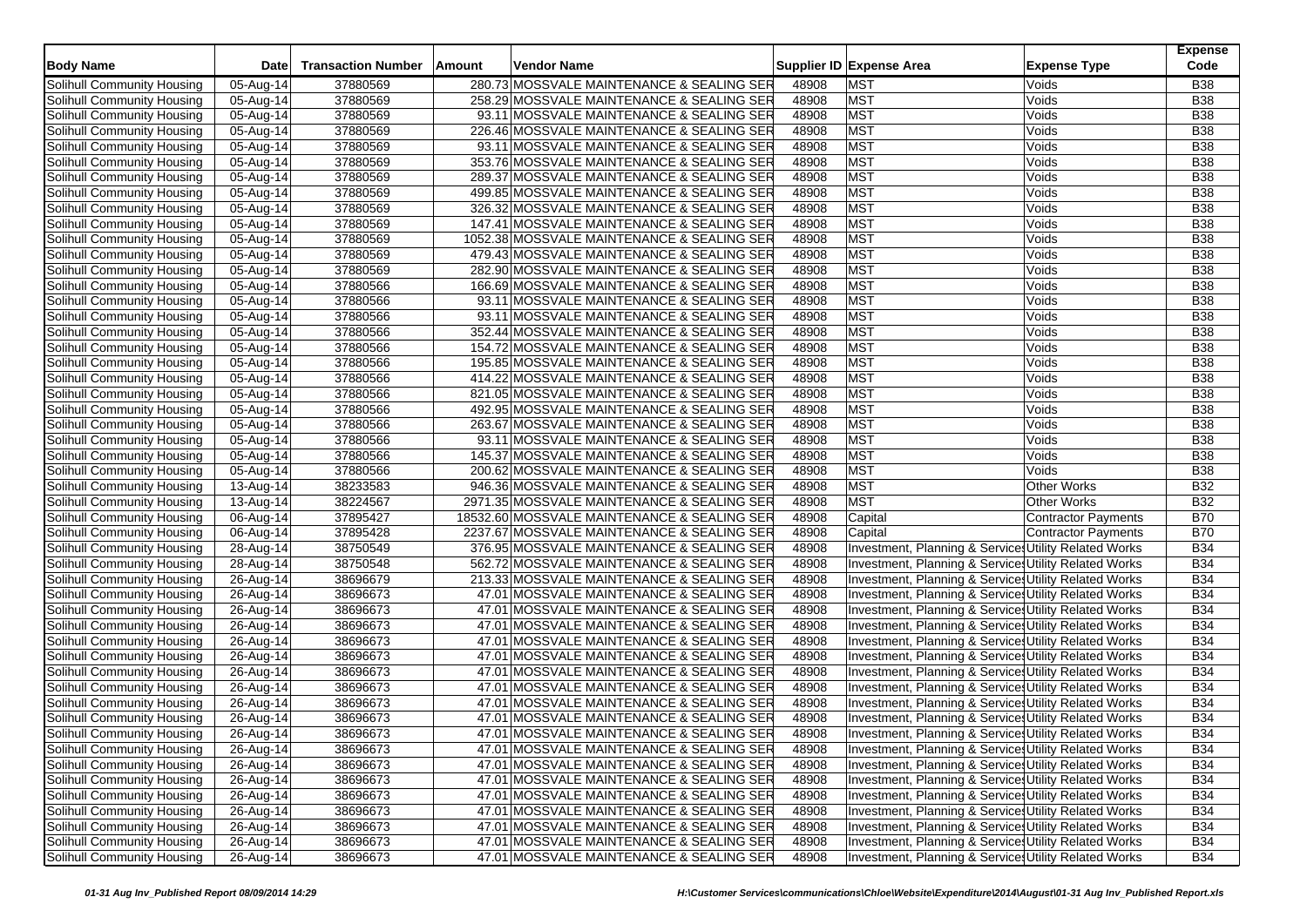| Body Name | Date | Transaction Number | Amount | Vendor Name | Supplier ID | Expense Area | Expense Type | Expense Code |
|---|---|---|---|---|---|---|---|---|
| Solihull Community Housing | 05-Aug-14 | 37880569 | 280.73 | MOSSVALE MAINTENANCE & SEALING SER | 48908 | MST | Voids | B38 |
| Solihull Community Housing | 05-Aug-14 | 37880569 | 258.29 | MOSSVALE MAINTENANCE & SEALING SER | 48908 | MST | Voids | B38 |
| Solihull Community Housing | 05-Aug-14 | 37880569 | 93.11 | MOSSVALE MAINTENANCE & SEALING SER | 48908 | MST | Voids | B38 |
| Solihull Community Housing | 05-Aug-14 | 37880569 | 226.46 | MOSSVALE MAINTENANCE & SEALING SER | 48908 | MST | Voids | B38 |
| Solihull Community Housing | 05-Aug-14 | 37880569 | 93.11 | MOSSVALE MAINTENANCE & SEALING SER | 48908 | MST | Voids | B38 |
| Solihull Community Housing | 05-Aug-14 | 37880569 | 353.76 | MOSSVALE MAINTENANCE & SEALING SER | 48908 | MST | Voids | B38 |
| Solihull Community Housing | 05-Aug-14 | 37880569 | 289.37 | MOSSVALE MAINTENANCE & SEALING SER | 48908 | MST | Voids | B38 |
| Solihull Community Housing | 05-Aug-14 | 37880569 | 499.85 | MOSSVALE MAINTENANCE & SEALING SER | 48908 | MST | Voids | B38 |
| Solihull Community Housing | 05-Aug-14 | 37880569 | 326.32 | MOSSVALE MAINTENANCE & SEALING SER | 48908 | MST | Voids | B38 |
| Solihull Community Housing | 05-Aug-14 | 37880569 | 147.41 | MOSSVALE MAINTENANCE & SEALING SER | 48908 | MST | Voids | B38 |
| Solihull Community Housing | 05-Aug-14 | 37880569 | 1052.38 | MOSSVALE MAINTENANCE & SEALING SER | 48908 | MST | Voids | B38 |
| Solihull Community Housing | 05-Aug-14 | 37880569 | 479.43 | MOSSVALE MAINTENANCE & SEALING SER | 48908 | MST | Voids | B38 |
| Solihull Community Housing | 05-Aug-14 | 37880569 | 282.90 | MOSSVALE MAINTENANCE & SEALING SER | 48908 | MST | Voids | B38 |
| Solihull Community Housing | 05-Aug-14 | 37880566 | 166.69 | MOSSVALE MAINTENANCE & SEALING SER | 48908 | MST | Voids | B38 |
| Solihull Community Housing | 05-Aug-14 | 37880566 | 93.11 | MOSSVALE MAINTENANCE & SEALING SER | 48908 | MST | Voids | B38 |
| Solihull Community Housing | 05-Aug-14 | 37880566 | 93.11 | MOSSVALE MAINTENANCE & SEALING SER | 48908 | MST | Voids | B38 |
| Solihull Community Housing | 05-Aug-14 | 37880566 | 352.44 | MOSSVALE MAINTENANCE & SEALING SER | 48908 | MST | Voids | B38 |
| Solihull Community Housing | 05-Aug-14 | 37880566 | 154.72 | MOSSVALE MAINTENANCE & SEALING SER | 48908 | MST | Voids | B38 |
| Solihull Community Housing | 05-Aug-14 | 37880566 | 195.85 | MOSSVALE MAINTENANCE & SEALING SER | 48908 | MST | Voids | B38 |
| Solihull Community Housing | 05-Aug-14 | 37880566 | 414.22 | MOSSVALE MAINTENANCE & SEALING SER | 48908 | MST | Voids | B38 |
| Solihull Community Housing | 05-Aug-14 | 37880566 | 821.05 | MOSSVALE MAINTENANCE & SEALING SER | 48908 | MST | Voids | B38 |
| Solihull Community Housing | 05-Aug-14 | 37880566 | 492.95 | MOSSVALE MAINTENANCE & SEALING SER | 48908 | MST | Voids | B38 |
| Solihull Community Housing | 05-Aug-14 | 37880566 | 263.67 | MOSSVALE MAINTENANCE & SEALING SER | 48908 | MST | Voids | B38 |
| Solihull Community Housing | 05-Aug-14 | 37880566 | 93.11 | MOSSVALE MAINTENANCE & SEALING SER | 48908 | MST | Voids | B38 |
| Solihull Community Housing | 05-Aug-14 | 37880566 | 145.37 | MOSSVALE MAINTENANCE & SEALING SER | 48908 | MST | Voids | B38 |
| Solihull Community Housing | 05-Aug-14 | 37880566 | 200.62 | MOSSVALE MAINTENANCE & SEALING SER | 48908 | MST | Voids | B38 |
| Solihull Community Housing | 13-Aug-14 | 38233583 | 946.36 | MOSSVALE MAINTENANCE & SEALING SER | 48908 | MST | Other Works | B32 |
| Solihull Community Housing | 13-Aug-14 | 38224567 | 2971.35 | MOSSVALE MAINTENANCE & SEALING SER | 48908 | MST | Other Works | B32 |
| Solihull Community Housing | 06-Aug-14 | 37895427 | 18532.60 | MOSSVALE MAINTENANCE & SEALING SER | 48908 | Capital | Contractor Payments | B70 |
| Solihull Community Housing | 06-Aug-14 | 37895428 | 2237.67 | MOSSVALE MAINTENANCE & SEALING SER | 48908 | Capital | Contractor Payments | B70 |
| Solihull Community Housing | 28-Aug-14 | 38750549 | 376.95 | MOSSVALE MAINTENANCE & SEALING SER | 48908 | Investment, Planning & Services | Utility Related Works | B34 |
| Solihull Community Housing | 28-Aug-14 | 38750548 | 562.72 | MOSSVALE MAINTENANCE & SEALING SER | 48908 | Investment, Planning & Services | Utility Related Works | B34 |
| Solihull Community Housing | 26-Aug-14 | 38696679 | 213.33 | MOSSVALE MAINTENANCE & SEALING SER | 48908 | Investment, Planning & Services | Utility Related Works | B34 |
| Solihull Community Housing | 26-Aug-14 | 38696673 | 47.01 | MOSSVALE MAINTENANCE & SEALING SER | 48908 | Investment, Planning & Services | Utility Related Works | B34 |
| Solihull Community Housing | 26-Aug-14 | 38696673 | 47.01 | MOSSVALE MAINTENANCE & SEALING SER | 48908 | Investment, Planning & Services | Utility Related Works | B34 |
| Solihull Community Housing | 26-Aug-14 | 38696673 | 47.01 | MOSSVALE MAINTENANCE & SEALING SER | 48908 | Investment, Planning & Services | Utility Related Works | B34 |
| Solihull Community Housing | 26-Aug-14 | 38696673 | 47.01 | MOSSVALE MAINTENANCE & SEALING SER | 48908 | Investment, Planning & Services | Utility Related Works | B34 |
| Solihull Community Housing | 26-Aug-14 | 38696673 | 47.01 | MOSSVALE MAINTENANCE & SEALING SER | 48908 | Investment, Planning & Services | Utility Related Works | B34 |
| Solihull Community Housing | 26-Aug-14 | 38696673 | 47.01 | MOSSVALE MAINTENANCE & SEALING SER | 48908 | Investment, Planning & Services | Utility Related Works | B34 |
| Solihull Community Housing | 26-Aug-14 | 38696673 | 47.01 | MOSSVALE MAINTENANCE & SEALING SER | 48908 | Investment, Planning & Services | Utility Related Works | B34 |
| Solihull Community Housing | 26-Aug-14 | 38696673 | 47.01 | MOSSVALE MAINTENANCE & SEALING SER | 48908 | Investment, Planning & Services | Utility Related Works | B34 |
| Solihull Community Housing | 26-Aug-14 | 38696673 | 47.01 | MOSSVALE MAINTENANCE & SEALING SER | 48908 | Investment, Planning & Services | Utility Related Works | B34 |
| Solihull Community Housing | 26-Aug-14 | 38696673 | 47.01 | MOSSVALE MAINTENANCE & SEALING SER | 48908 | Investment, Planning & Services | Utility Related Works | B34 |
| Solihull Community Housing | 26-Aug-14 | 38696673 | 47.01 | MOSSVALE MAINTENANCE & SEALING SER | 48908 | Investment, Planning & Services | Utility Related Works | B34 |
| Solihull Community Housing | 26-Aug-14 | 38696673 | 47.01 | MOSSVALE MAINTENANCE & SEALING SER | 48908 | Investment, Planning & Services | Utility Related Works | B34 |
| Solihull Community Housing | 26-Aug-14 | 38696673 | 47.01 | MOSSVALE MAINTENANCE & SEALING SER | 48908 | Investment, Planning & Services | Utility Related Works | B34 |
| Solihull Community Housing | 26-Aug-14 | 38696673 | 47.01 | MOSSVALE MAINTENANCE & SEALING SER | 48908 | Investment, Planning & Services | Utility Related Works | B34 |
| Solihull Community Housing | 26-Aug-14 | 38696673 | 47.01 | MOSSVALE MAINTENANCE & SEALING SER | 48908 | Investment, Planning & Services | Utility Related Works | B34 |
| Solihull Community Housing | 26-Aug-14 | 38696673 | 47.01 | MOSSVALE MAINTENANCE & SEALING SER | 48908 | Investment, Planning & Services | Utility Related Works | B34 |
| Solihull Community Housing | 26-Aug-14 | 38696673 | 47.01 | MOSSVALE MAINTENANCE & SEALING SER | 48908 | Investment, Planning & Services | Utility Related Works | B34 |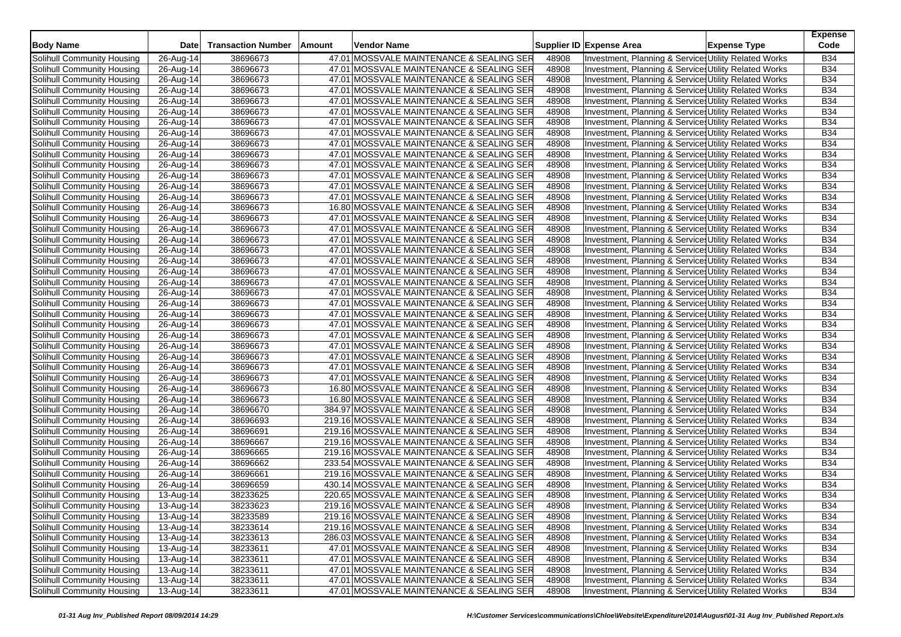| Body Name | Date | Transaction Number | Amount | Vendor Name | Supplier ID | Expense Area | Expense Type | Expense Code |
|---|---|---|---|---|---|---|---|---|
| Solihull Community Housing | 26-Aug-14 | 38696673 | 47.01 | MOSSVALE MAINTENANCE & SEALING SER | 48908 | Investment, Planning & Services | Utility Related Works | B34 |
| Solihull Community Housing | 26-Aug-14 | 38696673 | 47.01 | MOSSVALE MAINTENANCE & SEALING SER | 48908 | Investment, Planning & Services | Utility Related Works | B34 |
| Solihull Community Housing | 26-Aug-14 | 38696673 | 47.01 | MOSSVALE MAINTENANCE & SEALING SER | 48908 | Investment, Planning & Services | Utility Related Works | B34 |
| Solihull Community Housing | 26-Aug-14 | 38696673 | 47.01 | MOSSVALE MAINTENANCE & SEALING SER | 48908 | Investment, Planning & Services | Utility Related Works | B34 |
| Solihull Community Housing | 26-Aug-14 | 38696673 | 47.01 | MOSSVALE MAINTENANCE & SEALING SER | 48908 | Investment, Planning & Services | Utility Related Works | B34 |
| Solihull Community Housing | 26-Aug-14 | 38696673 | 47.01 | MOSSVALE MAINTENANCE & SEALING SER | 48908 | Investment, Planning & Services | Utility Related Works | B34 |
| Solihull Community Housing | 26-Aug-14 | 38696673 | 47.01 | MOSSVALE MAINTENANCE & SEALING SER | 48908 | Investment, Planning & Services | Utility Related Works | B34 |
| Solihull Community Housing | 26-Aug-14 | 38696673 | 47.01 | MOSSVALE MAINTENANCE & SEALING SER | 48908 | Investment, Planning & Services | Utility Related Works | B34 |
| Solihull Community Housing | 26-Aug-14 | 38696673 | 47.01 | MOSSVALE MAINTENANCE & SEALING SER | 48908 | Investment, Planning & Services | Utility Related Works | B34 |
| Solihull Community Housing | 26-Aug-14 | 38696673 | 47.01 | MOSSVALE MAINTENANCE & SEALING SER | 48908 | Investment, Planning & Services | Utility Related Works | B34 |
| Solihull Community Housing | 26-Aug-14 | 38696673 | 47.01 | MOSSVALE MAINTENANCE & SEALING SER | 48908 | Investment, Planning & Services | Utility Related Works | B34 |
| Solihull Community Housing | 26-Aug-14 | 38696673 | 47.01 | MOSSVALE MAINTENANCE & SEALING SER | 48908 | Investment, Planning & Services | Utility Related Works | B34 |
| Solihull Community Housing | 26-Aug-14 | 38696673 | 47.01 | MOSSVALE MAINTENANCE & SEALING SER | 48908 | Investment, Planning & Services | Utility Related Works | B34 |
| Solihull Community Housing | 26-Aug-14 | 38696673 | 47.01 | MOSSVALE MAINTENANCE & SEALING SER | 48908 | Investment, Planning & Services | Utility Related Works | B34 |
| Solihull Community Housing | 26-Aug-14 | 38696673 | 16.80 | MOSSVALE MAINTENANCE & SEALING SER | 48908 | Investment, Planning & Services | Utility Related Works | B34 |
| Solihull Community Housing | 26-Aug-14 | 38696673 | 47.01 | MOSSVALE MAINTENANCE & SEALING SER | 48908 | Investment, Planning & Services | Utility Related Works | B34 |
| Solihull Community Housing | 26-Aug-14 | 38696673 | 47.01 | MOSSVALE MAINTENANCE & SEALING SER | 48908 | Investment, Planning & Services | Utility Related Works | B34 |
| Solihull Community Housing | 26-Aug-14 | 38696673 | 47.01 | MOSSVALE MAINTENANCE & SEALING SER | 48908 | Investment, Planning & Services | Utility Related Works | B34 |
| Solihull Community Housing | 26-Aug-14 | 38696673 | 47.01 | MOSSVALE MAINTENANCE & SEALING SER | 48908 | Investment, Planning & Services | Utility Related Works | B34 |
| Solihull Community Housing | 26-Aug-14 | 38696673 | 47.01 | MOSSVALE MAINTENANCE & SEALING SER | 48908 | Investment, Planning & Services | Utility Related Works | B34 |
| Solihull Community Housing | 26-Aug-14 | 38696673 | 47.01 | MOSSVALE MAINTENANCE & SEALING SER | 48908 | Investment, Planning & Services | Utility Related Works | B34 |
| Solihull Community Housing | 26-Aug-14 | 38696673 | 47.01 | MOSSVALE MAINTENANCE & SEALING SER | 48908 | Investment, Planning & Services | Utility Related Works | B34 |
| Solihull Community Housing | 26-Aug-14 | 38696673 | 47.01 | MOSSVALE MAINTENANCE & SEALING SER | 48908 | Investment, Planning & Services | Utility Related Works | B34 |
| Solihull Community Housing | 26-Aug-14 | 38696673 | 47.01 | MOSSVALE MAINTENANCE & SEALING SER | 48908 | Investment, Planning & Services | Utility Related Works | B34 |
| Solihull Community Housing | 26-Aug-14 | 38696673 | 47.01 | MOSSVALE MAINTENANCE & SEALING SER | 48908 | Investment, Planning & Services | Utility Related Works | B34 |
| Solihull Community Housing | 26-Aug-14 | 38696673 | 47.01 | MOSSVALE MAINTENANCE & SEALING SER | 48908 | Investment, Planning & Services | Utility Related Works | B34 |
| Solihull Community Housing | 26-Aug-14 | 38696673 | 47.01 | MOSSVALE MAINTENANCE & SEALING SER | 48908 | Investment, Planning & Services | Utility Related Works | B34 |
| Solihull Community Housing | 26-Aug-14 | 38696673 | 47.01 | MOSSVALE MAINTENANCE & SEALING SER | 48908 | Investment, Planning & Services | Utility Related Works | B34 |
| Solihull Community Housing | 26-Aug-14 | 38696673 | 47.01 | MOSSVALE MAINTENANCE & SEALING SER | 48908 | Investment, Planning & Services | Utility Related Works | B34 |
| Solihull Community Housing | 26-Aug-14 | 38696673 | 47.01 | MOSSVALE MAINTENANCE & SEALING SER | 48908 | Investment, Planning & Services | Utility Related Works | B34 |
| Solihull Community Housing | 26-Aug-14 | 38696673 | 47.01 | MOSSVALE MAINTENANCE & SEALING SER | 48908 | Investment, Planning & Services | Utility Related Works | B34 |
| Solihull Community Housing | 26-Aug-14 | 38696673 | 16.80 | MOSSVALE MAINTENANCE & SEALING SER | 48908 | Investment, Planning & Services | Utility Related Works | B34 |
| Solihull Community Housing | 26-Aug-14 | 38696673 | 16.80 | MOSSVALE MAINTENANCE & SEALING SER | 48908 | Investment, Planning & Services | Utility Related Works | B34 |
| Solihull Community Housing | 26-Aug-14 | 38696670 | 384.97 | MOSSVALE MAINTENANCE & SEALING SER | 48908 | Investment, Planning & Services | Utility Related Works | B34 |
| Solihull Community Housing | 26-Aug-14 | 38696693 | 219.16 | MOSSVALE MAINTENANCE & SEALING SER | 48908 | Investment, Planning & Services | Utility Related Works | B34 |
| Solihull Community Housing | 26-Aug-14 | 38696691 | 219.16 | MOSSVALE MAINTENANCE & SEALING SER | 48908 | Investment, Planning & Services | Utility Related Works | B34 |
| Solihull Community Housing | 26-Aug-14 | 38696667 | 219.16 | MOSSVALE MAINTENANCE & SEALING SER | 48908 | Investment, Planning & Services | Utility Related Works | B34 |
| Solihull Community Housing | 26-Aug-14 | 38696665 | 219.16 | MOSSVALE MAINTENANCE & SEALING SER | 48908 | Investment, Planning & Services | Utility Related Works | B34 |
| Solihull Community Housing | 26-Aug-14 | 38696662 | 233.54 | MOSSVALE MAINTENANCE & SEALING SER | 48908 | Investment, Planning & Services | Utility Related Works | B34 |
| Solihull Community Housing | 26-Aug-14 | 38696661 | 219.16 | MOSSVALE MAINTENANCE & SEALING SER | 48908 | Investment, Planning & Services | Utility Related Works | B34 |
| Solihull Community Housing | 26-Aug-14 | 38696659 | 430.14 | MOSSVALE MAINTENANCE & SEALING SER | 48908 | Investment, Planning & Services | Utility Related Works | B34 |
| Solihull Community Housing | 13-Aug-14 | 38233625 | 220.65 | MOSSVALE MAINTENANCE & SEALING SER | 48908 | Investment, Planning & Services | Utility Related Works | B34 |
| Solihull Community Housing | 13-Aug-14 | 38233623 | 219.16 | MOSSVALE MAINTENANCE & SEALING SER | 48908 | Investment, Planning & Services | Utility Related Works | B34 |
| Solihull Community Housing | 13-Aug-14 | 38233589 | 219.16 | MOSSVALE MAINTENANCE & SEALING SER | 48908 | Investment, Planning & Services | Utility Related Works | B34 |
| Solihull Community Housing | 13-Aug-14 | 38233614 | 219.16 | MOSSVALE MAINTENANCE & SEALING SER | 48908 | Investment, Planning & Services | Utility Related Works | B34 |
| Solihull Community Housing | 13-Aug-14 | 38233613 | 286.03 | MOSSVALE MAINTENANCE & SEALING SER | 48908 | Investment, Planning & Services | Utility Related Works | B34 |
| Solihull Community Housing | 13-Aug-14 | 38233611 | 47.01 | MOSSVALE MAINTENANCE & SEALING SER | 48908 | Investment, Planning & Services | Utility Related Works | B34 |
| Solihull Community Housing | 13-Aug-14 | 38233611 | 47.01 | MOSSVALE MAINTENANCE & SEALING SER | 48908 | Investment, Planning & Services | Utility Related Works | B34 |
| Solihull Community Housing | 13-Aug-14 | 38233611 | 47.01 | MOSSVALE MAINTENANCE & SEALING SER | 48908 | Investment, Planning & Services | Utility Related Works | B34 |
| Solihull Community Housing | 13-Aug-14 | 38233611 | 47.01 | MOSSVALE MAINTENANCE & SEALING SER | 48908 | Investment, Planning & Services | Utility Related Works | B34 |
| Solihull Community Housing | 13-Aug-14 | 38233611 | 47.01 | MOSSVALE MAINTENANCE & SEALING SER | 48908 | Investment, Planning & Services | Utility Related Works | B34 |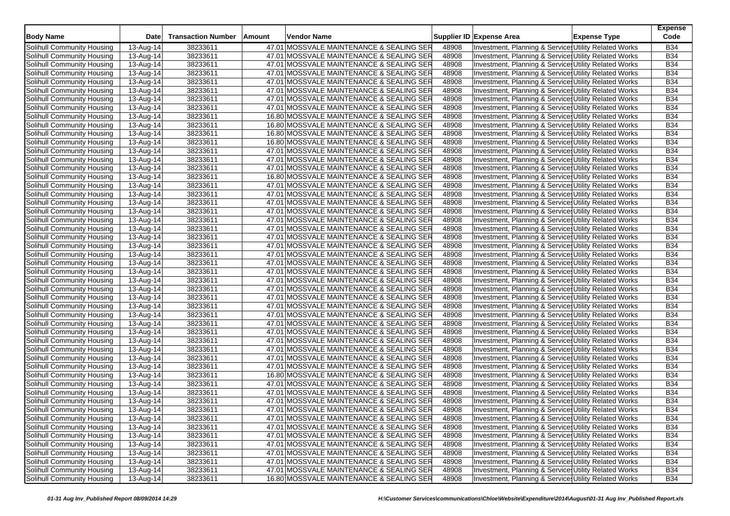| Body Name | Date | Transaction Number | Amount | Vendor Name | Supplier ID | Expense Area | Expense Type | Expense Code |
|---|---|---|---|---|---|---|---|---|
| Solihull Community Housing | 13-Aug-14 | 38233611 | 47.01 | MOSSVALE MAINTENANCE & SEALING SER | 48908 | Investment, Planning & Service | Utility Related Works | B34 |
| Solihull Community Housing | 13-Aug-14 | 38233611 | 47.01 | MOSSVALE MAINTENANCE & SEALING SER | 48908 | Investment, Planning & Service | Utility Related Works | B34 |
| Solihull Community Housing | 13-Aug-14 | 38233611 | 47.01 | MOSSVALE MAINTENANCE & SEALING SER | 48908 | Investment, Planning & Service | Utility Related Works | B34 |
| Solihull Community Housing | 13-Aug-14 | 38233611 | 47.01 | MOSSVALE MAINTENANCE & SEALING SER | 48908 | Investment, Planning & Service | Utility Related Works | B34 |
| Solihull Community Housing | 13-Aug-14 | 38233611 | 47.01 | MOSSVALE MAINTENANCE & SEALING SER | 48908 | Investment, Planning & Service | Utility Related Works | B34 |
| Solihull Community Housing | 13-Aug-14 | 38233611 | 47.01 | MOSSVALE MAINTENANCE & SEALING SER | 48908 | Investment, Planning & Service | Utility Related Works | B34 |
| Solihull Community Housing | 13-Aug-14 | 38233611 | 47.01 | MOSSVALE MAINTENANCE & SEALING SER | 48908 | Investment, Planning & Service | Utility Related Works | B34 |
| Solihull Community Housing | 13-Aug-14 | 38233611 | 47.01 | MOSSVALE MAINTENANCE & SEALING SER | 48908 | Investment, Planning & Service | Utility Related Works | B34 |
| Solihull Community Housing | 13-Aug-14 | 38233611 | 16.80 | MOSSVALE MAINTENANCE & SEALING SER | 48908 | Investment, Planning & Service | Utility Related Works | B34 |
| Solihull Community Housing | 13-Aug-14 | 38233611 | 16.80 | MOSSVALE MAINTENANCE & SEALING SER | 48908 | Investment, Planning & Service | Utility Related Works | B34 |
| Solihull Community Housing | 13-Aug-14 | 38233611 | 16.80 | MOSSVALE MAINTENANCE & SEALING SER | 48908 | Investment, Planning & Service | Utility Related Works | B34 |
| Solihull Community Housing | 13-Aug-14 | 38233611 | 16.80 | MOSSVALE MAINTENANCE & SEALING SER | 48908 | Investment, Planning & Service | Utility Related Works | B34 |
| Solihull Community Housing | 13-Aug-14 | 38233611 | 47.01 | MOSSVALE MAINTENANCE & SEALING SER | 48908 | Investment, Planning & Service | Utility Related Works | B34 |
| Solihull Community Housing | 13-Aug-14 | 38233611 | 47.01 | MOSSVALE MAINTENANCE & SEALING SER | 48908 | Investment, Planning & Service | Utility Related Works | B34 |
| Solihull Community Housing | 13-Aug-14 | 38233611 | 47.01 | MOSSVALE MAINTENANCE & SEALING SER | 48908 | Investment, Planning & Service | Utility Related Works | B34 |
| Solihull Community Housing | 13-Aug-14 | 38233611 | 16.80 | MOSSVALE MAINTENANCE & SEALING SER | 48908 | Investment, Planning & Service | Utility Related Works | B34 |
| Solihull Community Housing | 13-Aug-14 | 38233611 | 47.01 | MOSSVALE MAINTENANCE & SEALING SER | 48908 | Investment, Planning & Service | Utility Related Works | B34 |
| Solihull Community Housing | 13-Aug-14 | 38233611 | 47.01 | MOSSVALE MAINTENANCE & SEALING SER | 48908 | Investment, Planning & Service | Utility Related Works | B34 |
| Solihull Community Housing | 13-Aug-14 | 38233611 | 47.01 | MOSSVALE MAINTENANCE & SEALING SER | 48908 | Investment, Planning & Service | Utility Related Works | B34 |
| Solihull Community Housing | 13-Aug-14 | 38233611 | 47.01 | MOSSVALE MAINTENANCE & SEALING SER | 48908 | Investment, Planning & Service | Utility Related Works | B34 |
| Solihull Community Housing | 13-Aug-14 | 38233611 | 47.01 | MOSSVALE MAINTENANCE & SEALING SER | 48908 | Investment, Planning & Service | Utility Related Works | B34 |
| Solihull Community Housing | 13-Aug-14 | 38233611 | 47.01 | MOSSVALE MAINTENANCE & SEALING SER | 48908 | Investment, Planning & Service | Utility Related Works | B34 |
| Solihull Community Housing | 13-Aug-14 | 38233611 | 47.01 | MOSSVALE MAINTENANCE & SEALING SER | 48908 | Investment, Planning & Service | Utility Related Works | B34 |
| Solihull Community Housing | 13-Aug-14 | 38233611 | 47.01 | MOSSVALE MAINTENANCE & SEALING SER | 48908 | Investment, Planning & Service | Utility Related Works | B34 |
| Solihull Community Housing | 13-Aug-14 | 38233611 | 47.01 | MOSSVALE MAINTENANCE & SEALING SER | 48908 | Investment, Planning & Service | Utility Related Works | B34 |
| Solihull Community Housing | 13-Aug-14 | 38233611 | 47.01 | MOSSVALE MAINTENANCE & SEALING SER | 48908 | Investment, Planning & Service | Utility Related Works | B34 |
| Solihull Community Housing | 13-Aug-14 | 38233611 | 47.01 | MOSSVALE MAINTENANCE & SEALING SER | 48908 | Investment, Planning & Service | Utility Related Works | B34 |
| Solihull Community Housing | 13-Aug-14 | 38233611 | 47.01 | MOSSVALE MAINTENANCE & SEALING SER | 48908 | Investment, Planning & Service | Utility Related Works | B34 |
| Solihull Community Housing | 13-Aug-14 | 38233611 | 47.01 | MOSSVALE MAINTENANCE & SEALING SER | 48908 | Investment, Planning & Service | Utility Related Works | B34 |
| Solihull Community Housing | 13-Aug-14 | 38233611 | 47.01 | MOSSVALE MAINTENANCE & SEALING SER | 48908 | Investment, Planning & Service | Utility Related Works | B34 |
| Solihull Community Housing | 13-Aug-14 | 38233611 | 47.01 | MOSSVALE MAINTENANCE & SEALING SER | 48908 | Investment, Planning & Service | Utility Related Works | B34 |
| Solihull Community Housing | 13-Aug-14 | 38233611 | 47.01 | MOSSVALE MAINTENANCE & SEALING SER | 48908 | Investment, Planning & Service | Utility Related Works | B34 |
| Solihull Community Housing | 13-Aug-14 | 38233611 | 47.01 | MOSSVALE MAINTENANCE & SEALING SER | 48908 | Investment, Planning & Service | Utility Related Works | B34 |
| Solihull Community Housing | 13-Aug-14 | 38233611 | 47.01 | MOSSVALE MAINTENANCE & SEALING SER | 48908 | Investment, Planning & Service | Utility Related Works | B34 |
| Solihull Community Housing | 13-Aug-14 | 38233611 | 47.01 | MOSSVALE MAINTENANCE & SEALING SER | 48908 | Investment, Planning & Service | Utility Related Works | B34 |
| Solihull Community Housing | 13-Aug-14 | 38233611 | 47.01 | MOSSVALE MAINTENANCE & SEALING SER | 48908 | Investment, Planning & Service | Utility Related Works | B34 |
| Solihull Community Housing | 13-Aug-14 | 38233611 | 47.01 | MOSSVALE MAINTENANCE & SEALING SER | 48908 | Investment, Planning & Service | Utility Related Works | B34 |
| Solihull Community Housing | 13-Aug-14 | 38233611 | 47.01 | MOSSVALE MAINTENANCE & SEALING SER | 48908 | Investment, Planning & Service | Utility Related Works | B34 |
| Solihull Community Housing | 13-Aug-14 | 38233611 | 16.80 | MOSSVALE MAINTENANCE & SEALING SER | 48908 | Investment, Planning & Service | Utility Related Works | B34 |
| Solihull Community Housing | 13-Aug-14 | 38233611 | 47.01 | MOSSVALE MAINTENANCE & SEALING SER | 48908 | Investment, Planning & Service | Utility Related Works | B34 |
| Solihull Community Housing | 13-Aug-14 | 38233611 | 47.01 | MOSSVALE MAINTENANCE & SEALING SER | 48908 | Investment, Planning & Service | Utility Related Works | B34 |
| Solihull Community Housing | 13-Aug-14 | 38233611 | 47.01 | MOSSVALE MAINTENANCE & SEALING SER | 48908 | Investment, Planning & Service | Utility Related Works | B34 |
| Solihull Community Housing | 13-Aug-14 | 38233611 | 47.01 | MOSSVALE MAINTENANCE & SEALING SER | 48908 | Investment, Planning & Service | Utility Related Works | B34 |
| Solihull Community Housing | 13-Aug-14 | 38233611 | 47.01 | MOSSVALE MAINTENANCE & SEALING SER | 48908 | Investment, Planning & Service | Utility Related Works | B34 |
| Solihull Community Housing | 13-Aug-14 | 38233611 | 47.01 | MOSSVALE MAINTENANCE & SEALING SER | 48908 | Investment, Planning & Service | Utility Related Works | B34 |
| Solihull Community Housing | 13-Aug-14 | 38233611 | 47.01 | MOSSVALE MAINTENANCE & SEALING SER | 48908 | Investment, Planning & Service | Utility Related Works | B34 |
| Solihull Community Housing | 13-Aug-14 | 38233611 | 47.01 | MOSSVALE MAINTENANCE & SEALING SER | 48908 | Investment, Planning & Service | Utility Related Works | B34 |
| Solihull Community Housing | 13-Aug-14 | 38233611 | 47.01 | MOSSVALE MAINTENANCE & SEALING SER | 48908 | Investment, Planning & Service | Utility Related Works | B34 |
| Solihull Community Housing | 13-Aug-14 | 38233611 | 47.01 | MOSSVALE MAINTENANCE & SEALING SER | 48908 | Investment, Planning & Service | Utility Related Works | B34 |
| Solihull Community Housing | 13-Aug-14 | 38233611 | 47.01 | MOSSVALE MAINTENANCE & SEALING SER | 48908 | Investment, Planning & Service | Utility Related Works | B34 |
| Solihull Community Housing | 13-Aug-14 | 38233611 | 16.80 | MOSSVALE MAINTENANCE & SEALING SER | 48908 | Investment, Planning & Service | Utility Related Works | B34 |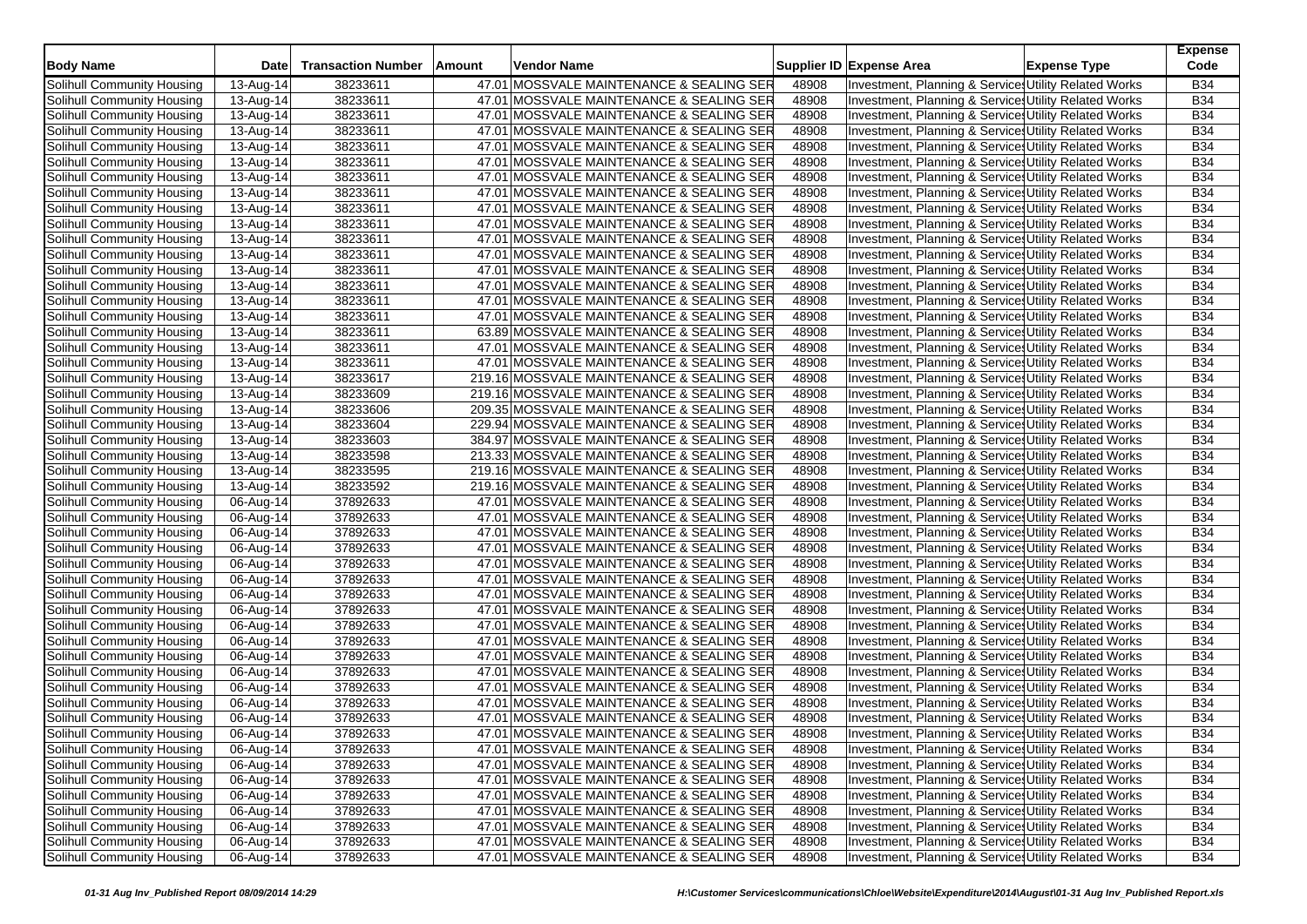| Body Name | Date | Transaction Number | Amount | Vendor Name | Supplier ID | Expense Area | Expense Type | Expense Code |
|---|---|---|---|---|---|---|---|---|
| Solihull Community Housing | 13-Aug-14 | 38233611 | 47.01 | MOSSVALE MAINTENANCE & SEALING SER | 48908 | Investment, Planning & Service | Utility Related Works | B34 |
| Solihull Community Housing | 13-Aug-14 | 38233611 | 47.01 | MOSSVALE MAINTENANCE & SEALING SER | 48908 | Investment, Planning & Service | Utility Related Works | B34 |
| Solihull Community Housing | 13-Aug-14 | 38233611 | 47.01 | MOSSVALE MAINTENANCE & SEALING SER | 48908 | Investment, Planning & Service | Utility Related Works | B34 |
| Solihull Community Housing | 13-Aug-14 | 38233611 | 47.01 | MOSSVALE MAINTENANCE & SEALING SER | 48908 | Investment, Planning & Service | Utility Related Works | B34 |
| Solihull Community Housing | 13-Aug-14 | 38233611 | 47.01 | MOSSVALE MAINTENANCE & SEALING SER | 48908 | Investment, Planning & Service | Utility Related Works | B34 |
| Solihull Community Housing | 13-Aug-14 | 38233611 | 47.01 | MOSSVALE MAINTENANCE & SEALING SER | 48908 | Investment, Planning & Service | Utility Related Works | B34 |
| Solihull Community Housing | 13-Aug-14 | 38233611 | 47.01 | MOSSVALE MAINTENANCE & SEALING SER | 48908 | Investment, Planning & Service | Utility Related Works | B34 |
| Solihull Community Housing | 13-Aug-14 | 38233611 | 47.01 | MOSSVALE MAINTENANCE & SEALING SER | 48908 | Investment, Planning & Service | Utility Related Works | B34 |
| Solihull Community Housing | 13-Aug-14 | 38233611 | 47.01 | MOSSVALE MAINTENANCE & SEALING SER | 48908 | Investment, Planning & Service | Utility Related Works | B34 |
| Solihull Community Housing | 13-Aug-14 | 38233611 | 47.01 | MOSSVALE MAINTENANCE & SEALING SER | 48908 | Investment, Planning & Service | Utility Related Works | B34 |
| Solihull Community Housing | 13-Aug-14 | 38233611 | 47.01 | MOSSVALE MAINTENANCE & SEALING SER | 48908 | Investment, Planning & Service | Utility Related Works | B34 |
| Solihull Community Housing | 13-Aug-14 | 38233611 | 47.01 | MOSSVALE MAINTENANCE & SEALING SER | 48908 | Investment, Planning & Service | Utility Related Works | B34 |
| Solihull Community Housing | 13-Aug-14 | 38233611 | 47.01 | MOSSVALE MAINTENANCE & SEALING SER | 48908 | Investment, Planning & Service | Utility Related Works | B34 |
| Solihull Community Housing | 13-Aug-14 | 38233611 | 47.01 | MOSSVALE MAINTENANCE & SEALING SER | 48908 | Investment, Planning & Service | Utility Related Works | B34 |
| Solihull Community Housing | 13-Aug-14 | 38233611 | 47.01 | MOSSVALE MAINTENANCE & SEALING SER | 48908 | Investment, Planning & Service | Utility Related Works | B34 |
| Solihull Community Housing | 13-Aug-14 | 38233611 | 47.01 | MOSSVALE MAINTENANCE & SEALING SER | 48908 | Investment, Planning & Service | Utility Related Works | B34 |
| Solihull Community Housing | 13-Aug-14 | 38233611 | 63.89 | MOSSVALE MAINTENANCE & SEALING SER | 48908 | Investment, Planning & Service | Utility Related Works | B34 |
| Solihull Community Housing | 13-Aug-14 | 38233611 | 47.01 | MOSSVALE MAINTENANCE & SEALING SER | 48908 | Investment, Planning & Service | Utility Related Works | B34 |
| Solihull Community Housing | 13-Aug-14 | 38233611 | 47.01 | MOSSVALE MAINTENANCE & SEALING SER | 48908 | Investment, Planning & Service | Utility Related Works | B34 |
| Solihull Community Housing | 13-Aug-14 | 38233617 | 219.16 | MOSSVALE MAINTENANCE & SEALING SER | 48908 | Investment, Planning & Service | Utility Related Works | B34 |
| Solihull Community Housing | 13-Aug-14 | 38233609 | 219.16 | MOSSVALE MAINTENANCE & SEALING SER | 48908 | Investment, Planning & Service | Utility Related Works | B34 |
| Solihull Community Housing | 13-Aug-14 | 38233606 | 209.35 | MOSSVALE MAINTENANCE & SEALING SER | 48908 | Investment, Planning & Service | Utility Related Works | B34 |
| Solihull Community Housing | 13-Aug-14 | 38233604 | 229.94 | MOSSVALE MAINTENANCE & SEALING SER | 48908 | Investment, Planning & Service | Utility Related Works | B34 |
| Solihull Community Housing | 13-Aug-14 | 38233603 | 384.97 | MOSSVALE MAINTENANCE & SEALING SER | 48908 | Investment, Planning & Service | Utility Related Works | B34 |
| Solihull Community Housing | 13-Aug-14 | 38233598 | 213.33 | MOSSVALE MAINTENANCE & SEALING SER | 48908 | Investment, Planning & Service | Utility Related Works | B34 |
| Solihull Community Housing | 13-Aug-14 | 38233595 | 219.16 | MOSSVALE MAINTENANCE & SEALING SER | 48908 | Investment, Planning & Service | Utility Related Works | B34 |
| Solihull Community Housing | 13-Aug-14 | 38233592 | 219.16 | MOSSVALE MAINTENANCE & SEALING SER | 48908 | Investment, Planning & Service | Utility Related Works | B34 |
| Solihull Community Housing | 06-Aug-14 | 37892633 | 47.01 | MOSSVALE MAINTENANCE & SEALING SER | 48908 | Investment, Planning & Service | Utility Related Works | B34 |
| Solihull Community Housing | 06-Aug-14 | 37892633 | 47.01 | MOSSVALE MAINTENANCE & SEALING SER | 48908 | Investment, Planning & Service | Utility Related Works | B34 |
| Solihull Community Housing | 06-Aug-14 | 37892633 | 47.01 | MOSSVALE MAINTENANCE & SEALING SER | 48908 | Investment, Planning & Service | Utility Related Works | B34 |
| Solihull Community Housing | 06-Aug-14 | 37892633 | 47.01 | MOSSVALE MAINTENANCE & SEALING SER | 48908 | Investment, Planning & Service | Utility Related Works | B34 |
| Solihull Community Housing | 06-Aug-14 | 37892633 | 47.01 | MOSSVALE MAINTENANCE & SEALING SER | 48908 | Investment, Planning & Service | Utility Related Works | B34 |
| Solihull Community Housing | 06-Aug-14 | 37892633 | 47.01 | MOSSVALE MAINTENANCE & SEALING SER | 48908 | Investment, Planning & Service | Utility Related Works | B34 |
| Solihull Community Housing | 06-Aug-14 | 37892633 | 47.01 | MOSSVALE MAINTENANCE & SEALING SER | 48908 | Investment, Planning & Service | Utility Related Works | B34 |
| Solihull Community Housing | 06-Aug-14 | 37892633 | 47.01 | MOSSVALE MAINTENANCE & SEALING SER | 48908 | Investment, Planning & Service | Utility Related Works | B34 |
| Solihull Community Housing | 06-Aug-14 | 37892633 | 47.01 | MOSSVALE MAINTENANCE & SEALING SER | 48908 | Investment, Planning & Service | Utility Related Works | B34 |
| Solihull Community Housing | 06-Aug-14 | 37892633 | 47.01 | MOSSVALE MAINTENANCE & SEALING SER | 48908 | Investment, Planning & Service | Utility Related Works | B34 |
| Solihull Community Housing | 06-Aug-14 | 37892633 | 47.01 | MOSSVALE MAINTENANCE & SEALING SER | 48908 | Investment, Planning & Service | Utility Related Works | B34 |
| Solihull Community Housing | 06-Aug-14 | 37892633 | 47.01 | MOSSVALE MAINTENANCE & SEALING SER | 48908 | Investment, Planning & Service | Utility Related Works | B34 |
| Solihull Community Housing | 06-Aug-14 | 37892633 | 47.01 | MOSSVALE MAINTENANCE & SEALING SER | 48908 | Investment, Planning & Service | Utility Related Works | B34 |
| Solihull Community Housing | 06-Aug-14 | 37892633 | 47.01 | MOSSVALE MAINTENANCE & SEALING SER | 48908 | Investment, Planning & Service | Utility Related Works | B34 |
| Solihull Community Housing | 06-Aug-14 | 37892633 | 47.01 | MOSSVALE MAINTENANCE & SEALING SER | 48908 | Investment, Planning & Service | Utility Related Works | B34 |
| Solihull Community Housing | 06-Aug-14 | 37892633 | 47.01 | MOSSVALE MAINTENANCE & SEALING SER | 48908 | Investment, Planning & Service | Utility Related Works | B34 |
| Solihull Community Housing | 06-Aug-14 | 37892633 | 47.01 | MOSSVALE MAINTENANCE & SEALING SER | 48908 | Investment, Planning & Service | Utility Related Works | B34 |
| Solihull Community Housing | 06-Aug-14 | 37892633 | 47.01 | MOSSVALE MAINTENANCE & SEALING SER | 48908 | Investment, Planning & Service | Utility Related Works | B34 |
| Solihull Community Housing | 06-Aug-14 | 37892633 | 47.01 | MOSSVALE MAINTENANCE & SEALING SER | 48908 | Investment, Planning & Service | Utility Related Works | B34 |
| Solihull Community Housing | 06-Aug-14 | 37892633 | 47.01 | MOSSVALE MAINTENANCE & SEALING SER | 48908 | Investment, Planning & Service | Utility Related Works | B34 |
| Solihull Community Housing | 06-Aug-14 | 37892633 | 47.01 | MOSSVALE MAINTENANCE & SEALING SER | 48908 | Investment, Planning & Service | Utility Related Works | B34 |
| Solihull Community Housing | 06-Aug-14 | 37892633 | 47.01 | MOSSVALE MAINTENANCE & SEALING SER | 48908 | Investment, Planning & Service | Utility Related Works | B34 |
| Solihull Community Housing | 06-Aug-14 | 37892633 | 47.01 | MOSSVALE MAINTENANCE & SEALING SER | 48908 | Investment, Planning & Service | Utility Related Works | B34 |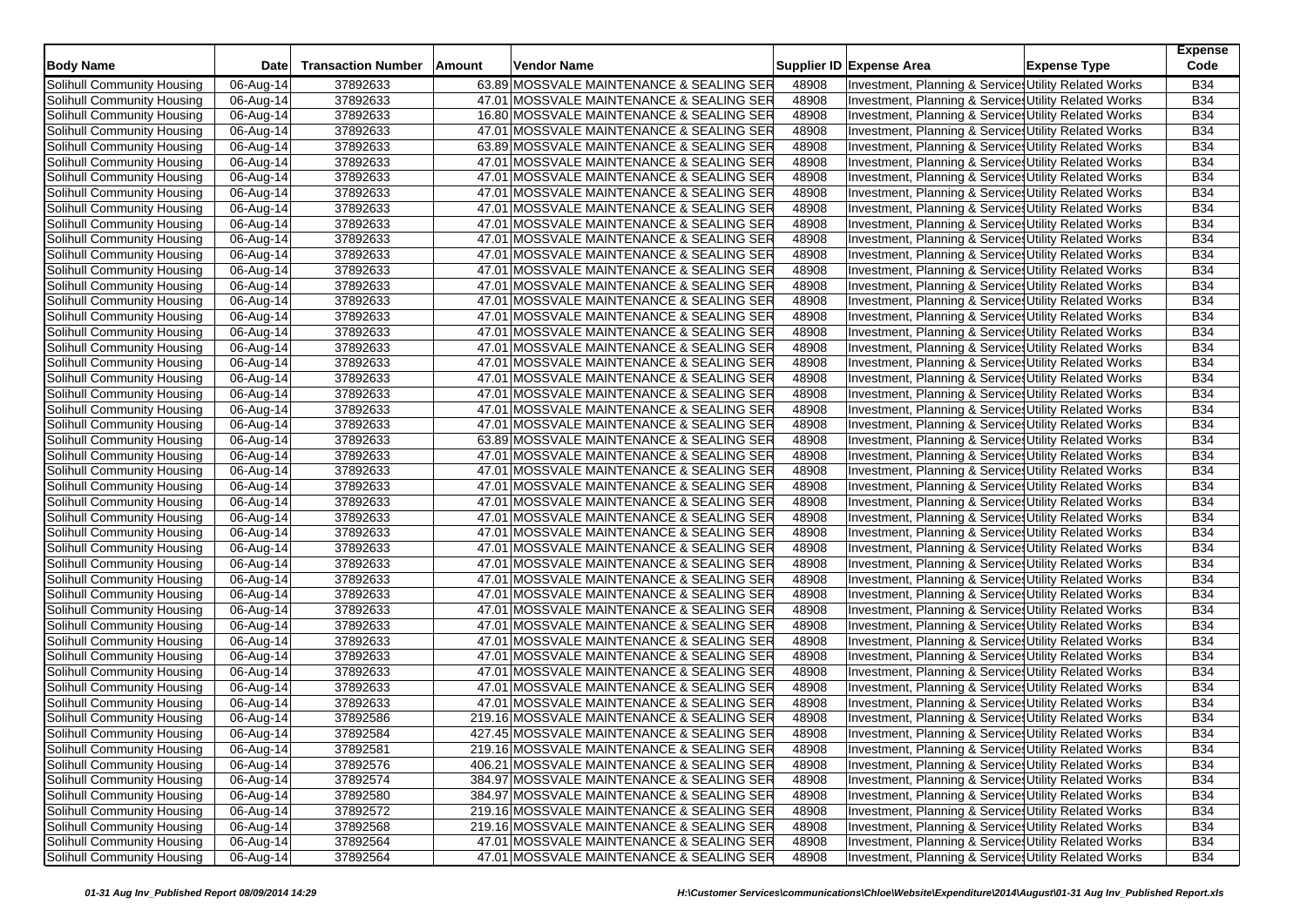| Body Name | Date | Transaction Number | Amount | Vendor Name | Supplier ID | Expense Area | Expense Type | Expense Code |
|---|---|---|---|---|---|---|---|---|
| Solihull Community Housing | 06-Aug-14 | 37892633 | 63.89 | MOSSVALE MAINTENANCE & SEALING SER | 48908 | Investment, Planning & Service | Utility Related Works | B34 |
| Solihull Community Housing | 06-Aug-14 | 37892633 | 47.01 | MOSSVALE MAINTENANCE & SEALING SER | 48908 | Investment, Planning & Service | Utility Related Works | B34 |
| Solihull Community Housing | 06-Aug-14 | 37892633 | 16.80 | MOSSVALE MAINTENANCE & SEALING SER | 48908 | Investment, Planning & Service | Utility Related Works | B34 |
| Solihull Community Housing | 06-Aug-14 | 37892633 | 47.01 | MOSSVALE MAINTENANCE & SEALING SER | 48908 | Investment, Planning & Service | Utility Related Works | B34 |
| Solihull Community Housing | 06-Aug-14 | 37892633 | 63.89 | MOSSVALE MAINTENANCE & SEALING SER | 48908 | Investment, Planning & Service | Utility Related Works | B34 |
| Solihull Community Housing | 06-Aug-14 | 37892633 | 47.01 | MOSSVALE MAINTENANCE & SEALING SER | 48908 | Investment, Planning & Service | Utility Related Works | B34 |
| Solihull Community Housing | 06-Aug-14 | 37892633 | 47.01 | MOSSVALE MAINTENANCE & SEALING SER | 48908 | Investment, Planning & Service | Utility Related Works | B34 |
| Solihull Community Housing | 06-Aug-14 | 37892633 | 47.01 | MOSSVALE MAINTENANCE & SEALING SER | 48908 | Investment, Planning & Service | Utility Related Works | B34 |
| Solihull Community Housing | 06-Aug-14 | 37892633 | 47.01 | MOSSVALE MAINTENANCE & SEALING SER | 48908 | Investment, Planning & Service | Utility Related Works | B34 |
| Solihull Community Housing | 06-Aug-14 | 37892633 | 47.01 | MOSSVALE MAINTENANCE & SEALING SER | 48908 | Investment, Planning & Service | Utility Related Works | B34 |
| Solihull Community Housing | 06-Aug-14 | 37892633 | 47.01 | MOSSVALE MAINTENANCE & SEALING SER | 48908 | Investment, Planning & Service | Utility Related Works | B34 |
| Solihull Community Housing | 06-Aug-14 | 37892633 | 47.01 | MOSSVALE MAINTENANCE & SEALING SER | 48908 | Investment, Planning & Service | Utility Related Works | B34 |
| Solihull Community Housing | 06-Aug-14 | 37892633 | 47.01 | MOSSVALE MAINTENANCE & SEALING SER | 48908 | Investment, Planning & Service | Utility Related Works | B34 |
| Solihull Community Housing | 06-Aug-14 | 37892633 | 47.01 | MOSSVALE MAINTENANCE & SEALING SER | 48908 | Investment, Planning & Service | Utility Related Works | B34 |
| Solihull Community Housing | 06-Aug-14 | 37892633 | 47.01 | MOSSVALE MAINTENANCE & SEALING SER | 48908 | Investment, Planning & Service | Utility Related Works | B34 |
| Solihull Community Housing | 06-Aug-14 | 37892633 | 47.01 | MOSSVALE MAINTENANCE & SEALING SER | 48908 | Investment, Planning & Service | Utility Related Works | B34 |
| Solihull Community Housing | 06-Aug-14 | 37892633 | 47.01 | MOSSVALE MAINTENANCE & SEALING SER | 48908 | Investment, Planning & Service | Utility Related Works | B34 |
| Solihull Community Housing | 06-Aug-14 | 37892633 | 47.01 | MOSSVALE MAINTENANCE & SEALING SER | 48908 | Investment, Planning & Service | Utility Related Works | B34 |
| Solihull Community Housing | 06-Aug-14 | 37892633 | 47.01 | MOSSVALE MAINTENANCE & SEALING SER | 48908 | Investment, Planning & Service | Utility Related Works | B34 |
| Solihull Community Housing | 06-Aug-14 | 37892633 | 47.01 | MOSSVALE MAINTENANCE & SEALING SER | 48908 | Investment, Planning & Service | Utility Related Works | B34 |
| Solihull Community Housing | 06-Aug-14 | 37892633 | 47.01 | MOSSVALE MAINTENANCE & SEALING SER | 48908 | Investment, Planning & Service | Utility Related Works | B34 |
| Solihull Community Housing | 06-Aug-14 | 37892633 | 47.01 | MOSSVALE MAINTENANCE & SEALING SER | 48908 | Investment, Planning & Service | Utility Related Works | B34 |
| Solihull Community Housing | 06-Aug-14 | 37892633 | 63.89 | MOSSVALE MAINTENANCE & SEALING SER | 48908 | Investment, Planning & Service | Utility Related Works | B34 |
| Solihull Community Housing | 06-Aug-14 | 37892633 | 47.01 | MOSSVALE MAINTENANCE & SEALING SER | 48908 | Investment, Planning & Service | Utility Related Works | B34 |
| Solihull Community Housing | 06-Aug-14 | 37892633 | 47.01 | MOSSVALE MAINTENANCE & SEALING SER | 48908 | Investment, Planning & Service | Utility Related Works | B34 |
| Solihull Community Housing | 06-Aug-14 | 37892633 | 47.01 | MOSSVALE MAINTENANCE & SEALING SER | 48908 | Investment, Planning & Service | Utility Related Works | B34 |
| Solihull Community Housing | 06-Aug-14 | 37892633 | 47.01 | MOSSVALE MAINTENANCE & SEALING SER | 48908 | Investment, Planning & Service | Utility Related Works | B34 |
| Solihull Community Housing | 06-Aug-14 | 37892633 | 47.01 | MOSSVALE MAINTENANCE & SEALING SER | 48908 | Investment, Planning & Service | Utility Related Works | B34 |
| Solihull Community Housing | 06-Aug-14 | 37892633 | 47.01 | MOSSVALE MAINTENANCE & SEALING SER | 48908 | Investment, Planning & Service | Utility Related Works | B34 |
| Solihull Community Housing | 06-Aug-14 | 37892633 | 47.01 | MOSSVALE MAINTENANCE & SEALING SER | 48908 | Investment, Planning & Service | Utility Related Works | B34 |
| Solihull Community Housing | 06-Aug-14 | 37892633 | 47.01 | MOSSVALE MAINTENANCE & SEALING SER | 48908 | Investment, Planning & Service | Utility Related Works | B34 |
| Solihull Community Housing | 06-Aug-14 | 37892633 | 47.01 | MOSSVALE MAINTENANCE & SEALING SER | 48908 | Investment, Planning & Service | Utility Related Works | B34 |
| Solihull Community Housing | 06-Aug-14 | 37892633 | 47.01 | MOSSVALE MAINTENANCE & SEALING SER | 48908 | Investment, Planning & Service | Utility Related Works | B34 |
| Solihull Community Housing | 06-Aug-14 | 37892633 | 47.01 | MOSSVALE MAINTENANCE & SEALING SER | 48908 | Investment, Planning & Service | Utility Related Works | B34 |
| Solihull Community Housing | 06-Aug-14 | 37892633 | 47.01 | MOSSVALE MAINTENANCE & SEALING SER | 48908 | Investment, Planning & Service | Utility Related Works | B34 |
| Solihull Community Housing | 06-Aug-14 | 37892633 | 47.01 | MOSSVALE MAINTENANCE & SEALING SER | 48908 | Investment, Planning & Service | Utility Related Works | B34 |
| Solihull Community Housing | 06-Aug-14 | 37892633 | 47.01 | MOSSVALE MAINTENANCE & SEALING SER | 48908 | Investment, Planning & Service | Utility Related Works | B34 |
| Solihull Community Housing | 06-Aug-14 | 37892633 | 47.01 | MOSSVALE MAINTENANCE & SEALING SER | 48908 | Investment, Planning & Service | Utility Related Works | B34 |
| Solihull Community Housing | 06-Aug-14 | 37892633 | 47.01 | MOSSVALE MAINTENANCE & SEALING SER | 48908 | Investment, Planning & Service | Utility Related Works | B34 |
| Solihull Community Housing | 06-Aug-14 | 37892633 | 47.01 | MOSSVALE MAINTENANCE & SEALING SER | 48908 | Investment, Planning & Service | Utility Related Works | B34 |
| Solihull Community Housing | 06-Aug-14 | 37892586 | 219.16 | MOSSVALE MAINTENANCE & SEALING SER | 48908 | Investment, Planning & Service | Utility Related Works | B34 |
| Solihull Community Housing | 06-Aug-14 | 37892584 | 427.45 | MOSSVALE MAINTENANCE & SEALING SER | 48908 | Investment, Planning & Service | Utility Related Works | B34 |
| Solihull Community Housing | 06-Aug-14 | 37892581 | 219.16 | MOSSVALE MAINTENANCE & SEALING SER | 48908 | Investment, Planning & Service | Utility Related Works | B34 |
| Solihull Community Housing | 06-Aug-14 | 37892576 | 406.21 | MOSSVALE MAINTENANCE & SEALING SER | 48908 | Investment, Planning & Service | Utility Related Works | B34 |
| Solihull Community Housing | 06-Aug-14 | 37892574 | 384.97 | MOSSVALE MAINTENANCE & SEALING SER | 48908 | Investment, Planning & Service | Utility Related Works | B34 |
| Solihull Community Housing | 06-Aug-14 | 37892580 | 384.97 | MOSSVALE MAINTENANCE & SEALING SER | 48908 | Investment, Planning & Service | Utility Related Works | B34 |
| Solihull Community Housing | 06-Aug-14 | 37892572 | 219.16 | MOSSVALE MAINTENANCE & SEALING SER | 48908 | Investment, Planning & Service | Utility Related Works | B34 |
| Solihull Community Housing | 06-Aug-14 | 37892568 | 219.16 | MOSSVALE MAINTENANCE & SEALING SER | 48908 | Investment, Planning & Service | Utility Related Works | B34 |
| Solihull Community Housing | 06-Aug-14 | 37892564 | 47.01 | MOSSVALE MAINTENANCE & SEALING SER | 48908 | Investment, Planning & Service | Utility Related Works | B34 |
| Solihull Community Housing | 06-Aug-14 | 37892564 | 47.01 | MOSSVALE MAINTENANCE & SEALING SER | 48908 | Investment, Planning & Service | Utility Related Works | B34 |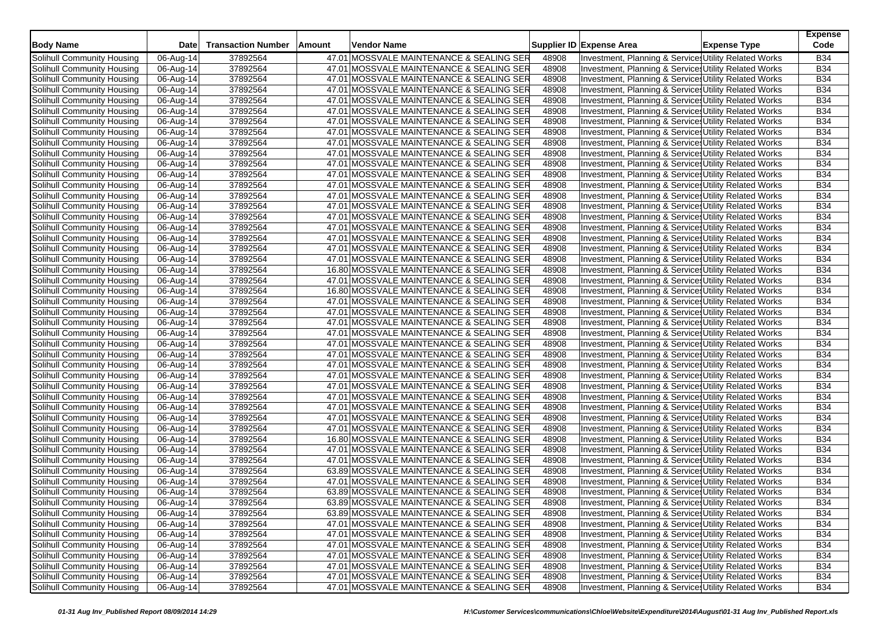| Body Name | Date | Transaction Number | Amount | Vendor Name | Supplier ID | Expense Area | Expense Type | Expense Code |
|---|---|---|---|---|---|---|---|---|
| Solihull Community Housing | 06-Aug-14 | 37892564 | 47.01 | MOSSVALE MAINTENANCE & SEALING SER | 48908 | Investment, Planning & Services | Utility Related Works | B34 |
| Solihull Community Housing | 06-Aug-14 | 37892564 | 47.01 | MOSSVALE MAINTENANCE & SEALING SER | 48908 | Investment, Planning & Services | Utility Related Works | B34 |
| Solihull Community Housing | 06-Aug-14 | 37892564 | 47.01 | MOSSVALE MAINTENANCE & SEALING SER | 48908 | Investment, Planning & Services | Utility Related Works | B34 |
| Solihull Community Housing | 06-Aug-14 | 37892564 | 47.01 | MOSSVALE MAINTENANCE & SEALING SER | 48908 | Investment, Planning & Services | Utility Related Works | B34 |
| Solihull Community Housing | 06-Aug-14 | 37892564 | 47.01 | MOSSVALE MAINTENANCE & SEALING SER | 48908 | Investment, Planning & Services | Utility Related Works | B34 |
| Solihull Community Housing | 06-Aug-14 | 37892564 | 47.01 | MOSSVALE MAINTENANCE & SEALING SER | 48908 | Investment, Planning & Services | Utility Related Works | B34 |
| Solihull Community Housing | 06-Aug-14 | 37892564 | 47.01 | MOSSVALE MAINTENANCE & SEALING SER | 48908 | Investment, Planning & Services | Utility Related Works | B34 |
| Solihull Community Housing | 06-Aug-14 | 37892564 | 47.01 | MOSSVALE MAINTENANCE & SEALING SER | 48908 | Investment, Planning & Services | Utility Related Works | B34 |
| Solihull Community Housing | 06-Aug-14 | 37892564 | 47.01 | MOSSVALE MAINTENANCE & SEALING SER | 48908 | Investment, Planning & Services | Utility Related Works | B34 |
| Solihull Community Housing | 06-Aug-14 | 37892564 | 47.01 | MOSSVALE MAINTENANCE & SEALING SER | 48908 | Investment, Planning & Services | Utility Related Works | B34 |
| Solihull Community Housing | 06-Aug-14 | 37892564 | 47.01 | MOSSVALE MAINTENANCE & SEALING SER | 48908 | Investment, Planning & Services | Utility Related Works | B34 |
| Solihull Community Housing | 06-Aug-14 | 37892564 | 47.01 | MOSSVALE MAINTENANCE & SEALING SER | 48908 | Investment, Planning & Services | Utility Related Works | B34 |
| Solihull Community Housing | 06-Aug-14 | 37892564 | 47.01 | MOSSVALE MAINTENANCE & SEALING SER | 48908 | Investment, Planning & Services | Utility Related Works | B34 |
| Solihull Community Housing | 06-Aug-14 | 37892564 | 47.01 | MOSSVALE MAINTENANCE & SEALING SER | 48908 | Investment, Planning & Services | Utility Related Works | B34 |
| Solihull Community Housing | 06-Aug-14 | 37892564 | 47.01 | MOSSVALE MAINTENANCE & SEALING SER | 48908 | Investment, Planning & Services | Utility Related Works | B34 |
| Solihull Community Housing | 06-Aug-14 | 37892564 | 47.01 | MOSSVALE MAINTENANCE & SEALING SER | 48908 | Investment, Planning & Services | Utility Related Works | B34 |
| Solihull Community Housing | 06-Aug-14 | 37892564 | 47.01 | MOSSVALE MAINTENANCE & SEALING SER | 48908 | Investment, Planning & Services | Utility Related Works | B34 |
| Solihull Community Housing | 06-Aug-14 | 37892564 | 47.01 | MOSSVALE MAINTENANCE & SEALING SER | 48908 | Investment, Planning & Services | Utility Related Works | B34 |
| Solihull Community Housing | 06-Aug-14 | 37892564 | 47.01 | MOSSVALE MAINTENANCE & SEALING SER | 48908 | Investment, Planning & Services | Utility Related Works | B34 |
| Solihull Community Housing | 06-Aug-14 | 37892564 | 47.01 | MOSSVALE MAINTENANCE & SEALING SER | 48908 | Investment, Planning & Services | Utility Related Works | B34 |
| Solihull Community Housing | 06-Aug-14 | 37892564 | 16.80 | MOSSVALE MAINTENANCE & SEALING SER | 48908 | Investment, Planning & Services | Utility Related Works | B34 |
| Solihull Community Housing | 06-Aug-14 | 37892564 | 47.01 | MOSSVALE MAINTENANCE & SEALING SER | 48908 | Investment, Planning & Services | Utility Related Works | B34 |
| Solihull Community Housing | 06-Aug-14 | 37892564 | 16.80 | MOSSVALE MAINTENANCE & SEALING SER | 48908 | Investment, Planning & Services | Utility Related Works | B34 |
| Solihull Community Housing | 06-Aug-14 | 37892564 | 47.01 | MOSSVALE MAINTENANCE & SEALING SER | 48908 | Investment, Planning & Services | Utility Related Works | B34 |
| Solihull Community Housing | 06-Aug-14 | 37892564 | 47.01 | MOSSVALE MAINTENANCE & SEALING SER | 48908 | Investment, Planning & Services | Utility Related Works | B34 |
| Solihull Community Housing | 06-Aug-14 | 37892564 | 47.01 | MOSSVALE MAINTENANCE & SEALING SER | 48908 | Investment, Planning & Services | Utility Related Works | B34 |
| Solihull Community Housing | 06-Aug-14 | 37892564 | 47.01 | MOSSVALE MAINTENANCE & SEALING SER | 48908 | Investment, Planning & Services | Utility Related Works | B34 |
| Solihull Community Housing | 06-Aug-14 | 37892564 | 47.01 | MOSSVALE MAINTENANCE & SEALING SER | 48908 | Investment, Planning & Services | Utility Related Works | B34 |
| Solihull Community Housing | 06-Aug-14 | 37892564 | 47.01 | MOSSVALE MAINTENANCE & SEALING SER | 48908 | Investment, Planning & Services | Utility Related Works | B34 |
| Solihull Community Housing | 06-Aug-14 | 37892564 | 47.01 | MOSSVALE MAINTENANCE & SEALING SER | 48908 | Investment, Planning & Services | Utility Related Works | B34 |
| Solihull Community Housing | 06-Aug-14 | 37892564 | 47.01 | MOSSVALE MAINTENANCE & SEALING SER | 48908 | Investment, Planning & Services | Utility Related Works | B34 |
| Solihull Community Housing | 06-Aug-14 | 37892564 | 47.01 | MOSSVALE MAINTENANCE & SEALING SER | 48908 | Investment, Planning & Services | Utility Related Works | B34 |
| Solihull Community Housing | 06-Aug-14 | 37892564 | 47.01 | MOSSVALE MAINTENANCE & SEALING SER | 48908 | Investment, Planning & Services | Utility Related Works | B34 |
| Solihull Community Housing | 06-Aug-14 | 37892564 | 47.01 | MOSSVALE MAINTENANCE & SEALING SER | 48908 | Investment, Planning & Services | Utility Related Works | B34 |
| Solihull Community Housing | 06-Aug-14 | 37892564 | 47.01 | MOSSVALE MAINTENANCE & SEALING SER | 48908 | Investment, Planning & Services | Utility Related Works | B34 |
| Solihull Community Housing | 06-Aug-14 | 37892564 | 47.01 | MOSSVALE MAINTENANCE & SEALING SER | 48908 | Investment, Planning & Services | Utility Related Works | B34 |
| Solihull Community Housing | 06-Aug-14 | 37892564 | 16.80 | MOSSVALE MAINTENANCE & SEALING SER | 48908 | Investment, Planning & Services | Utility Related Works | B34 |
| Solihull Community Housing | 06-Aug-14 | 37892564 | 47.01 | MOSSVALE MAINTENANCE & SEALING SER | 48908 | Investment, Planning & Services | Utility Related Works | B34 |
| Solihull Community Housing | 06-Aug-14 | 37892564 | 47.01 | MOSSVALE MAINTENANCE & SEALING SER | 48908 | Investment, Planning & Services | Utility Related Works | B34 |
| Solihull Community Housing | 06-Aug-14 | 37892564 | 63.89 | MOSSVALE MAINTENANCE & SEALING SER | 48908 | Investment, Planning & Services | Utility Related Works | B34 |
| Solihull Community Housing | 06-Aug-14 | 37892564 | 47.01 | MOSSVALE MAINTENANCE & SEALING SER | 48908 | Investment, Planning & Services | Utility Related Works | B34 |
| Solihull Community Housing | 06-Aug-14 | 37892564 | 63.89 | MOSSVALE MAINTENANCE & SEALING SER | 48908 | Investment, Planning & Services | Utility Related Works | B34 |
| Solihull Community Housing | 06-Aug-14 | 37892564 | 63.89 | MOSSVALE MAINTENANCE & SEALING SER | 48908 | Investment, Planning & Services | Utility Related Works | B34 |
| Solihull Community Housing | 06-Aug-14 | 37892564 | 63.89 | MOSSVALE MAINTENANCE & SEALING SER | 48908 | Investment, Planning & Services | Utility Related Works | B34 |
| Solihull Community Housing | 06-Aug-14 | 37892564 | 47.01 | MOSSVALE MAINTENANCE & SEALING SER | 48908 | Investment, Planning & Services | Utility Related Works | B34 |
| Solihull Community Housing | 06-Aug-14 | 37892564 | 47.01 | MOSSVALE MAINTENANCE & SEALING SER | 48908 | Investment, Planning & Services | Utility Related Works | B34 |
| Solihull Community Housing | 06-Aug-14 | 37892564 | 47.01 | MOSSVALE MAINTENANCE & SEALING SER | 48908 | Investment, Planning & Services | Utility Related Works | B34 |
| Solihull Community Housing | 06-Aug-14 | 37892564 | 47.01 | MOSSVALE MAINTENANCE & SEALING SER | 48908 | Investment, Planning & Services | Utility Related Works | B34 |
| Solihull Community Housing | 06-Aug-14 | 37892564 | 47.01 | MOSSVALE MAINTENANCE & SEALING SER | 48908 | Investment, Planning & Services | Utility Related Works | B34 |
| Solihull Community Housing | 06-Aug-14 | 37892564 | 47.01 | MOSSVALE MAINTENANCE & SEALING SER | 48908 | Investment, Planning & Services | Utility Related Works | B34 |
| Solihull Community Housing | 06-Aug-14 | 37892564 | 47.01 | MOSSVALE MAINTENANCE & SEALING SER | 48908 | Investment, Planning & Services | Utility Related Works | B34 |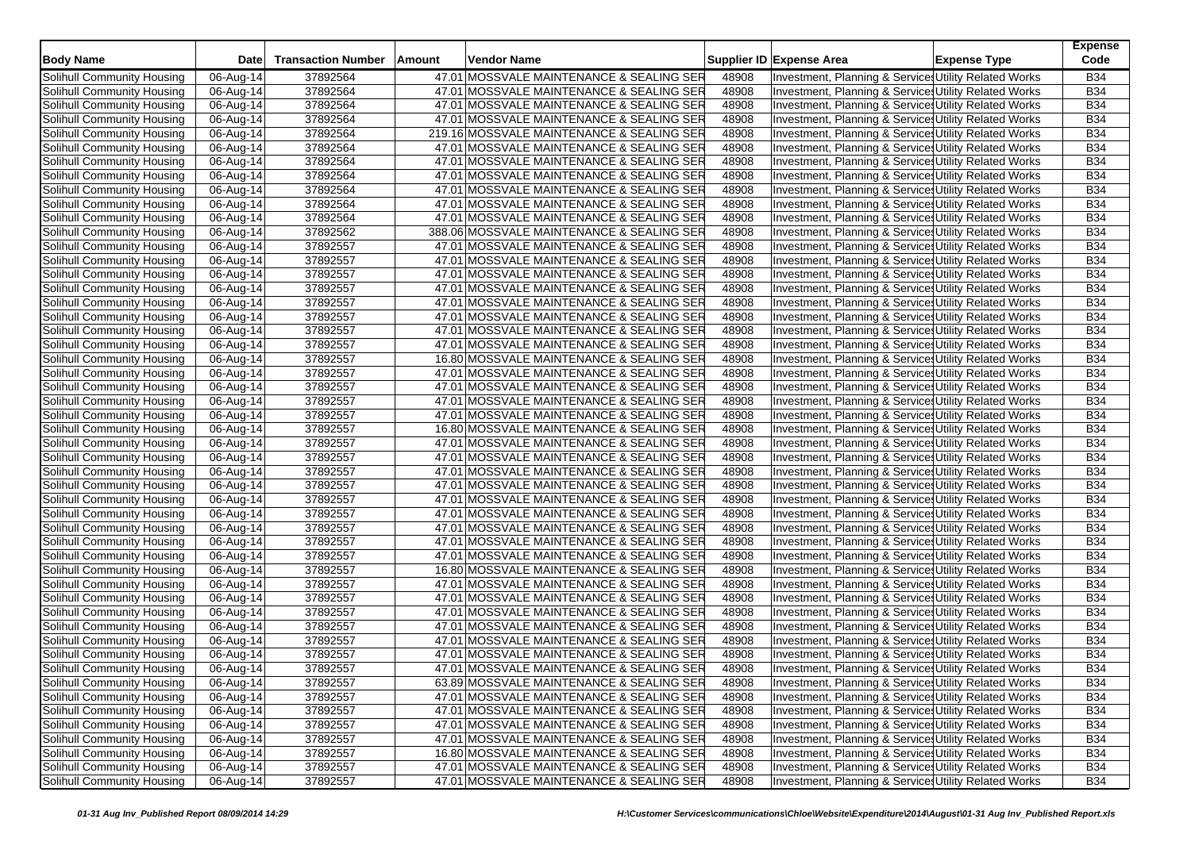| Body Name | Date | Transaction Number | Amount | Vendor Name | Supplier ID | Expense Area | Expense Type | Expense Code |
|---|---|---|---|---|---|---|---|---|
| Solihull Community Housing | 06-Aug-14 | 37892564 | 47.01 | MOSSVALE MAINTENANCE & SEALING SER | 48908 | Investment, Planning & Service | Utility Related Works | B34 |
| Solihull Community Housing | 06-Aug-14 | 37892564 | 47.01 | MOSSVALE MAINTENANCE & SEALING SER | 48908 | Investment, Planning & Service | Utility Related Works | B34 |
| Solihull Community Housing | 06-Aug-14 | 37892564 | 47.01 | MOSSVALE MAINTENANCE & SEALING SER | 48908 | Investment, Planning & Service | Utility Related Works | B34 |
| Solihull Community Housing | 06-Aug-14 | 37892564 | 47.01 | MOSSVALE MAINTENANCE & SEALING SER | 48908 | Investment, Planning & Service | Utility Related Works | B34 |
| Solihull Community Housing | 06-Aug-14 | 37892564 | 219.16 | MOSSVALE MAINTENANCE & SEALING SER | 48908 | Investment, Planning & Service | Utility Related Works | B34 |
| Solihull Community Housing | 06-Aug-14 | 37892564 | 47.01 | MOSSVALE MAINTENANCE & SEALING SER | 48908 | Investment, Planning & Service | Utility Related Works | B34 |
| Solihull Community Housing | 06-Aug-14 | 37892564 | 47.01 | MOSSVALE MAINTENANCE & SEALING SER | 48908 | Investment, Planning & Service | Utility Related Works | B34 |
| Solihull Community Housing | 06-Aug-14 | 37892564 | 47.01 | MOSSVALE MAINTENANCE & SEALING SER | 48908 | Investment, Planning & Service | Utility Related Works | B34 |
| Solihull Community Housing | 06-Aug-14 | 37892564 | 47.01 | MOSSVALE MAINTENANCE & SEALING SER | 48908 | Investment, Planning & Service | Utility Related Works | B34 |
| Solihull Community Housing | 06-Aug-14 | 37892564 | 47.01 | MOSSVALE MAINTENANCE & SEALING SER | 48908 | Investment, Planning & Service | Utility Related Works | B34 |
| Solihull Community Housing | 06-Aug-14 | 37892564 | 47.01 | MOSSVALE MAINTENANCE & SEALING SER | 48908 | Investment, Planning & Service | Utility Related Works | B34 |
| Solihull Community Housing | 06-Aug-14 | 37892562 | 388.06 | MOSSVALE MAINTENANCE & SEALING SER | 48908 | Investment, Planning & Service | Utility Related Works | B34 |
| Solihull Community Housing | 06-Aug-14 | 37892557 | 47.01 | MOSSVALE MAINTENANCE & SEALING SER | 48908 | Investment, Planning & Service | Utility Related Works | B34 |
| Solihull Community Housing | 06-Aug-14 | 37892557 | 47.01 | MOSSVALE MAINTENANCE & SEALING SER | 48908 | Investment, Planning & Service | Utility Related Works | B34 |
| Solihull Community Housing | 06-Aug-14 | 37892557 | 47.01 | MOSSVALE MAINTENANCE & SEALING SER | 48908 | Investment, Planning & Service | Utility Related Works | B34 |
| Solihull Community Housing | 06-Aug-14 | 37892557 | 47.01 | MOSSVALE MAINTENANCE & SEALING SER | 48908 | Investment, Planning & Service | Utility Related Works | B34 |
| Solihull Community Housing | 06-Aug-14 | 37892557 | 47.01 | MOSSVALE MAINTENANCE & SEALING SER | 48908 | Investment, Planning & Service | Utility Related Works | B34 |
| Solihull Community Housing | 06-Aug-14 | 37892557 | 47.01 | MOSSVALE MAINTENANCE & SEALING SER | 48908 | Investment, Planning & Service | Utility Related Works | B34 |
| Solihull Community Housing | 06-Aug-14 | 37892557 | 47.01 | MOSSVALE MAINTENANCE & SEALING SER | 48908 | Investment, Planning & Service | Utility Related Works | B34 |
| Solihull Community Housing | 06-Aug-14 | 37892557 | 47.01 | MOSSVALE MAINTENANCE & SEALING SER | 48908 | Investment, Planning & Service | Utility Related Works | B34 |
| Solihull Community Housing | 06-Aug-14 | 37892557 | 16.80 | MOSSVALE MAINTENANCE & SEALING SER | 48908 | Investment, Planning & Service | Utility Related Works | B34 |
| Solihull Community Housing | 06-Aug-14 | 37892557 | 47.01 | MOSSVALE MAINTENANCE & SEALING SER | 48908 | Investment, Planning & Service | Utility Related Works | B34 |
| Solihull Community Housing | 06-Aug-14 | 37892557 | 47.01 | MOSSVALE MAINTENANCE & SEALING SER | 48908 | Investment, Planning & Service | Utility Related Works | B34 |
| Solihull Community Housing | 06-Aug-14 | 37892557 | 47.01 | MOSSVALE MAINTENANCE & SEALING SER | 48908 | Investment, Planning & Service | Utility Related Works | B34 |
| Solihull Community Housing | 06-Aug-14 | 37892557 | 47.01 | MOSSVALE MAINTENANCE & SEALING SER | 48908 | Investment, Planning & Service | Utility Related Works | B34 |
| Solihull Community Housing | 06-Aug-14 | 37892557 | 16.80 | MOSSVALE MAINTENANCE & SEALING SER | 48908 | Investment, Planning & Service | Utility Related Works | B34 |
| Solihull Community Housing | 06-Aug-14 | 37892557 | 47.01 | MOSSVALE MAINTENANCE & SEALING SER | 48908 | Investment, Planning & Service | Utility Related Works | B34 |
| Solihull Community Housing | 06-Aug-14 | 37892557 | 47.01 | MOSSVALE MAINTENANCE & SEALING SER | 48908 | Investment, Planning & Service | Utility Related Works | B34 |
| Solihull Community Housing | 06-Aug-14 | 37892557 | 47.01 | MOSSVALE MAINTENANCE & SEALING SER | 48908 | Investment, Planning & Service | Utility Related Works | B34 |
| Solihull Community Housing | 06-Aug-14 | 37892557 | 47.01 | MOSSVALE MAINTENANCE & SEALING SER | 48908 | Investment, Planning & Service | Utility Related Works | B34 |
| Solihull Community Housing | 06-Aug-14 | 37892557 | 47.01 | MOSSVALE MAINTENANCE & SEALING SER | 48908 | Investment, Planning & Service | Utility Related Works | B34 |
| Solihull Community Housing | 06-Aug-14 | 37892557 | 47.01 | MOSSVALE MAINTENANCE & SEALING SER | 48908 | Investment, Planning & Service | Utility Related Works | B34 |
| Solihull Community Housing | 06-Aug-14 | 37892557 | 47.01 | MOSSVALE MAINTENANCE & SEALING SER | 48908 | Investment, Planning & Service | Utility Related Works | B34 |
| Solihull Community Housing | 06-Aug-14 | 37892557 | 47.01 | MOSSVALE MAINTENANCE & SEALING SER | 48908 | Investment, Planning & Service | Utility Related Works | B34 |
| Solihull Community Housing | 06-Aug-14 | 37892557 | 16.80 | MOSSVALE MAINTENANCE & SEALING SER | 48908 | Investment, Planning & Service | Utility Related Works | B34 |
| Solihull Community Housing | 06-Aug-14 | 37892557 | 47.01 | MOSSVALE MAINTENANCE & SEALING SER | 48908 | Investment, Planning & Service | Utility Related Works | B34 |
| Solihull Community Housing | 06-Aug-14 | 37892557 | 47.01 | MOSSVALE MAINTENANCE & SEALING SER | 48908 | Investment, Planning & Service | Utility Related Works | B34 |
| Solihull Community Housing | 06-Aug-14 | 37892557 | 47.01 | MOSSVALE MAINTENANCE & SEALING SER | 48908 | Investment, Planning & Service | Utility Related Works | B34 |
| Solihull Community Housing | 06-Aug-14 | 37892557 | 47.01 | MOSSVALE MAINTENANCE & SEALING SER | 48908 | Investment, Planning & Service | Utility Related Works | B34 |
| Solihull Community Housing | 06-Aug-14 | 37892557 | 47.01 | MOSSVALE MAINTENANCE & SEALING SER | 48908 | Investment, Planning & Service | Utility Related Works | B34 |
| Solihull Community Housing | 06-Aug-14 | 37892557 | 47.01 | MOSSVALE MAINTENANCE & SEALING SER | 48908 | Investment, Planning & Service | Utility Related Works | B34 |
| Solihull Community Housing | 06-Aug-14 | 37892557 | 63.89 | MOSSVALE MAINTENANCE & SEALING SER | 48908 | Investment, Planning & Service | Utility Related Works | B34 |
| Solihull Community Housing | 06-Aug-14 | 37892557 | 47.01 | MOSSVALE MAINTENANCE & SEALING SER | 48908 | Investment, Planning & Service | Utility Related Works | B34 |
| Solihull Community Housing | 06-Aug-14 | 37892557 | 47.01 | MOSSVALE MAINTENANCE & SEALING SER | 48908 | Investment, Planning & Service | Utility Related Works | B34 |
| Solihull Community Housing | 06-Aug-14 | 37892557 | 47.01 | MOSSVALE MAINTENANCE & SEALING SER | 48908 | Investment, Planning & Service | Utility Related Works | B34 |
| Solihull Community Housing | 06-Aug-14 | 37892557 | 47.01 | MOSSVALE MAINTENANCE & SEALING SER | 48908 | Investment, Planning & Service | Utility Related Works | B34 |
| Solihull Community Housing | 06-Aug-14 | 37892557 | 16.80 | MOSSVALE MAINTENANCE & SEALING SER | 48908 | Investment, Planning & Service | Utility Related Works | B34 |
| Solihull Community Housing | 06-Aug-14 | 37892557 | 47.01 | MOSSVALE MAINTENANCE & SEALING SER | 48908 | Investment, Planning & Service | Utility Related Works | B34 |
| Solihull Community Housing | 06-Aug-14 | 37892557 | 47.01 | MOSSVALE MAINTENANCE & SEALING SER | 48908 | Investment, Planning & Service | Utility Related Works | B34 |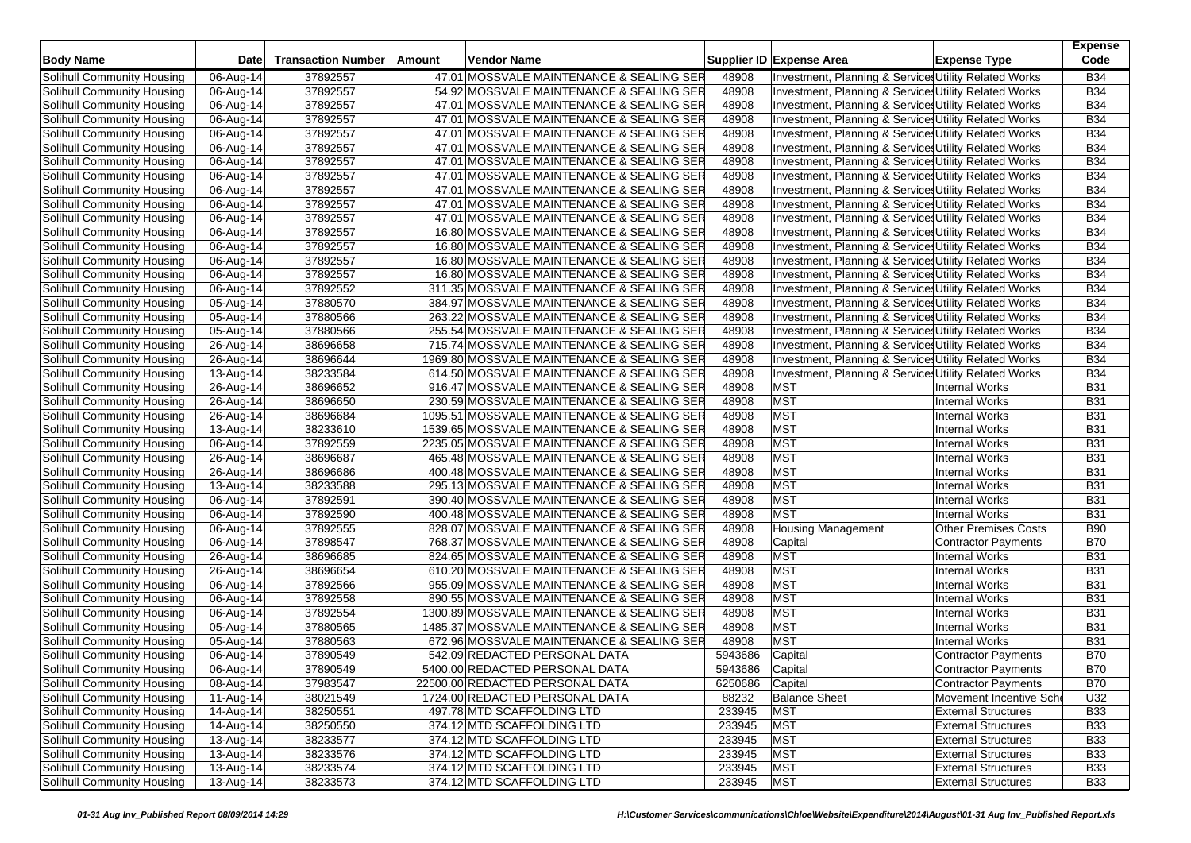| Body Name | Date | Transaction Number | Amount | Vendor Name | Supplier ID | Expense Area | Expense Type | Expense Code |
|---|---|---|---|---|---|---|---|---|
| Solihull Community Housing | 06-Aug-14 | 37892557 | 47.01 | MOSSVALE MAINTENANCE & SEALING SER | 48908 | Investment, Planning & Service | Utility Related Works | B34 |
| Solihull Community Housing | 06-Aug-14 | 37892557 | 54.92 | MOSSVALE MAINTENANCE & SEALING SER | 48908 | Investment, Planning & Service | Utility Related Works | B34 |
| Solihull Community Housing | 06-Aug-14 | 37892557 | 47.01 | MOSSVALE MAINTENANCE & SEALING SER | 48908 | Investment, Planning & Service | Utility Related Works | B34 |
| Solihull Community Housing | 06-Aug-14 | 37892557 | 47.01 | MOSSVALE MAINTENANCE & SEALING SER | 48908 | Investment, Planning & Service | Utility Related Works | B34 |
| Solihull Community Housing | 06-Aug-14 | 37892557 | 47.01 | MOSSVALE MAINTENANCE & SEALING SER | 48908 | Investment, Planning & Service | Utility Related Works | B34 |
| Solihull Community Housing | 06-Aug-14 | 37892557 | 47.01 | MOSSVALE MAINTENANCE & SEALING SER | 48908 | Investment, Planning & Service | Utility Related Works | B34 |
| Solihull Community Housing | 06-Aug-14 | 37892557 | 47.01 | MOSSVALE MAINTENANCE & SEALING SER | 48908 | Investment, Planning & Service | Utility Related Works | B34 |
| Solihull Community Housing | 06-Aug-14 | 37892557 | 47.01 | MOSSVALE MAINTENANCE & SEALING SER | 48908 | Investment, Planning & Service | Utility Related Works | B34 |
| Solihull Community Housing | 06-Aug-14 | 37892557 | 47.01 | MOSSVALE MAINTENANCE & SEALING SER | 48908 | Investment, Planning & Service | Utility Related Works | B34 |
| Solihull Community Housing | 06-Aug-14 | 37892557 | 47.01 | MOSSVALE MAINTENANCE & SEALING SER | 48908 | Investment, Planning & Service | Utility Related Works | B34 |
| Solihull Community Housing | 06-Aug-14 | 37892557 | 47.01 | MOSSVALE MAINTENANCE & SEALING SER | 48908 | Investment, Planning & Service | Utility Related Works | B34 |
| Solihull Community Housing | 06-Aug-14 | 37892557 | 16.80 | MOSSVALE MAINTENANCE & SEALING SER | 48908 | Investment, Planning & Service | Utility Related Works | B34 |
| Solihull Community Housing | 06-Aug-14 | 37892557 | 16.80 | MOSSVALE MAINTENANCE & SEALING SER | 48908 | Investment, Planning & Service | Utility Related Works | B34 |
| Solihull Community Housing | 06-Aug-14 | 37892557 | 16.80 | MOSSVALE MAINTENANCE & SEALING SER | 48908 | Investment, Planning & Service | Utility Related Works | B34 |
| Solihull Community Housing | 06-Aug-14 | 37892557 | 16.80 | MOSSVALE MAINTENANCE & SEALING SER | 48908 | Investment, Planning & Service | Utility Related Works | B34 |
| Solihull Community Housing | 06-Aug-14 | 37892552 | 311.35 | MOSSVALE MAINTENANCE & SEALING SER | 48908 | Investment, Planning & Service | Utility Related Works | B34 |
| Solihull Community Housing | 05-Aug-14 | 37880570 | 384.97 | MOSSVALE MAINTENANCE & SEALING SER | 48908 | Investment, Planning & Service | Utility Related Works | B34 |
| Solihull Community Housing | 05-Aug-14 | 37880566 | 263.22 | MOSSVALE MAINTENANCE & SEALING SER | 48908 | Investment, Planning & Service | Utility Related Works | B34 |
| Solihull Community Housing | 05-Aug-14 | 37880566 | 255.54 | MOSSVALE MAINTENANCE & SEALING SER | 48908 | Investment, Planning & Service | Utility Related Works | B34 |
| Solihull Community Housing | 26-Aug-14 | 38696658 | 715.74 | MOSSVALE MAINTENANCE & SEALING SER | 48908 | Investment, Planning & Service | Utility Related Works | B34 |
| Solihull Community Housing | 26-Aug-14 | 38696644 | 1969.80 | MOSSVALE MAINTENANCE & SEALING SER | 48908 | Investment, Planning & Service | Utility Related Works | B34 |
| Solihull Community Housing | 13-Aug-14 | 38233584 | 614.50 | MOSSVALE MAINTENANCE & SEALING SER | 48908 | Investment, Planning & Service | Utility Related Works | B34 |
| Solihull Community Housing | 26-Aug-14 | 38696652 | 916.47 | MOSSVALE MAINTENANCE & SEALING SER | 48908 | MST | Internal Works | B31 |
| Solihull Community Housing | 26-Aug-14 | 38696650 | 230.59 | MOSSVALE MAINTENANCE & SEALING SER | 48908 | MST | Internal Works | B31 |
| Solihull Community Housing | 26-Aug-14 | 38696684 | 1095.51 | MOSSVALE MAINTENANCE & SEALING SER | 48908 | MST | Internal Works | B31 |
| Solihull Community Housing | 13-Aug-14 | 38233610 | 1539.65 | MOSSVALE MAINTENANCE & SEALING SER | 48908 | MST | Internal Works | B31 |
| Solihull Community Housing | 06-Aug-14 | 37892559 | 2235.05 | MOSSVALE MAINTENANCE & SEALING SER | 48908 | MST | Internal Works | B31 |
| Solihull Community Housing | 26-Aug-14 | 38696687 | 465.48 | MOSSVALE MAINTENANCE & SEALING SER | 48908 | MST | Internal Works | B31 |
| Solihull Community Housing | 26-Aug-14 | 38696686 | 400.48 | MOSSVALE MAINTENANCE & SEALING SER | 48908 | MST | Internal Works | B31 |
| Solihull Community Housing | 13-Aug-14 | 38233588 | 295.13 | MOSSVALE MAINTENANCE & SEALING SER | 48908 | MST | Internal Works | B31 |
| Solihull Community Housing | 06-Aug-14 | 37892591 | 390.40 | MOSSVALE MAINTENANCE & SEALING SER | 48908 | MST | Internal Works | B31 |
| Solihull Community Housing | 06-Aug-14 | 37892590 | 400.48 | MOSSVALE MAINTENANCE & SEALING SER | 48908 | MST | Internal Works | B31 |
| Solihull Community Housing | 06-Aug-14 | 37892555 | 828.07 | MOSSVALE MAINTENANCE & SEALING SER | 48908 | Housing Management | Other Premises Costs | B90 |
| Solihull Community Housing | 06-Aug-14 | 37898547 | 768.37 | MOSSVALE MAINTENANCE & SEALING SER | 48908 | Capital | Contractor Payments | B70 |
| Solihull Community Housing | 26-Aug-14 | 38696685 | 824.65 | MOSSVALE MAINTENANCE & SEALING SER | 48908 | MST | Internal Works | B31 |
| Solihull Community Housing | 26-Aug-14 | 38696654 | 610.20 | MOSSVALE MAINTENANCE & SEALING SER | 48908 | MST | Internal Works | B31 |
| Solihull Community Housing | 06-Aug-14 | 37892566 | 955.09 | MOSSVALE MAINTENANCE & SEALING SER | 48908 | MST | Internal Works | B31 |
| Solihull Community Housing | 06-Aug-14 | 37892558 | 890.55 | MOSSVALE MAINTENANCE & SEALING SER | 48908 | MST | Internal Works | B31 |
| Solihull Community Housing | 06-Aug-14 | 37892554 | 1300.89 | MOSSVALE MAINTENANCE & SEALING SER | 48908 | MST | Internal Works | B31 |
| Solihull Community Housing | 05-Aug-14 | 37880565 | 1485.37 | MOSSVALE MAINTENANCE & SEALING SER | 48908 | MST | Internal Works | B31 |
| Solihull Community Housing | 05-Aug-14 | 37880563 | 672.96 | MOSSVALE MAINTENANCE & SEALING SER | 48908 | MST | Internal Works | B31 |
| Solihull Community Housing | 06-Aug-14 | 37890549 | 542.09 | REDACTED PERSONAL DATA | 5943686 | Capital | Contractor Payments | B70 |
| Solihull Community Housing | 06-Aug-14 | 37890549 | 5400.00 | REDACTED PERSONAL DATA | 5943686 | Capital | Contractor Payments | B70 |
| Solihull Community Housing | 08-Aug-14 | 37983547 | 22500.00 | REDACTED PERSONAL DATA | 6250686 | Capital | Contractor Payments | B70 |
| Solihull Community Housing | 11-Aug-14 | 38021549 | 1724.00 | REDACTED PERSONAL DATA | 88232 | Balance Sheet | Movement Incentive Sche | U32 |
| Solihull Community Housing | 14-Aug-14 | 38250551 | 497.78 | MTD SCAFFOLDING LTD | 233945 | MST | External Structures | B33 |
| Solihull Community Housing | 14-Aug-14 | 38250550 | 374.12 | MTD SCAFFOLDING LTD | 233945 | MST | External Structures | B33 |
| Solihull Community Housing | 13-Aug-14 | 38233577 | 374.12 | MTD SCAFFOLDING LTD | 233945 | MST | External Structures | B33 |
| Solihull Community Housing | 13-Aug-14 | 38233576 | 374.12 | MTD SCAFFOLDING LTD | 233945 | MST | External Structures | B33 |
| Solihull Community Housing | 13-Aug-14 | 38233574 | 374.12 | MTD SCAFFOLDING LTD | 233945 | MST | External Structures | B33 |
| Solihull Community Housing | 13-Aug-14 | 38233573 | 374.12 | MTD SCAFFOLDING LTD | 233945 | MST | External Structures | B33 |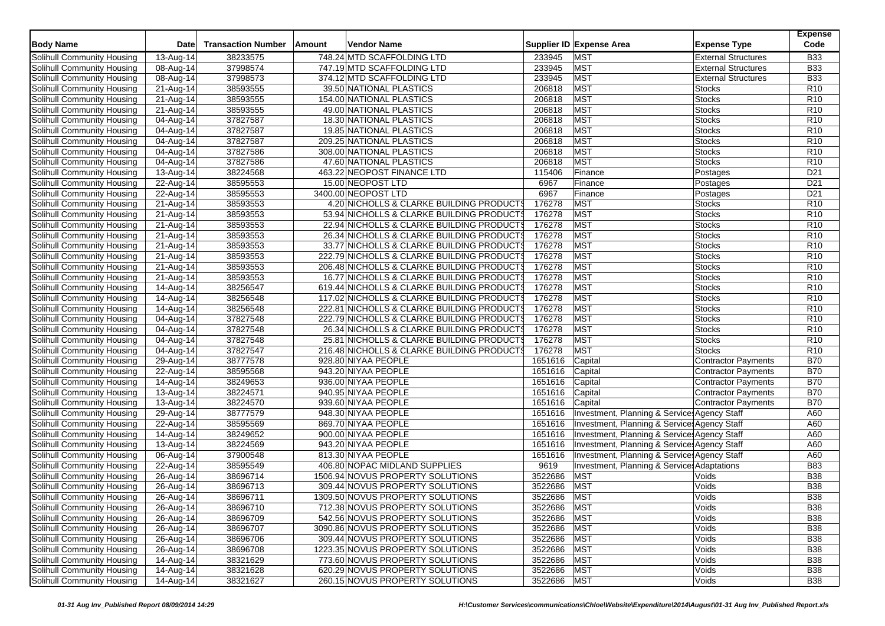| Body Name | Date | Transaction Number | Amount | Vendor Name | Supplier ID | Expense Area | Expense Type | Expense Code |
|---|---|---|---|---|---|---|---|---|
| Solihull Community Housing | 13-Aug-14 | 38233575 | 748.24 | MTD SCAFFOLDING LTD | 233945 | MST | External Structures | B33 |
| Solihull Community Housing | 08-Aug-14 | 37998574 | 747.19 | MTD SCAFFOLDING LTD | 233945 | MST | External Structures | B33 |
| Solihull Community Housing | 08-Aug-14 | 37998573 | 374.12 | MTD SCAFFOLDING LTD | 233945 | MST | External Structures | B33 |
| Solihull Community Housing | 21-Aug-14 | 38593555 | 39.50 | NATIONAL PLASTICS | 206818 | MST | Stocks | R10 |
| Solihull Community Housing | 21-Aug-14 | 38593555 | 154.00 | NATIONAL PLASTICS | 206818 | MST | Stocks | R10 |
| Solihull Community Housing | 21-Aug-14 | 38593555 | 49.00 | NATIONAL PLASTICS | 206818 | MST | Stocks | R10 |
| Solihull Community Housing | 04-Aug-14 | 37827587 | 18.30 | NATIONAL PLASTICS | 206818 | MST | Stocks | R10 |
| Solihull Community Housing | 04-Aug-14 | 37827587 | 19.85 | NATIONAL PLASTICS | 206818 | MST | Stocks | R10 |
| Solihull Community Housing | 04-Aug-14 | 37827587 | 209.25 | NATIONAL PLASTICS | 206818 | MST | Stocks | R10 |
| Solihull Community Housing | 04-Aug-14 | 37827586 | 308.00 | NATIONAL PLASTICS | 206818 | MST | Stocks | R10 |
| Solihull Community Housing | 04-Aug-14 | 37827586 | 47.60 | NATIONAL PLASTICS | 206818 | MST | Stocks | R10 |
| Solihull Community Housing | 13-Aug-14 | 38224568 | 463.22 | NEOPOST FINANCE LTD | 115406 | Finance | Postages | D21 |
| Solihull Community Housing | 22-Aug-14 | 38595553 | 15.00 | NEOPOST LTD | 6967 | Finance | Postages | D21 |
| Solihull Community Housing | 22-Aug-14 | 38595553 | 3400.00 | NEOPOST LTD | 6967 | Finance | Postages | D21 |
| Solihull Community Housing | 21-Aug-14 | 38593553 | 4.20 | NICHOLLS & CLARKE BUILDING PRODUCTS | 176278 | MST | Stocks | R10 |
| Solihull Community Housing | 21-Aug-14 | 38593553 | 53.94 | NICHOLLS & CLARKE BUILDING PRODUCTS | 176278 | MST | Stocks | R10 |
| Solihull Community Housing | 21-Aug-14 | 38593553 | 22.94 | NICHOLLS & CLARKE BUILDING PRODUCTS | 176278 | MST | Stocks | R10 |
| Solihull Community Housing | 21-Aug-14 | 38593553 | 26.34 | NICHOLLS & CLARKE BUILDING PRODUCTS | 176278 | MST | Stocks | R10 |
| Solihull Community Housing | 21-Aug-14 | 38593553 | 33.77 | NICHOLLS & CLARKE BUILDING PRODUCTS | 176278 | MST | Stocks | R10 |
| Solihull Community Housing | 21-Aug-14 | 38593553 | 222.79 | NICHOLLS & CLARKE BUILDING PRODUCTS | 176278 | MST | Stocks | R10 |
| Solihull Community Housing | 21-Aug-14 | 38593553 | 206.48 | NICHOLLS & CLARKE BUILDING PRODUCTS | 176278 | MST | Stocks | R10 |
| Solihull Community Housing | 21-Aug-14 | 38593553 | 16.77 | NICHOLLS & CLARKE BUILDING PRODUCTS | 176278 | MST | Stocks | R10 |
| Solihull Community Housing | 14-Aug-14 | 38256547 | 619.44 | NICHOLLS & CLARKE BUILDING PRODUCTS | 176278 | MST | Stocks | R10 |
| Solihull Community Housing | 14-Aug-14 | 38256548 | 117.02 | NICHOLLS & CLARKE BUILDING PRODUCTS | 176278 | MST | Stocks | R10 |
| Solihull Community Housing | 14-Aug-14 | 38256548 | 222.81 | NICHOLLS & CLARKE BUILDING PRODUCTS | 176278 | MST | Stocks | R10 |
| Solihull Community Housing | 04-Aug-14 | 37827548 | 222.79 | NICHOLLS & CLARKE BUILDING PRODUCTS | 176278 | MST | Stocks | R10 |
| Solihull Community Housing | 04-Aug-14 | 37827548 | 26.34 | NICHOLLS & CLARKE BUILDING PRODUCTS | 176278 | MST | Stocks | R10 |
| Solihull Community Housing | 04-Aug-14 | 37827548 | 25.81 | NICHOLLS & CLARKE BUILDING PRODUCTS | 176278 | MST | Stocks | R10 |
| Solihull Community Housing | 04-Aug-14 | 37827547 | 216.48 | NICHOLLS & CLARKE BUILDING PRODUCTS | 176278 | MST | Stocks | R10 |
| Solihull Community Housing | 29-Aug-14 | 38777578 | 928.80 | NIYAA PEOPLE | 1651616 | Capital | Contractor Payments | B70 |
| Solihull Community Housing | 22-Aug-14 | 38595568 | 943.20 | NIYAA PEOPLE | 1651616 | Capital | Contractor Payments | B70 |
| Solihull Community Housing | 14-Aug-14 | 38249653 | 936.00 | NIYAA PEOPLE | 1651616 | Capital | Contractor Payments | B70 |
| Solihull Community Housing | 13-Aug-14 | 38224571 | 940.95 | NIYAA PEOPLE | 1651616 | Capital | Contractor Payments | B70 |
| Solihull Community Housing | 13-Aug-14 | 38224570 | 939.60 | NIYAA PEOPLE | 1651616 | Capital | Contractor Payments | B70 |
| Solihull Community Housing | 29-Aug-14 | 38777579 | 948.30 | NIYAA PEOPLE | 1651616 | Investment, Planning & Services | Agency Staff | A60 |
| Solihull Community Housing | 22-Aug-14 | 38595569 | 869.70 | NIYAA PEOPLE | 1651616 | Investment, Planning & Services | Agency Staff | A60 |
| Solihull Community Housing | 14-Aug-14 | 38249652 | 900.00 | NIYAA PEOPLE | 1651616 | Investment, Planning & Services | Agency Staff | A60 |
| Solihull Community Housing | 13-Aug-14 | 38224569 | 943.20 | NIYAA PEOPLE | 1651616 | Investment, Planning & Services | Agency Staff | A60 |
| Solihull Community Housing | 06-Aug-14 | 37900548 | 813.30 | NIYAA PEOPLE | 1651616 | Investment, Planning & Services | Agency Staff | A60 |
| Solihull Community Housing | 22-Aug-14 | 38595549 | 406.80 | NOPAC MIDLAND SUPPLIES | 9619 | Investment, Planning & Services | Adaptations | B83 |
| Solihull Community Housing | 26-Aug-14 | 38696714 | 1506.94 | NOVUS PROPERTY SOLUTIONS | 3522686 | MST | Voids | B38 |
| Solihull Community Housing | 26-Aug-14 | 38696713 | 309.44 | NOVUS PROPERTY SOLUTIONS | 3522686 | MST | Voids | B38 |
| Solihull Community Housing | 26-Aug-14 | 38696711 | 1309.50 | NOVUS PROPERTY SOLUTIONS | 3522686 | MST | Voids | B38 |
| Solihull Community Housing | 26-Aug-14 | 38696710 | 712.38 | NOVUS PROPERTY SOLUTIONS | 3522686 | MST | Voids | B38 |
| Solihull Community Housing | 26-Aug-14 | 38696709 | 542.56 | NOVUS PROPERTY SOLUTIONS | 3522686 | MST | Voids | B38 |
| Solihull Community Housing | 26-Aug-14 | 38696707 | 3090.86 | NOVUS PROPERTY SOLUTIONS | 3522686 | MST | Voids | B38 |
| Solihull Community Housing | 26-Aug-14 | 38696706 | 309.44 | NOVUS PROPERTY SOLUTIONS | 3522686 | MST | Voids | B38 |
| Solihull Community Housing | 26-Aug-14 | 38696708 | 1223.35 | NOVUS PROPERTY SOLUTIONS | 3522686 | MST | Voids | B38 |
| Solihull Community Housing | 14-Aug-14 | 38321629 | 773.60 | NOVUS PROPERTY SOLUTIONS | 3522686 | MST | Voids | B38 |
| Solihull Community Housing | 14-Aug-14 | 38321628 | 620.29 | NOVUS PROPERTY SOLUTIONS | 3522686 | MST | Voids | B38 |
| Solihull Community Housing | 14-Aug-14 | 38321627 | 260.15 | NOVUS PROPERTY SOLUTIONS | 3522686 | MST | Voids | B38 |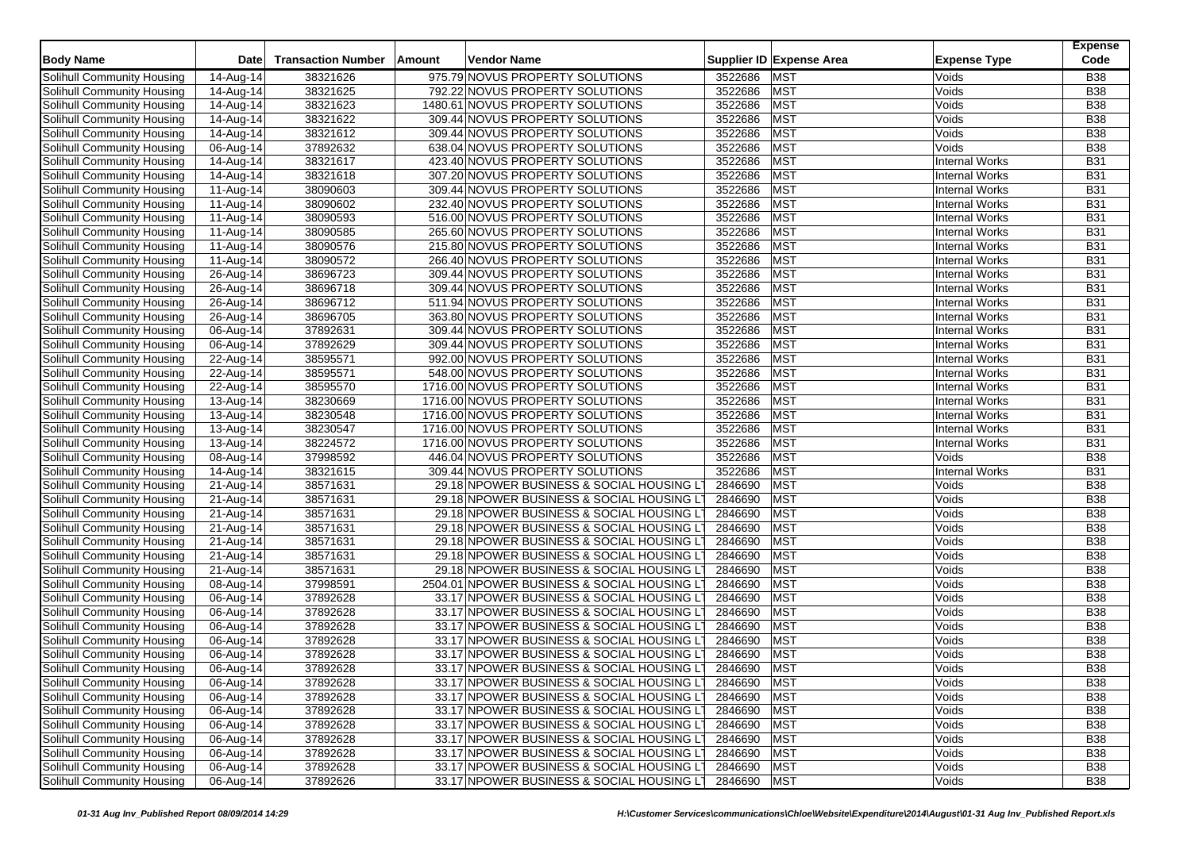| Body Name | Date | Transaction Number | Amount | Vendor Name | Supplier ID | Expense Area | Expense Type | Expense Code |
|---|---|---|---|---|---|---|---|---|
| Solihull Community Housing | 14-Aug-14 | 38321626 | 975.79 | NOVUS PROPERTY SOLUTIONS | 3522686 | MST | Voids | B38 |
| Solihull Community Housing | 14-Aug-14 | 38321625 | 792.22 | NOVUS PROPERTY SOLUTIONS | 3522686 | MST | Voids | B38 |
| Solihull Community Housing | 14-Aug-14 | 38321623 | 1480.61 | NOVUS PROPERTY SOLUTIONS | 3522686 | MST | Voids | B38 |
| Solihull Community Housing | 14-Aug-14 | 38321622 | 309.44 | NOVUS PROPERTY SOLUTIONS | 3522686 | MST | Voids | B38 |
| Solihull Community Housing | 14-Aug-14 | 38321612 | 309.44 | NOVUS PROPERTY SOLUTIONS | 3522686 | MST | Voids | B38 |
| Solihull Community Housing | 06-Aug-14 | 37892632 | 638.04 | NOVUS PROPERTY SOLUTIONS | 3522686 | MST | Voids | B38 |
| Solihull Community Housing | 14-Aug-14 | 38321617 | 423.40 | NOVUS PROPERTY SOLUTIONS | 3522686 | MST | Internal Works | B31 |
| Solihull Community Housing | 14-Aug-14 | 38321618 | 307.20 | NOVUS PROPERTY SOLUTIONS | 3522686 | MST | Internal Works | B31 |
| Solihull Community Housing | 11-Aug-14 | 38090603 | 309.44 | NOVUS PROPERTY SOLUTIONS | 3522686 | MST | Internal Works | B31 |
| Solihull Community Housing | 11-Aug-14 | 38090602 | 232.40 | NOVUS PROPERTY SOLUTIONS | 3522686 | MST | Internal Works | B31 |
| Solihull Community Housing | 11-Aug-14 | 38090593 | 516.00 | NOVUS PROPERTY SOLUTIONS | 3522686 | MST | Internal Works | B31 |
| Solihull Community Housing | 11-Aug-14 | 38090585 | 265.60 | NOVUS PROPERTY SOLUTIONS | 3522686 | MST | Internal Works | B31 |
| Solihull Community Housing | 11-Aug-14 | 38090576 | 215.80 | NOVUS PROPERTY SOLUTIONS | 3522686 | MST | Internal Works | B31 |
| Solihull Community Housing | 11-Aug-14 | 38090572 | 266.40 | NOVUS PROPERTY SOLUTIONS | 3522686 | MST | Internal Works | B31 |
| Solihull Community Housing | 26-Aug-14 | 38696723 | 309.44 | NOVUS PROPERTY SOLUTIONS | 3522686 | MST | Internal Works | B31 |
| Solihull Community Housing | 26-Aug-14 | 38696718 | 309.44 | NOVUS PROPERTY SOLUTIONS | 3522686 | MST | Internal Works | B31 |
| Solihull Community Housing | 26-Aug-14 | 38696712 | 511.94 | NOVUS PROPERTY SOLUTIONS | 3522686 | MST | Internal Works | B31 |
| Solihull Community Housing | 26-Aug-14 | 38696705 | 363.80 | NOVUS PROPERTY SOLUTIONS | 3522686 | MST | Internal Works | B31 |
| Solihull Community Housing | 06-Aug-14 | 37892631 | 309.44 | NOVUS PROPERTY SOLUTIONS | 3522686 | MST | Internal Works | B31 |
| Solihull Community Housing | 06-Aug-14 | 37892629 | 309.44 | NOVUS PROPERTY SOLUTIONS | 3522686 | MST | Internal Works | B31 |
| Solihull Community Housing | 22-Aug-14 | 38595571 | 992.00 | NOVUS PROPERTY SOLUTIONS | 3522686 | MST | Internal Works | B31 |
| Solihull Community Housing | 22-Aug-14 | 38595571 | 548.00 | NOVUS PROPERTY SOLUTIONS | 3522686 | MST | Internal Works | B31 |
| Solihull Community Housing | 22-Aug-14 | 38595570 | 1716.00 | NOVUS PROPERTY SOLUTIONS | 3522686 | MST | Internal Works | B31 |
| Solihull Community Housing | 13-Aug-14 | 38230669 | 1716.00 | NOVUS PROPERTY SOLUTIONS | 3522686 | MST | Internal Works | B31 |
| Solihull Community Housing | 13-Aug-14 | 38230548 | 1716.00 | NOVUS PROPERTY SOLUTIONS | 3522686 | MST | Internal Works | B31 |
| Solihull Community Housing | 13-Aug-14 | 38230547 | 1716.00 | NOVUS PROPERTY SOLUTIONS | 3522686 | MST | Internal Works | B31 |
| Solihull Community Housing | 13-Aug-14 | 38224572 | 1716.00 | NOVUS PROPERTY SOLUTIONS | 3522686 | MST | Internal Works | B31 |
| Solihull Community Housing | 08-Aug-14 | 37998592 | 446.04 | NOVUS PROPERTY SOLUTIONS | 3522686 | MST | Voids | B38 |
| Solihull Community Housing | 14-Aug-14 | 38321615 | 309.44 | NOVUS PROPERTY SOLUTIONS | 3522686 | MST | Internal Works | B31 |
| Solihull Community Housing | 21-Aug-14 | 38571631 | 29.18 | NPOWER BUSINESS & SOCIAL HOUSING LT | 2846690 | MST | Voids | B38 |
| Solihull Community Housing | 21-Aug-14 | 38571631 | 29.18 | NPOWER BUSINESS & SOCIAL HOUSING LT | 2846690 | MST | Voids | B38 |
| Solihull Community Housing | 21-Aug-14 | 38571631 | 29.18 | NPOWER BUSINESS & SOCIAL HOUSING LT | 2846690 | MST | Voids | B38 |
| Solihull Community Housing | 21-Aug-14 | 38571631 | 29.18 | NPOWER BUSINESS & SOCIAL HOUSING LT | 2846690 | MST | Voids | B38 |
| Solihull Community Housing | 21-Aug-14 | 38571631 | 29.18 | NPOWER BUSINESS & SOCIAL HOUSING LT | 2846690 | MST | Voids | B38 |
| Solihull Community Housing | 21-Aug-14 | 38571631 | 29.18 | NPOWER BUSINESS & SOCIAL HOUSING LT | 2846690 | MST | Voids | B38 |
| Solihull Community Housing | 21-Aug-14 | 38571631 | 29.18 | NPOWER BUSINESS & SOCIAL HOUSING LT | 2846690 | MST | Voids | B38 |
| Solihull Community Housing | 08-Aug-14 | 37998591 | 2504.01 | NPOWER BUSINESS & SOCIAL HOUSING LT | 2846690 | MST | Voids | B38 |
| Solihull Community Housing | 06-Aug-14 | 37892628 | 33.17 | NPOWER BUSINESS & SOCIAL HOUSING LT | 2846690 | MST | Voids | B38 |
| Solihull Community Housing | 06-Aug-14 | 37892628 | 33.17 | NPOWER BUSINESS & SOCIAL HOUSING LT | 2846690 | MST | Voids | B38 |
| Solihull Community Housing | 06-Aug-14 | 37892628 | 33.17 | NPOWER BUSINESS & SOCIAL HOUSING LT | 2846690 | MST | Voids | B38 |
| Solihull Community Housing | 06-Aug-14 | 37892628 | 33.17 | NPOWER BUSINESS & SOCIAL HOUSING LT | 2846690 | MST | Voids | B38 |
| Solihull Community Housing | 06-Aug-14 | 37892628 | 33.17 | NPOWER BUSINESS & SOCIAL HOUSING LT | 2846690 | MST | Voids | B38 |
| Solihull Community Housing | 06-Aug-14 | 37892628 | 33.17 | NPOWER BUSINESS & SOCIAL HOUSING LT | 2846690 | MST | Voids | B38 |
| Solihull Community Housing | 06-Aug-14 | 37892628 | 33.17 | NPOWER BUSINESS & SOCIAL HOUSING LT | 2846690 | MST | Voids | B38 |
| Solihull Community Housing | 06-Aug-14 | 37892628 | 33.17 | NPOWER BUSINESS & SOCIAL HOUSING LT | 2846690 | MST | Voids | B38 |
| Solihull Community Housing | 06-Aug-14 | 37892628 | 33.17 | NPOWER BUSINESS & SOCIAL HOUSING LT | 2846690 | MST | Voids | B38 |
| Solihull Community Housing | 06-Aug-14 | 37892628 | 33.17 | NPOWER BUSINESS & SOCIAL HOUSING LT | 2846690 | MST | Voids | B38 |
| Solihull Community Housing | 06-Aug-14 | 37892628 | 33.17 | NPOWER BUSINESS & SOCIAL HOUSING LT | 2846690 | MST | Voids | B38 |
| Solihull Community Housing | 06-Aug-14 | 37892628 | 33.17 | NPOWER BUSINESS & SOCIAL HOUSING LT | 2846690 | MST | Voids | B38 |
| Solihull Community Housing | 06-Aug-14 | 37892628 | 33.17 | NPOWER BUSINESS & SOCIAL HOUSING LT | 2846690 | MST | Voids | B38 |
| Solihull Community Housing | 06-Aug-14 | 37892626 | 33.17 | NPOWER BUSINESS & SOCIAL HOUSING LT | 2846690 | MST | Voids | B38 |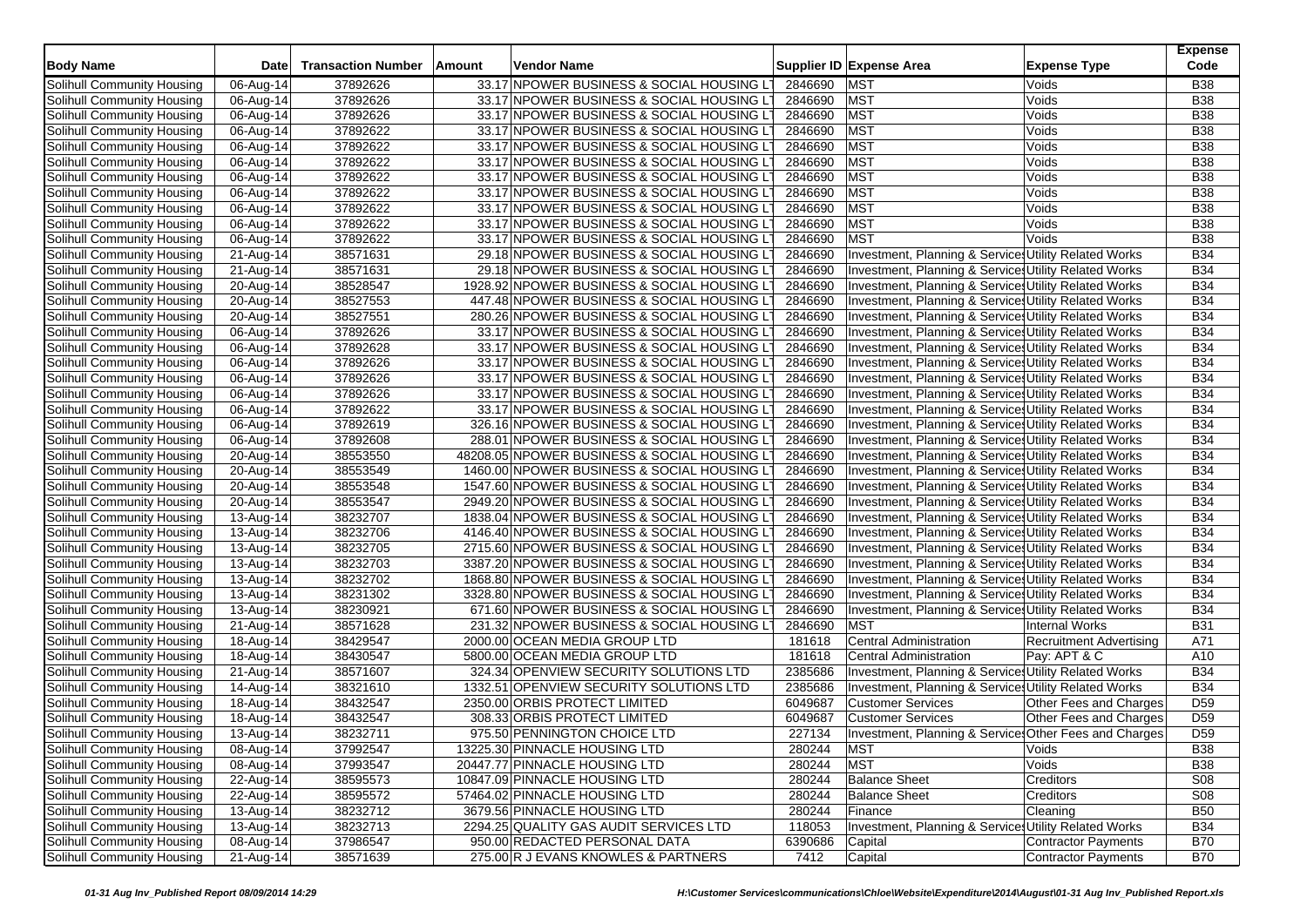| Body Name | Date | Transaction Number | Amount | Vendor Name | Supplier ID | Expense Area | Expense Type | Expense Code |
|---|---|---|---|---|---|---|---|---|
| Solihull Community Housing | 06-Aug-14 | 37892626 | 33.17 | NPOWER BUSINESS & SOCIAL HOUSING LT | 2846690 | MST | Voids | B38 |
| Solihull Community Housing | 06-Aug-14 | 37892626 | 33.17 | NPOWER BUSINESS & SOCIAL HOUSING LT | 2846690 | MST | Voids | B38 |
| Solihull Community Housing | 06-Aug-14 | 37892626 | 33.17 | NPOWER BUSINESS & SOCIAL HOUSING LT | 2846690 | MST | Voids | B38 |
| Solihull Community Housing | 06-Aug-14 | 37892622 | 33.17 | NPOWER BUSINESS & SOCIAL HOUSING LT | 2846690 | MST | Voids | B38 |
| Solihull Community Housing | 06-Aug-14 | 37892622 | 33.17 | NPOWER BUSINESS & SOCIAL HOUSING LT | 2846690 | MST | Voids | B38 |
| Solihull Community Housing | 06-Aug-14 | 37892622 | 33.17 | NPOWER BUSINESS & SOCIAL HOUSING LT | 2846690 | MST | Voids | B38 |
| Solihull Community Housing | 06-Aug-14 | 37892622 | 33.17 | NPOWER BUSINESS & SOCIAL HOUSING LT | 2846690 | MST | Voids | B38 |
| Solihull Community Housing | 06-Aug-14 | 37892622 | 33.17 | NPOWER BUSINESS & SOCIAL HOUSING LT | 2846690 | MST | Voids | B38 |
| Solihull Community Housing | 06-Aug-14 | 37892622 | 33.17 | NPOWER BUSINESS & SOCIAL HOUSING LT | 2846690 | MST | Voids | B38 |
| Solihull Community Housing | 06-Aug-14 | 37892622 | 33.17 | NPOWER BUSINESS & SOCIAL HOUSING LT | 2846690 | MST | Voids | B38 |
| Solihull Community Housing | 06-Aug-14 | 37892622 | 33.17 | NPOWER BUSINESS & SOCIAL HOUSING LT | 2846690 | MST | Voids | B38 |
| Solihull Community Housing | 21-Aug-14 | 38571631 | 29.18 | NPOWER BUSINESS & SOCIAL HOUSING LT | 2846690 | Investment, Planning & Services | Utility Related Works | B34 |
| Solihull Community Housing | 21-Aug-14 | 38571631 | 29.18 | NPOWER BUSINESS & SOCIAL HOUSING LT | 2846690 | Investment, Planning & Services | Utility Related Works | B34 |
| Solihull Community Housing | 20-Aug-14 | 38528547 | 1928.92 | NPOWER BUSINESS & SOCIAL HOUSING LT | 2846690 | Investment, Planning & Services | Utility Related Works | B34 |
| Solihull Community Housing | 20-Aug-14 | 38527553 | 447.48 | NPOWER BUSINESS & SOCIAL HOUSING LT | 2846690 | Investment, Planning & Services | Utility Related Works | B34 |
| Solihull Community Housing | 20-Aug-14 | 38527551 | 280.26 | NPOWER BUSINESS & SOCIAL HOUSING LT | 2846690 | Investment, Planning & Services | Utility Related Works | B34 |
| Solihull Community Housing | 06-Aug-14 | 37892626 | 33.17 | NPOWER BUSINESS & SOCIAL HOUSING LT | 2846690 | Investment, Planning & Services | Utility Related Works | B34 |
| Solihull Community Housing | 06-Aug-14 | 37892628 | 33.17 | NPOWER BUSINESS & SOCIAL HOUSING LT | 2846690 | Investment, Planning & Services | Utility Related Works | B34 |
| Solihull Community Housing | 06-Aug-14 | 37892626 | 33.17 | NPOWER BUSINESS & SOCIAL HOUSING LT | 2846690 | Investment, Planning & Services | Utility Related Works | B34 |
| Solihull Community Housing | 06-Aug-14 | 37892626 | 33.17 | NPOWER BUSINESS & SOCIAL HOUSING LT | 2846690 | Investment, Planning & Services | Utility Related Works | B34 |
| Solihull Community Housing | 06-Aug-14 | 37892626 | 33.17 | NPOWER BUSINESS & SOCIAL HOUSING LT | 2846690 | Investment, Planning & Services | Utility Related Works | B34 |
| Solihull Community Housing | 06-Aug-14 | 37892622 | 33.17 | NPOWER BUSINESS & SOCIAL HOUSING LT | 2846690 | Investment, Planning & Services | Utility Related Works | B34 |
| Solihull Community Housing | 06-Aug-14 | 37892619 | 326.16 | NPOWER BUSINESS & SOCIAL HOUSING LT | 2846690 | Investment, Planning & Services | Utility Related Works | B34 |
| Solihull Community Housing | 06-Aug-14 | 37892608 | 288.01 | NPOWER BUSINESS & SOCIAL HOUSING LT | 2846690 | Investment, Planning & Services | Utility Related Works | B34 |
| Solihull Community Housing | 20-Aug-14 | 38553550 | 48208.05 | NPOWER BUSINESS & SOCIAL HOUSING LT | 2846690 | Investment, Planning & Services | Utility Related Works | B34 |
| Solihull Community Housing | 20-Aug-14 | 38553549 | 1460.00 | NPOWER BUSINESS & SOCIAL HOUSING LT | 2846690 | Investment, Planning & Services | Utility Related Works | B34 |
| Solihull Community Housing | 20-Aug-14 | 38553548 | 1547.60 | NPOWER BUSINESS & SOCIAL HOUSING LT | 2846690 | Investment, Planning & Services | Utility Related Works | B34 |
| Solihull Community Housing | 20-Aug-14 | 38553547 | 2949.20 | NPOWER BUSINESS & SOCIAL HOUSING LT | 2846690 | Investment, Planning & Services | Utility Related Works | B34 |
| Solihull Community Housing | 13-Aug-14 | 38232707 | 1838.04 | NPOWER BUSINESS & SOCIAL HOUSING LT | 2846690 | Investment, Planning & Services | Utility Related Works | B34 |
| Solihull Community Housing | 13-Aug-14 | 38232706 | 4146.40 | NPOWER BUSINESS & SOCIAL HOUSING LT | 2846690 | Investment, Planning & Services | Utility Related Works | B34 |
| Solihull Community Housing | 13-Aug-14 | 38232705 | 2715.60 | NPOWER BUSINESS & SOCIAL HOUSING LT | 2846690 | Investment, Planning & Services | Utility Related Works | B34 |
| Solihull Community Housing | 13-Aug-14 | 38232703 | 3387.20 | NPOWER BUSINESS & SOCIAL HOUSING LT | 2846690 | Investment, Planning & Services | Utility Related Works | B34 |
| Solihull Community Housing | 13-Aug-14 | 38232702 | 1868.80 | NPOWER BUSINESS & SOCIAL HOUSING LT | 2846690 | Investment, Planning & Services | Utility Related Works | B34 |
| Solihull Community Housing | 13-Aug-14 | 38231302 | 3328.80 | NPOWER BUSINESS & SOCIAL HOUSING LT | 2846690 | Investment, Planning & Services | Utility Related Works | B34 |
| Solihull Community Housing | 13-Aug-14 | 38230921 | 671.60 | NPOWER BUSINESS & SOCIAL HOUSING LT | 2846690 | Investment, Planning & Services | Utility Related Works | B34 |
| Solihull Community Housing | 21-Aug-14 | 38571628 | 231.32 | NPOWER BUSINESS & SOCIAL HOUSING LT | 2846690 | MST | Internal Works | B31 |
| Solihull Community Housing | 18-Aug-14 | 38429547 | 2000.00 | OCEAN MEDIA GROUP LTD | 181618 | Central Administration | Recruitment Advertising | A71 |
| Solihull Community Housing | 18-Aug-14 | 38430547 | 5800.00 | OCEAN MEDIA GROUP LTD | 181618 | Central Administration | Pay: APT & C | A10 |
| Solihull Community Housing | 21-Aug-14 | 38571607 | 324.34 | OPENVIEW SECURITY SOLUTIONS LTD | 2385686 | Investment, Planning & Services | Utility Related Works | B34 |
| Solihull Community Housing | 14-Aug-14 | 38321610 | 1332.51 | OPENVIEW SECURITY SOLUTIONS LTD | 2385686 | Investment, Planning & Services | Utility Related Works | B34 |
| Solihull Community Housing | 18-Aug-14 | 38432547 | 2350.00 | ORBIS PROTECT LIMITED | 6049687 | Customer Services | Other Fees and Charges | D59 |
| Solihull Community Housing | 18-Aug-14 | 38432547 | 308.33 | ORBIS PROTECT LIMITED | 6049687 | Customer Services | Other Fees and Charges | D59 |
| Solihull Community Housing | 13-Aug-14 | 38232711 | 975.50 | PENNINGTON CHOICE LTD | 227134 | Investment, Planning & Services | Other Fees and Charges | D59 |
| Solihull Community Housing | 08-Aug-14 | 37992547 | 13225.30 | PINNACLE HOUSING LTD | 280244 | MST | Voids | B38 |
| Solihull Community Housing | 08-Aug-14 | 37993547 | 20447.77 | PINNACLE HOUSING LTD | 280244 | MST | Voids | B38 |
| Solihull Community Housing | 22-Aug-14 | 38595573 | 10847.09 | PINNACLE HOUSING LTD | 280244 | Balance Sheet | Creditors | S08 |
| Solihull Community Housing | 22-Aug-14 | 38595572 | 57464.02 | PINNACLE HOUSING LTD | 280244 | Balance Sheet | Creditors | S08 |
| Solihull Community Housing | 13-Aug-14 | 38232712 | 3679.56 | PINNACLE HOUSING LTD | 280244 | Finance | Cleaning | B50 |
| Solihull Community Housing | 13-Aug-14 | 38232713 | 2294.25 | QUALITY GAS AUDIT SERVICES LTD | 118053 | Investment, Planning & Services | Utility Related Works | B34 |
| Solihull Community Housing | 08-Aug-14 | 37986547 | 950.00 | REDACTED PERSONAL DATA | 6390686 | Capital | Contractor Payments | B70 |
| Solihull Community Housing | 21-Aug-14 | 38571639 | 275.00 | R J EVANS KNOWLES & PARTNERS | 7412 | Capital | Contractor Payments | B70 |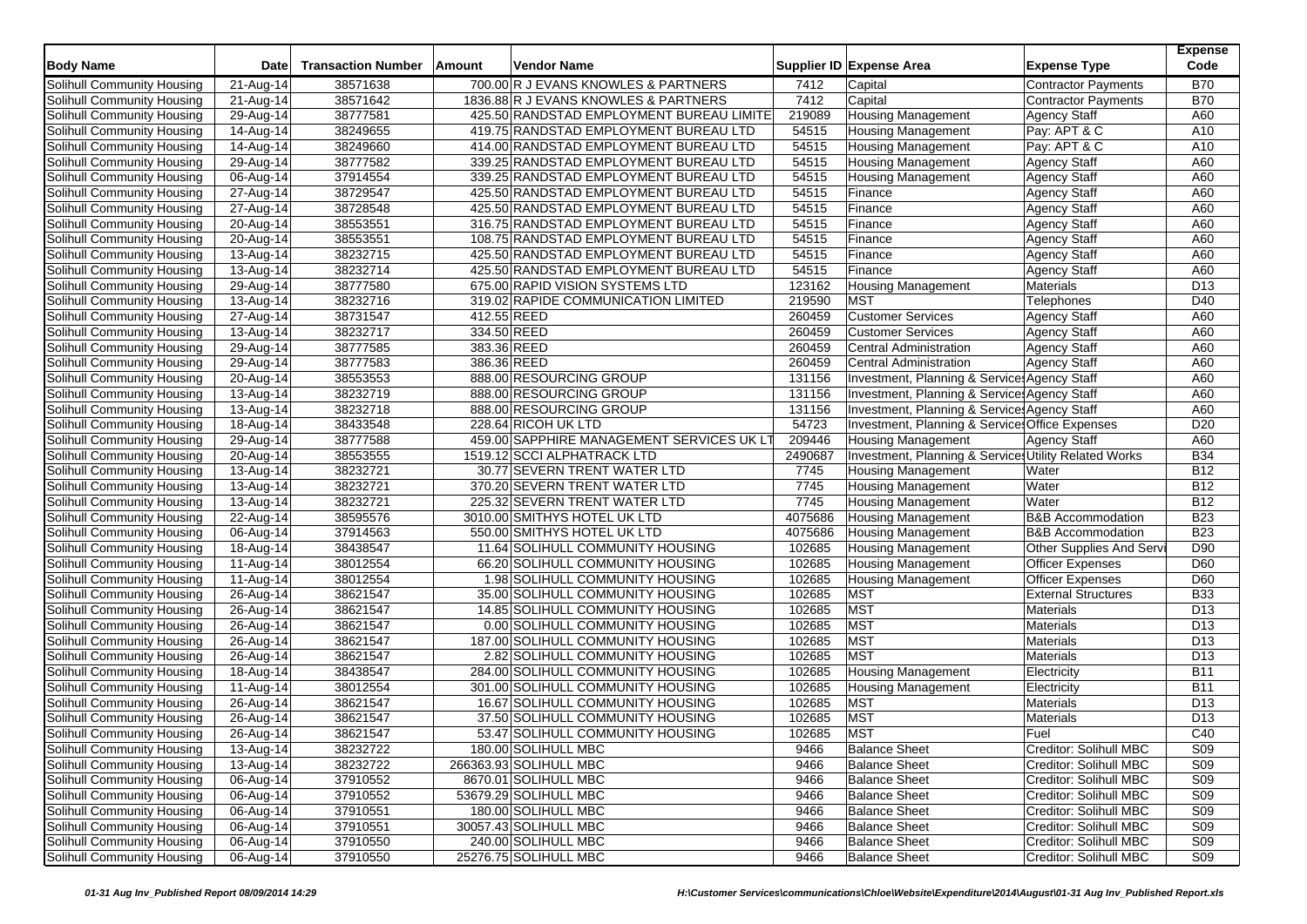| Body Name | Date | Transaction Number | Amount | Vendor Name | Supplier ID | Expense Area | Expense Type | Expense Code |
|---|---|---|---|---|---|---|---|---|
| Solihull Community Housing | 21-Aug-14 | 38571638 | 700.00 | R J EVANS KNOWLES & PARTNERS | 7412 | Capital | Contractor Payments | B70 |
| Solihull Community Housing | 21-Aug-14 | 38571642 | 1836.88 | R J EVANS KNOWLES & PARTNERS | 7412 | Capital | Contractor Payments | B70 |
| Solihull Community Housing | 29-Aug-14 | 38777581 | 425.50 | RANDSTAD EMPLOYMENT BUREAU LIMITE | 219089 | Housing Management | Agency Staff | A60 |
| Solihull Community Housing | 14-Aug-14 | 38249655 | 419.75 | RANDSTAD EMPLOYMENT BUREAU LTD | 54515 | Housing Management | Pay: APT & C | A10 |
| Solihull Community Housing | 14-Aug-14 | 38249660 | 414.00 | RANDSTAD EMPLOYMENT BUREAU LTD | 54515 | Housing Management | Pay: APT & C | A10 |
| Solihull Community Housing | 29-Aug-14 | 38777582 | 339.25 | RANDSTAD EMPLOYMENT BUREAU LTD | 54515 | Housing Management | Agency Staff | A60 |
| Solihull Community Housing | 06-Aug-14 | 37914554 | 339.25 | RANDSTAD EMPLOYMENT BUREAU LTD | 54515 | Housing Management | Agency Staff | A60 |
| Solihull Community Housing | 27-Aug-14 | 38729547 | 425.50 | RANDSTAD EMPLOYMENT BUREAU LTD | 54515 | Finance | Agency Staff | A60 |
| Solihull Community Housing | 27-Aug-14 | 38728548 | 425.50 | RANDSTAD EMPLOYMENT BUREAU LTD | 54515 | Finance | Agency Staff | A60 |
| Solihull Community Housing | 20-Aug-14 | 38553551 | 316.75 | RANDSTAD EMPLOYMENT BUREAU LTD | 54515 | Finance | Agency Staff | A60 |
| Solihull Community Housing | 20-Aug-14 | 38553551 | 108.75 | RANDSTAD EMPLOYMENT BUREAU LTD | 54515 | Finance | Agency Staff | A60 |
| Solihull Community Housing | 13-Aug-14 | 38232715 | 425.50 | RANDSTAD EMPLOYMENT BUREAU LTD | 54515 | Finance | Agency Staff | A60 |
| Solihull Community Housing | 13-Aug-14 | 38232714 | 425.50 | RANDSTAD EMPLOYMENT BUREAU LTD | 54515 | Finance | Agency Staff | A60 |
| Solihull Community Housing | 29-Aug-14 | 38777580 | 675.00 | RAPID VISION SYSTEMS LTD | 123162 | Housing Management | Materials | D13 |
| Solihull Community Housing | 13-Aug-14 | 38232716 | 319.02 | RAPIDE COMMUNICATION LIMITED | 219590 | MST | Telephones | D40 |
| Solihull Community Housing | 27-Aug-14 | 38731547 | 412.55 | REED | 260459 | Customer Services | Agency Staff | A60 |
| Solihull Community Housing | 13-Aug-14 | 38232717 | 334.50 | REED | 260459 | Customer Services | Agency Staff | A60 |
| Solihull Community Housing | 29-Aug-14 | 38777585 | 383.36 | REED | 260459 | Central Administration | Agency Staff | A60 |
| Solihull Community Housing | 29-Aug-14 | 38777583 | 386.36 | REED | 260459 | Central Administration | Agency Staff | A60 |
| Solihull Community Housing | 20-Aug-14 | 38553553 | 888.00 | RESOURCING GROUP | 131156 | Investment, Planning & Services | Agency Staff | A60 |
| Solihull Community Housing | 13-Aug-14 | 38232719 | 888.00 | RESOURCING GROUP | 131156 | Investment, Planning & Services | Agency Staff | A60 |
| Solihull Community Housing | 13-Aug-14 | 38232718 | 888.00 | RESOURCING GROUP | 131156 | Investment, Planning & Services | Agency Staff | A60 |
| Solihull Community Housing | 18-Aug-14 | 38433548 | 228.64 | RICOH UK LTD | 54723 | Investment, Planning & Services | Office Expenses | D20 |
| Solihull Community Housing | 29-Aug-14 | 38777588 | 459.00 | SAPPHIRE MANAGEMENT SERVICES UK LT | 209446 | Housing Management | Agency Staff | A60 |
| Solihull Community Housing | 20-Aug-14 | 38553555 | 1519.12 | SCCI ALPHATRACK LTD | 2490687 | Investment, Planning & Services | Utility Related Works | B34 |
| Solihull Community Housing | 13-Aug-14 | 38232721 | 30.77 | SEVERN TRENT WATER LTD | 7745 | Housing Management | Water | B12 |
| Solihull Community Housing | 13-Aug-14 | 38232721 | 370.20 | SEVERN TRENT WATER LTD | 7745 | Housing Management | Water | B12 |
| Solihull Community Housing | 13-Aug-14 | 38232721 | 225.32 | SEVERN TRENT WATER LTD | 7745 | Housing Management | Water | B12 |
| Solihull Community Housing | 22-Aug-14 | 38595576 | 3010.00 | SMITHYS HOTEL UK LTD | 4075686 | Housing Management | B&B Accommodation | B23 |
| Solihull Community Housing | 06-Aug-14 | 37914563 | 550.00 | SMITHYS HOTEL UK LTD | 4075686 | Housing Management | B&B Accommodation | B23 |
| Solihull Community Housing | 18-Aug-14 | 38438547 | 11.64 | SOLIHULL COMMUNITY HOUSING | 102685 | Housing Management | Other Supplies And Servi | D90 |
| Solihull Community Housing | 11-Aug-14 | 38012554 | 66.20 | SOLIHULL COMMUNITY HOUSING | 102685 | Housing Management | Officer Expenses | D60 |
| Solihull Community Housing | 11-Aug-14 | 38012554 | 1.98 | SOLIHULL COMMUNITY HOUSING | 102685 | Housing Management | Officer Expenses | D60 |
| Solihull Community Housing | 26-Aug-14 | 38621547 | 35.00 | SOLIHULL COMMUNITY HOUSING | 102685 | MST | External Structures | B33 |
| Solihull Community Housing | 26-Aug-14 | 38621547 | 14.85 | SOLIHULL COMMUNITY HOUSING | 102685 | MST | Materials | D13 |
| Solihull Community Housing | 26-Aug-14 | 38621547 | 0.00 | SOLIHULL COMMUNITY HOUSING | 102685 | MST | Materials | D13 |
| Solihull Community Housing | 26-Aug-14 | 38621547 | 187.00 | SOLIHULL COMMUNITY HOUSING | 102685 | MST | Materials | D13 |
| Solihull Community Housing | 26-Aug-14 | 38621547 | 2.82 | SOLIHULL COMMUNITY HOUSING | 102685 | MST | Materials | D13 |
| Solihull Community Housing | 18-Aug-14 | 38438547 | 284.00 | SOLIHULL COMMUNITY HOUSING | 102685 | Housing Management | Electricity | B11 |
| Solihull Community Housing | 11-Aug-14 | 38012554 | 301.00 | SOLIHULL COMMUNITY HOUSING | 102685 | Housing Management | Electricity | B11 |
| Solihull Community Housing | 26-Aug-14 | 38621547 | 16.67 | SOLIHULL COMMUNITY HOUSING | 102685 | MST | Materials | D13 |
| Solihull Community Housing | 26-Aug-14 | 38621547 | 37.50 | SOLIHULL COMMUNITY HOUSING | 102685 | MST | Materials | D13 |
| Solihull Community Housing | 26-Aug-14 | 38621547 | 53.47 | SOLIHULL COMMUNITY HOUSING | 102685 | MST | Fuel | C40 |
| Solihull Community Housing | 13-Aug-14 | 38232722 | 180.00 | SOLIHULL MBC | 9466 | Balance Sheet | Creditor: Solihull MBC | S09 |
| Solihull Community Housing | 13-Aug-14 | 38232722 | 266363.93 | SOLIHULL MBC | 9466 | Balance Sheet | Creditor: Solihull MBC | S09 |
| Solihull Community Housing | 06-Aug-14 | 37910552 | 8670.01 | SOLIHULL MBC | 9466 | Balance Sheet | Creditor: Solihull MBC | S09 |
| Solihull Community Housing | 06-Aug-14 | 37910552 | 53679.29 | SOLIHULL MBC | 9466 | Balance Sheet | Creditor: Solihull MBC | S09 |
| Solihull Community Housing | 06-Aug-14 | 37910551 | 180.00 | SOLIHULL MBC | 9466 | Balance Sheet | Creditor: Solihull MBC | S09 |
| Solihull Community Housing | 06-Aug-14 | 37910551 | 30057.43 | SOLIHULL MBC | 9466 | Balance Sheet | Creditor: Solihull MBC | S09 |
| Solihull Community Housing | 06-Aug-14 | 37910550 | 240.00 | SOLIHULL MBC | 9466 | Balance Sheet | Creditor: Solihull MBC | S09 |
| Solihull Community Housing | 06-Aug-14 | 37910550 | 25276.75 | SOLIHULL MBC | 9466 | Balance Sheet | Creditor: Solihull MBC | S09 |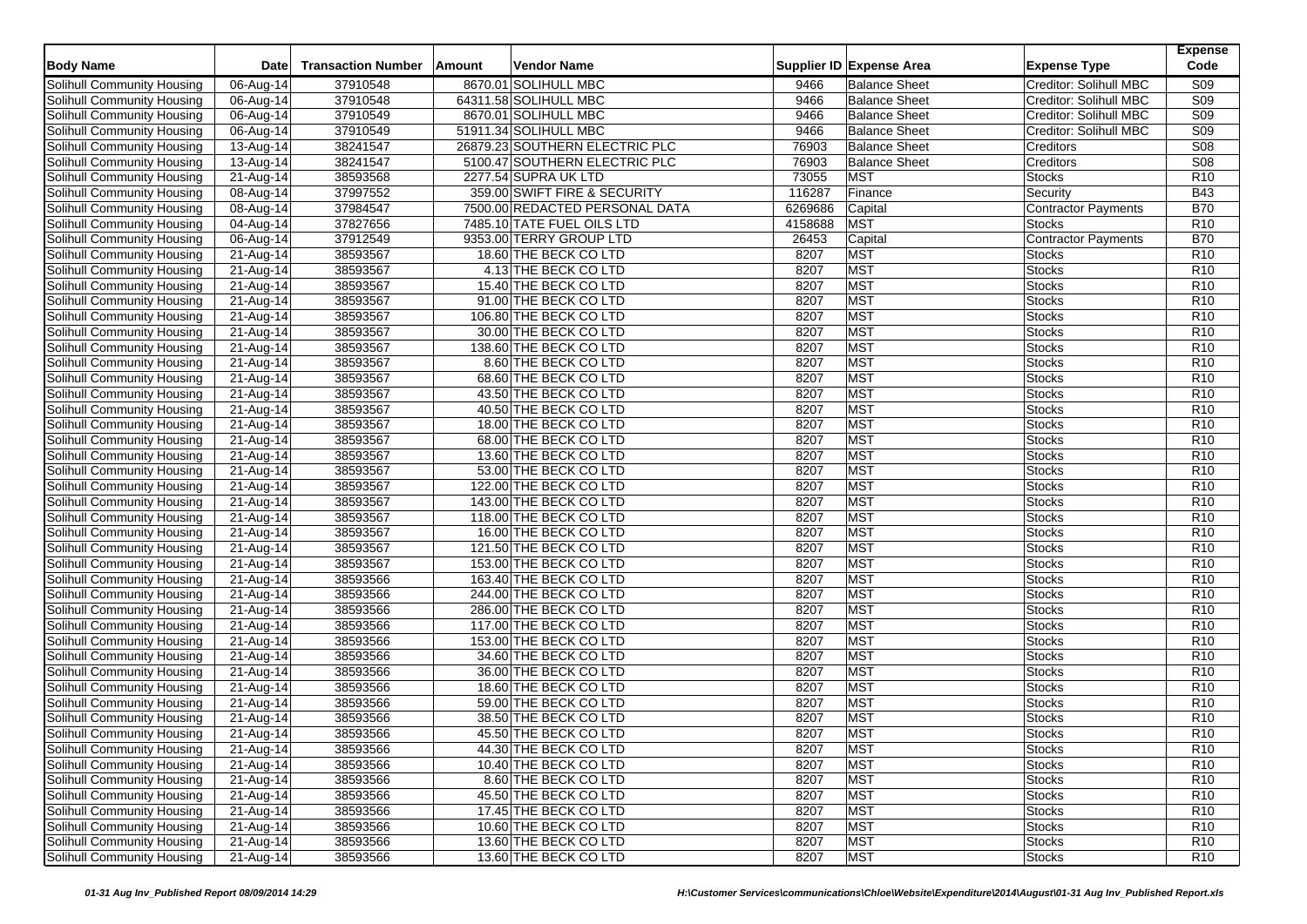| Body Name | Date | Transaction Number | Amount | Vendor Name | Supplier ID | Expense Area | Expense Type | Expense Code |
|---|---|---|---|---|---|---|---|---|
| Solihull Community Housing | 06-Aug-14 | 37910548 | 8670.01 | SOLIHULL MBC | 9466 | Balance Sheet | Creditor: Solihull MBC | S09 |
| Solihull Community Housing | 06-Aug-14 | 37910548 | 64311.58 | SOLIHULL MBC | 9466 | Balance Sheet | Creditor: Solihull MBC | S09 |
| Solihull Community Housing | 06-Aug-14 | 37910549 | 8670.01 | SOLIHULL MBC | 9466 | Balance Sheet | Creditor: Solihull MBC | S09 |
| Solihull Community Housing | 06-Aug-14 | 37910549 | 51911.34 | SOLIHULL MBC | 9466 | Balance Sheet | Creditor: Solihull MBC | S09 |
| Solihull Community Housing | 13-Aug-14 | 38241547 | 26879.23 | SOUTHERN ELECTRIC PLC | 76903 | Balance Sheet | Creditors | S08 |
| Solihull Community Housing | 13-Aug-14 | 38241547 | 5100.47 | SOUTHERN ELECTRIC PLC | 76903 | Balance Sheet | Creditors | S08 |
| Solihull Community Housing | 21-Aug-14 | 38593568 | 2277.54 | SUPRA UK LTD | 73055 | MST | Stocks | R10 |
| Solihull Community Housing | 08-Aug-14 | 37997552 | 359.00 | SWIFT FIRE & SECURITY | 116287 | Finance | Security | B43 |
| Solihull Community Housing | 08-Aug-14 | 37984547 | 7500.00 | REDACTED PERSONAL DATA | 6269686 | Capital | Contractor Payments | B70 |
| Solihull Community Housing | 04-Aug-14 | 37827656 | 7485.10 | TATE FUEL OILS LTD | 4158688 | MST | Stocks | R10 |
| Solihull Community Housing | 06-Aug-14 | 37912549 | 9353.00 | TERRY GROUP LTD | 26453 | Capital | Contractor Payments | B70 |
| Solihull Community Housing | 21-Aug-14 | 38593567 | 18.60 | THE BECK CO LTD | 8207 | MST | Stocks | R10 |
| Solihull Community Housing | 21-Aug-14 | 38593567 | 4.13 | THE BECK CO LTD | 8207 | MST | Stocks | R10 |
| Solihull Community Housing | 21-Aug-14 | 38593567 | 15.40 | THE BECK CO LTD | 8207 | MST | Stocks | R10 |
| Solihull Community Housing | 21-Aug-14 | 38593567 | 91.00 | THE BECK CO LTD | 8207 | MST | Stocks | R10 |
| Solihull Community Housing | 21-Aug-14 | 38593567 | 106.80 | THE BECK CO LTD | 8207 | MST | Stocks | R10 |
| Solihull Community Housing | 21-Aug-14 | 38593567 | 30.00 | THE BECK CO LTD | 8207 | MST | Stocks | R10 |
| Solihull Community Housing | 21-Aug-14 | 38593567 | 138.60 | THE BECK CO LTD | 8207 | MST | Stocks | R10 |
| Solihull Community Housing | 21-Aug-14 | 38593567 | 8.60 | THE BECK CO LTD | 8207 | MST | Stocks | R10 |
| Solihull Community Housing | 21-Aug-14 | 38593567 | 68.60 | THE BECK CO LTD | 8207 | MST | Stocks | R10 |
| Solihull Community Housing | 21-Aug-14 | 38593567 | 43.50 | THE BECK CO LTD | 8207 | MST | Stocks | R10 |
| Solihull Community Housing | 21-Aug-14 | 38593567 | 40.50 | THE BECK CO LTD | 8207 | MST | Stocks | R10 |
| Solihull Community Housing | 21-Aug-14 | 38593567 | 18.00 | THE BECK CO LTD | 8207 | MST | Stocks | R10 |
| Solihull Community Housing | 21-Aug-14 | 38593567 | 68.00 | THE BECK CO LTD | 8207 | MST | Stocks | R10 |
| Solihull Community Housing | 21-Aug-14 | 38593567 | 13.60 | THE BECK CO LTD | 8207 | MST | Stocks | R10 |
| Solihull Community Housing | 21-Aug-14 | 38593567 | 53.00 | THE BECK CO LTD | 8207 | MST | Stocks | R10 |
| Solihull Community Housing | 21-Aug-14 | 38593567 | 122.00 | THE BECK CO LTD | 8207 | MST | Stocks | R10 |
| Solihull Community Housing | 21-Aug-14 | 38593567 | 143.00 | THE BECK CO LTD | 8207 | MST | Stocks | R10 |
| Solihull Community Housing | 21-Aug-14 | 38593567 | 118.00 | THE BECK CO LTD | 8207 | MST | Stocks | R10 |
| Solihull Community Housing | 21-Aug-14 | 38593567 | 16.00 | THE BECK CO LTD | 8207 | MST | Stocks | R10 |
| Solihull Community Housing | 21-Aug-14 | 38593567 | 121.50 | THE BECK CO LTD | 8207 | MST | Stocks | R10 |
| Solihull Community Housing | 21-Aug-14 | 38593567 | 153.00 | THE BECK CO LTD | 8207 | MST | Stocks | R10 |
| Solihull Community Housing | 21-Aug-14 | 38593566 | 163.40 | THE BECK CO LTD | 8207 | MST | Stocks | R10 |
| Solihull Community Housing | 21-Aug-14 | 38593566 | 244.00 | THE BECK CO LTD | 8207 | MST | Stocks | R10 |
| Solihull Community Housing | 21-Aug-14 | 38593566 | 286.00 | THE BECK CO LTD | 8207 | MST | Stocks | R10 |
| Solihull Community Housing | 21-Aug-14 | 38593566 | 117.00 | THE BECK CO LTD | 8207 | MST | Stocks | R10 |
| Solihull Community Housing | 21-Aug-14 | 38593566 | 153.00 | THE BECK CO LTD | 8207 | MST | Stocks | R10 |
| Solihull Community Housing | 21-Aug-14 | 38593566 | 34.60 | THE BECK CO LTD | 8207 | MST | Stocks | R10 |
| Solihull Community Housing | 21-Aug-14 | 38593566 | 36.00 | THE BECK CO LTD | 8207 | MST | Stocks | R10 |
| Solihull Community Housing | 21-Aug-14 | 38593566 | 18.60 | THE BECK CO LTD | 8207 | MST | Stocks | R10 |
| Solihull Community Housing | 21-Aug-14 | 38593566 | 59.00 | THE BECK CO LTD | 8207 | MST | Stocks | R10 |
| Solihull Community Housing | 21-Aug-14 | 38593566 | 38.50 | THE BECK CO LTD | 8207 | MST | Stocks | R10 |
| Solihull Community Housing | 21-Aug-14 | 38593566 | 45.50 | THE BECK CO LTD | 8207 | MST | Stocks | R10 |
| Solihull Community Housing | 21-Aug-14 | 38593566 | 44.30 | THE BECK CO LTD | 8207 | MST | Stocks | R10 |
| Solihull Community Housing | 21-Aug-14 | 38593566 | 10.40 | THE BECK CO LTD | 8207 | MST | Stocks | R10 |
| Solihull Community Housing | 21-Aug-14 | 38593566 | 8.60 | THE BECK CO LTD | 8207 | MST | Stocks | R10 |
| Solihull Community Housing | 21-Aug-14 | 38593566 | 45.50 | THE BECK CO LTD | 8207 | MST | Stocks | R10 |
| Solihull Community Housing | 21-Aug-14 | 38593566 | 17.45 | THE BECK CO LTD | 8207 | MST | Stocks | R10 |
| Solihull Community Housing | 21-Aug-14 | 38593566 | 10.60 | THE BECK CO LTD | 8207 | MST | Stocks | R10 |
| Solihull Community Housing | 21-Aug-14 | 38593566 | 13.60 | THE BECK CO LTD | 8207 | MST | Stocks | R10 |
| Solihull Community Housing | 21-Aug-14 | 38593566 | 13.60 | THE BECK CO LTD | 8207 | MST | Stocks | R10 |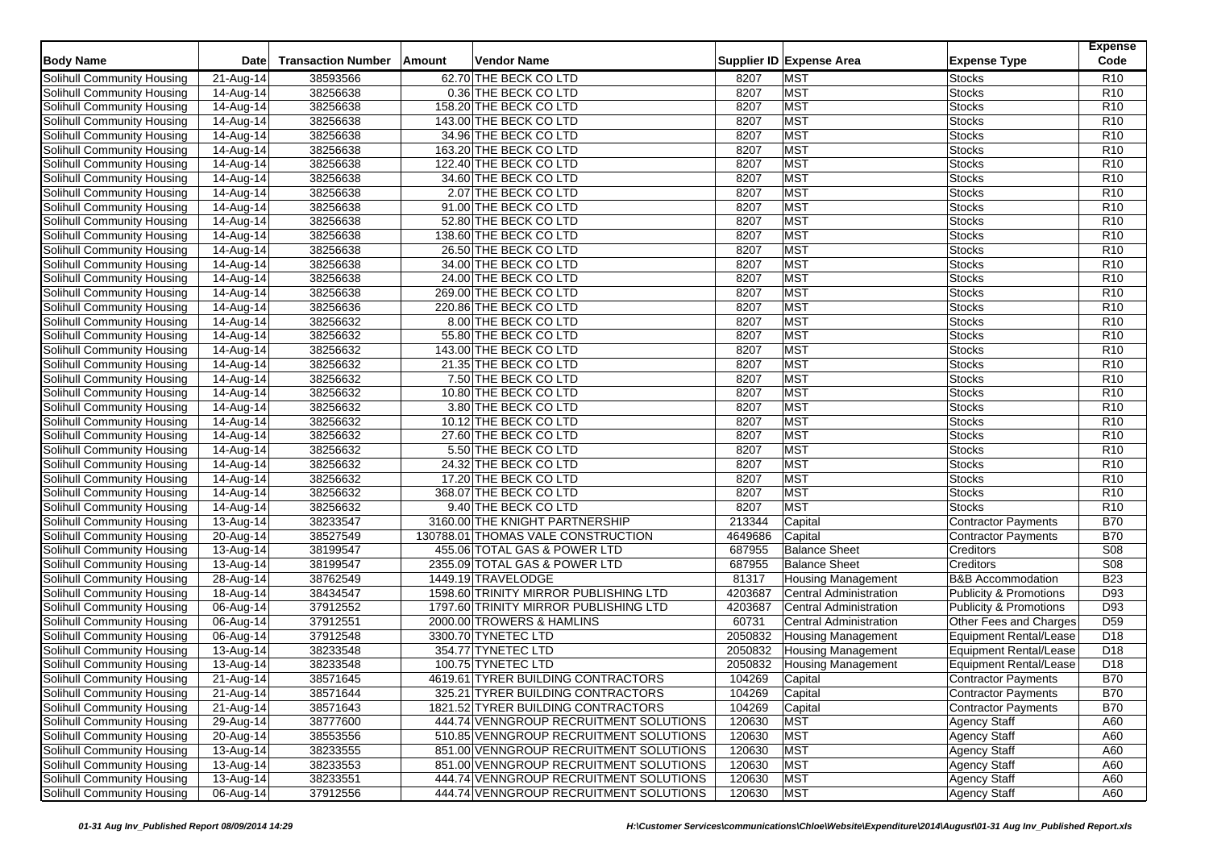| Body Name | Date | Transaction Number | Amount | Vendor Name | Supplier ID | Expense Area | Expense Type | Expense Code |
|---|---|---|---|---|---|---|---|---|
| Solihull Community Housing | 21-Aug-14 | 38593566 | 62.70 | THE BECK CO LTD | 8207 | MST | Stocks | R10 |
| Solihull Community Housing | 14-Aug-14 | 38256638 | 0.36 | THE BECK CO LTD | 8207 | MST | Stocks | R10 |
| Solihull Community Housing | 14-Aug-14 | 38256638 | 158.20 | THE BECK CO LTD | 8207 | MST | Stocks | R10 |
| Solihull Community Housing | 14-Aug-14 | 38256638 | 143.00 | THE BECK CO LTD | 8207 | MST | Stocks | R10 |
| Solihull Community Housing | 14-Aug-14 | 38256638 | 34.96 | THE BECK CO LTD | 8207 | MST | Stocks | R10 |
| Solihull Community Housing | 14-Aug-14 | 38256638 | 163.20 | THE BECK CO LTD | 8207 | MST | Stocks | R10 |
| Solihull Community Housing | 14-Aug-14 | 38256638 | 122.40 | THE BECK CO LTD | 8207 | MST | Stocks | R10 |
| Solihull Community Housing | 14-Aug-14 | 38256638 | 34.60 | THE BECK CO LTD | 8207 | MST | Stocks | R10 |
| Solihull Community Housing | 14-Aug-14 | 38256638 | 2.07 | THE BECK CO LTD | 8207 | MST | Stocks | R10 |
| Solihull Community Housing | 14-Aug-14 | 38256638 | 91.00 | THE BECK CO LTD | 8207 | MST | Stocks | R10 |
| Solihull Community Housing | 14-Aug-14 | 38256638 | 52.80 | THE BECK CO LTD | 8207 | MST | Stocks | R10 |
| Solihull Community Housing | 14-Aug-14 | 38256638 | 138.60 | THE BECK CO LTD | 8207 | MST | Stocks | R10 |
| Solihull Community Housing | 14-Aug-14 | 38256638 | 26.50 | THE BECK CO LTD | 8207 | MST | Stocks | R10 |
| Solihull Community Housing | 14-Aug-14 | 38256638 | 34.00 | THE BECK CO LTD | 8207 | MST | Stocks | R10 |
| Solihull Community Housing | 14-Aug-14 | 38256638 | 24.00 | THE BECK CO LTD | 8207 | MST | Stocks | R10 |
| Solihull Community Housing | 14-Aug-14 | 38256638 | 269.00 | THE BECK CO LTD | 8207 | MST | Stocks | R10 |
| Solihull Community Housing | 14-Aug-14 | 38256636 | 220.86 | THE BECK CO LTD | 8207 | MST | Stocks | R10 |
| Solihull Community Housing | 14-Aug-14 | 38256632 | 8.00 | THE BECK CO LTD | 8207 | MST | Stocks | R10 |
| Solihull Community Housing | 14-Aug-14 | 38256632 | 55.80 | THE BECK CO LTD | 8207 | MST | Stocks | R10 |
| Solihull Community Housing | 14-Aug-14 | 38256632 | 143.00 | THE BECK CO LTD | 8207 | MST | Stocks | R10 |
| Solihull Community Housing | 14-Aug-14 | 38256632 | 21.35 | THE BECK CO LTD | 8207 | MST | Stocks | R10 |
| Solihull Community Housing | 14-Aug-14 | 38256632 | 7.50 | THE BECK CO LTD | 8207 | MST | Stocks | R10 |
| Solihull Community Housing | 14-Aug-14 | 38256632 | 10.80 | THE BECK CO LTD | 8207 | MST | Stocks | R10 |
| Solihull Community Housing | 14-Aug-14 | 38256632 | 3.80 | THE BECK CO LTD | 8207 | MST | Stocks | R10 |
| Solihull Community Housing | 14-Aug-14 | 38256632 | 10.12 | THE BECK CO LTD | 8207 | MST | Stocks | R10 |
| Solihull Community Housing | 14-Aug-14 | 38256632 | 27.60 | THE BECK CO LTD | 8207 | MST | Stocks | R10 |
| Solihull Community Housing | 14-Aug-14 | 38256632 | 5.50 | THE BECK CO LTD | 8207 | MST | Stocks | R10 |
| Solihull Community Housing | 14-Aug-14 | 38256632 | 24.32 | THE BECK CO LTD | 8207 | MST | Stocks | R10 |
| Solihull Community Housing | 14-Aug-14 | 38256632 | 17.20 | THE BECK CO LTD | 8207 | MST | Stocks | R10 |
| Solihull Community Housing | 14-Aug-14 | 38256632 | 368.07 | THE BECK CO LTD | 8207 | MST | Stocks | R10 |
| Solihull Community Housing | 14-Aug-14 | 38256632 | 9.40 | THE BECK CO LTD | 8207 | MST | Stocks | R10 |
| Solihull Community Housing | 13-Aug-14 | 38233547 | 3160.00 | THE KNIGHT PARTNERSHIP | 213344 | Capital | Contractor Payments | B70 |
| Solihull Community Housing | 20-Aug-14 | 38527549 | 130788.01 | THOMAS VALE CONSTRUCTION | 4649686 | Capital | Contractor Payments | B70 |
| Solihull Community Housing | 13-Aug-14 | 38199547 | 455.06 | TOTAL GAS & POWER LTD | 687955 | Balance Sheet | Creditors | S08 |
| Solihull Community Housing | 13-Aug-14 | 38199547 | 2355.09 | TOTAL GAS & POWER LTD | 687955 | Balance Sheet | Creditors | S08 |
| Solihull Community Housing | 28-Aug-14 | 38762549 | 1449.19 | TRAVELODGE | 81317 | Housing Management | B&B Accommodation | B23 |
| Solihull Community Housing | 18-Aug-14 | 38434547 | 1598.60 | TRINITY MIRROR PUBLISHING LTD | 4203687 | Central Administration | Publicity & Promotions | D93 |
| Solihull Community Housing | 06-Aug-14 | 37912552 | 1797.60 | TRINITY MIRROR PUBLISHING LTD | 4203687 | Central Administration | Publicity & Promotions | D93 |
| Solihull Community Housing | 06-Aug-14 | 37912551 | 2000.00 | TROWERS & HAMLINS | 60731 | Central Administration | Other Fees and Charges | D59 |
| Solihull Community Housing | 06-Aug-14 | 37912548 | 3300.70 | TYNETEC LTD | 2050832 | Housing Management | Equipment Rental/Lease | D18 |
| Solihull Community Housing | 13-Aug-14 | 38233548 | 354.77 | TYNETEC LTD | 2050832 | Housing Management | Equipment Rental/Lease | D18 |
| Solihull Community Housing | 13-Aug-14 | 38233548 | 100.75 | TYNETEC LTD | 2050832 | Housing Management | Equipment Rental/Lease | D18 |
| Solihull Community Housing | 21-Aug-14 | 38571645 | 4619.61 | TYRER BUILDING CONTRACTORS | 104269 | Capital | Contractor Payments | B70 |
| Solihull Community Housing | 21-Aug-14 | 38571644 | 325.21 | TYRER BUILDING CONTRACTORS | 104269 | Capital | Contractor Payments | B70 |
| Solihull Community Housing | 21-Aug-14 | 38571643 | 1821.52 | TYRER BUILDING CONTRACTORS | 104269 | Capital | Contractor Payments | B70 |
| Solihull Community Housing | 29-Aug-14 | 38777600 | 444.74 | VENNGROUP RECRUITMENT SOLUTIONS | 120630 | MST | Agency Staff | A60 |
| Solihull Community Housing | 20-Aug-14 | 38553556 | 510.85 | VENNGROUP RECRUITMENT SOLUTIONS | 120630 | MST | Agency Staff | A60 |
| Solihull Community Housing | 13-Aug-14 | 38233555 | 851.00 | VENNGROUP RECRUITMENT SOLUTIONS | 120630 | MST | Agency Staff | A60 |
| Solihull Community Housing | 13-Aug-14 | 38233553 | 851.00 | VENNGROUP RECRUITMENT SOLUTIONS | 120630 | MST | Agency Staff | A60 |
| Solihull Community Housing | 13-Aug-14 | 38233551 | 444.74 | VENNGROUP RECRUITMENT SOLUTIONS | 120630 | MST | Agency Staff | A60 |
| Solihull Community Housing | 06-Aug-14 | 37912556 | 444.74 | VENNGROUP RECRUITMENT SOLUTIONS | 120630 | MST | Agency Staff | A60 |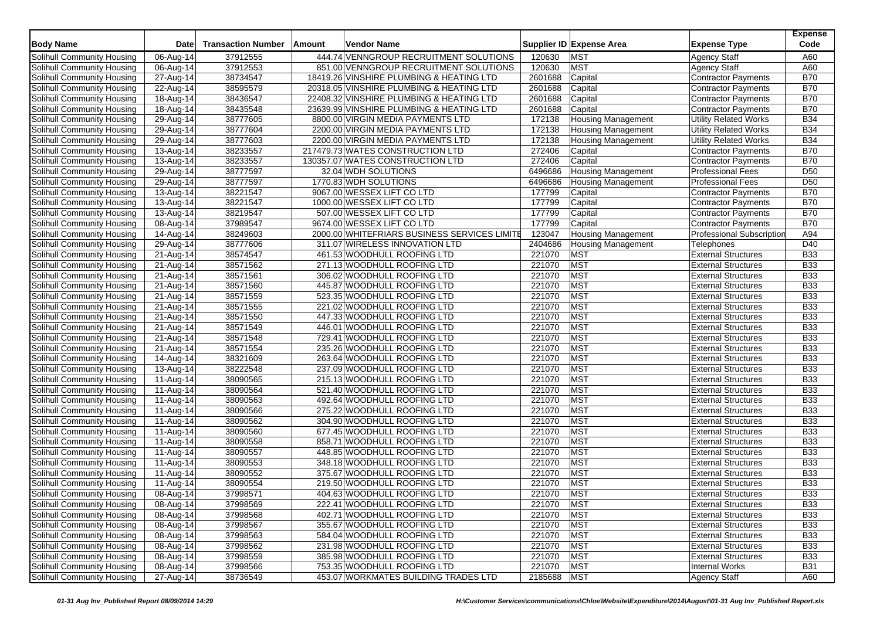| Body Name | Date | Transaction Number | Amount | Vendor Name | Supplier ID | Expense Area | Expense Type | Expense Code |
|---|---|---|---|---|---|---|---|---|
| Solihull Community Housing | 06-Aug-14 | 37912555 | 444.74 | VENNGROUP RECRUITMENT SOLUTIONS | 120630 | MST | Agency Staff | A60 |
| Solihull Community Housing | 06-Aug-14 | 37912553 | 851.00 | VENNGROUP RECRUITMENT SOLUTIONS | 120630 | MST | Agency Staff | A60 |
| Solihull Community Housing | 27-Aug-14 | 38734547 | 18419.26 | VINSHIRE PLUMBING & HEATING LTD | 2601688 | Capital | Contractor Payments | B70 |
| Solihull Community Housing | 22-Aug-14 | 38595579 | 20318.05 | VINSHIRE PLUMBING & HEATING LTD | 2601688 | Capital | Contractor Payments | B70 |
| Solihull Community Housing | 18-Aug-14 | 38436547 | 22408.32 | VINSHIRE PLUMBING & HEATING LTD | 2601688 | Capital | Contractor Payments | B70 |
| Solihull Community Housing | 18-Aug-14 | 38435548 | 23639.99 | VINSHIRE PLUMBING & HEATING LTD | 2601688 | Capital | Contractor Payments | B70 |
| Solihull Community Housing | 29-Aug-14 | 38777605 | 8800.00 | VIRGIN MEDIA PAYMENTS LTD | 172138 | Housing Management | Utility Related Works | B34 |
| Solihull Community Housing | 29-Aug-14 | 38777604 | 2200.00 | VIRGIN MEDIA PAYMENTS LTD | 172138 | Housing Management | Utility Related Works | B34 |
| Solihull Community Housing | 29-Aug-14 | 38777603 | 2200.00 | VIRGIN MEDIA PAYMENTS LTD | 172138 | Housing Management | Utility Related Works | B34 |
| Solihull Community Housing | 13-Aug-14 | 38233557 | 217479.73 | WATES CONSTRUCTION LTD | 272406 | Capital | Contractor Payments | B70 |
| Solihull Community Housing | 13-Aug-14 | 38233557 | 130357.07 | WATES CONSTRUCTION LTD | 272406 | Capital | Contractor Payments | B70 |
| Solihull Community Housing | 29-Aug-14 | 38777597 | 32.04 | WDH SOLUTIONS | 6496686 | Housing Management | Professional Fees | D50 |
| Solihull Community Housing | 29-Aug-14 | 38777597 | 1770.83 | WDH SOLUTIONS | 6496686 | Housing Management | Professional Fees | D50 |
| Solihull Community Housing | 13-Aug-14 | 38221547 | 9067.00 | WESSEX LIFT CO LTD | 177799 | Capital | Contractor Payments | B70 |
| Solihull Community Housing | 13-Aug-14 | 38221547 | 1000.00 | WESSEX LIFT CO LTD | 177799 | Capital | Contractor Payments | B70 |
| Solihull Community Housing | 13-Aug-14 | 38219547 | 507.00 | WESSEX LIFT CO LTD | 177799 | Capital | Contractor Payments | B70 |
| Solihull Community Housing | 08-Aug-14 | 37989547 | 9674.00 | WESSEX LIFT CO LTD | 177799 | Capital | Contractor Payments | B70 |
| Solihull Community Housing | 14-Aug-14 | 38249603 | 2000.00 | WHITEFRIARS BUSINESS SERVICES LIMITE | 123047 | Housing Management | Professional Subscription | A94 |
| Solihull Community Housing | 29-Aug-14 | 38777606 | 311.07 | WIRELESS INNOVATION LTD | 2404686 | Housing Management | Telephones | D40 |
| Solihull Community Housing | 21-Aug-14 | 38574547 | 461.53 | WOODHULL ROOFING LTD | 221070 | MST | External Structures | B33 |
| Solihull Community Housing | 21-Aug-14 | 38571562 | 271.13 | WOODHULL ROOFING LTD | 221070 | MST | External Structures | B33 |
| Solihull Community Housing | 21-Aug-14 | 38571561 | 306.02 | WOODHULL ROOFING LTD | 221070 | MST | External Structures | B33 |
| Solihull Community Housing | 21-Aug-14 | 38571560 | 445.87 | WOODHULL ROOFING LTD | 221070 | MST | External Structures | B33 |
| Solihull Community Housing | 21-Aug-14 | 38571559 | 523.35 | WOODHULL ROOFING LTD | 221070 | MST | External Structures | B33 |
| Solihull Community Housing | 21-Aug-14 | 38571555 | 221.02 | WOODHULL ROOFING LTD | 221070 | MST | External Structures | B33 |
| Solihull Community Housing | 21-Aug-14 | 38571550 | 447.33 | WOODHULL ROOFING LTD | 221070 | MST | External Structures | B33 |
| Solihull Community Housing | 21-Aug-14 | 38571549 | 446.01 | WOODHULL ROOFING LTD | 221070 | MST | External Structures | B33 |
| Solihull Community Housing | 21-Aug-14 | 38571548 | 729.41 | WOODHULL ROOFING LTD | 221070 | MST | External Structures | B33 |
| Solihull Community Housing | 21-Aug-14 | 38571554 | 235.26 | WOODHULL ROOFING LTD | 221070 | MST | External Structures | B33 |
| Solihull Community Housing | 14-Aug-14 | 38321609 | 263.64 | WOODHULL ROOFING LTD | 221070 | MST | External Structures | B33 |
| Solihull Community Housing | 13-Aug-14 | 38222548 | 237.09 | WOODHULL ROOFING LTD | 221070 | MST | External Structures | B33 |
| Solihull Community Housing | 11-Aug-14 | 38090565 | 215.13 | WOODHULL ROOFING LTD | 221070 | MST | External Structures | B33 |
| Solihull Community Housing | 11-Aug-14 | 38090564 | 521.40 | WOODHULL ROOFING LTD | 221070 | MST | External Structures | B33 |
| Solihull Community Housing | 11-Aug-14 | 38090563 | 492.64 | WOODHULL ROOFING LTD | 221070 | MST | External Structures | B33 |
| Solihull Community Housing | 11-Aug-14 | 38090566 | 275.22 | WOODHULL ROOFING LTD | 221070 | MST | External Structures | B33 |
| Solihull Community Housing | 11-Aug-14 | 38090562 | 304.90 | WOODHULL ROOFING LTD | 221070 | MST | External Structures | B33 |
| Solihull Community Housing | 11-Aug-14 | 38090560 | 677.45 | WOODHULL ROOFING LTD | 221070 | MST | External Structures | B33 |
| Solihull Community Housing | 11-Aug-14 | 38090558 | 858.71 | WOODHULL ROOFING LTD | 221070 | MST | External Structures | B33 |
| Solihull Community Housing | 11-Aug-14 | 38090557 | 448.85 | WOODHULL ROOFING LTD | 221070 | MST | External Structures | B33 |
| Solihull Community Housing | 11-Aug-14 | 38090553 | 348.18 | WOODHULL ROOFING LTD | 221070 | MST | External Structures | B33 |
| Solihull Community Housing | 11-Aug-14 | 38090552 | 375.67 | WOODHULL ROOFING LTD | 221070 | MST | External Structures | B33 |
| Solihull Community Housing | 11-Aug-14 | 38090554 | 219.50 | WOODHULL ROOFING LTD | 221070 | MST | External Structures | B33 |
| Solihull Community Housing | 08-Aug-14 | 37998571 | 404.63 | WOODHULL ROOFING LTD | 221070 | MST | External Structures | B33 |
| Solihull Community Housing | 08-Aug-14 | 37998569 | 222.41 | WOODHULL ROOFING LTD | 221070 | MST | External Structures | B33 |
| Solihull Community Housing | 08-Aug-14 | 37998568 | 402.71 | WOODHULL ROOFING LTD | 221070 | MST | External Structures | B33 |
| Solihull Community Housing | 08-Aug-14 | 37998567 | 355.67 | WOODHULL ROOFING LTD | 221070 | MST | External Structures | B33 |
| Solihull Community Housing | 08-Aug-14 | 37998563 | 584.04 | WOODHULL ROOFING LTD | 221070 | MST | External Structures | B33 |
| Solihull Community Housing | 08-Aug-14 | 37998562 | 231.98 | WOODHULL ROOFING LTD | 221070 | MST | External Structures | B33 |
| Solihull Community Housing | 08-Aug-14 | 37998559 | 385.98 | WOODHULL ROOFING LTD | 221070 | MST | External Structures | B33 |
| Solihull Community Housing | 08-Aug-14 | 37998566 | 753.35 | WOODHULL ROOFING LTD | 221070 | MST | Internal Works | B31 |
| Solihull Community Housing | 27-Aug-14 | 38736549 | 453.07 | WORKMATES BUILDING TRADES LTD | 2185688 | MST | Agency Staff | A60 |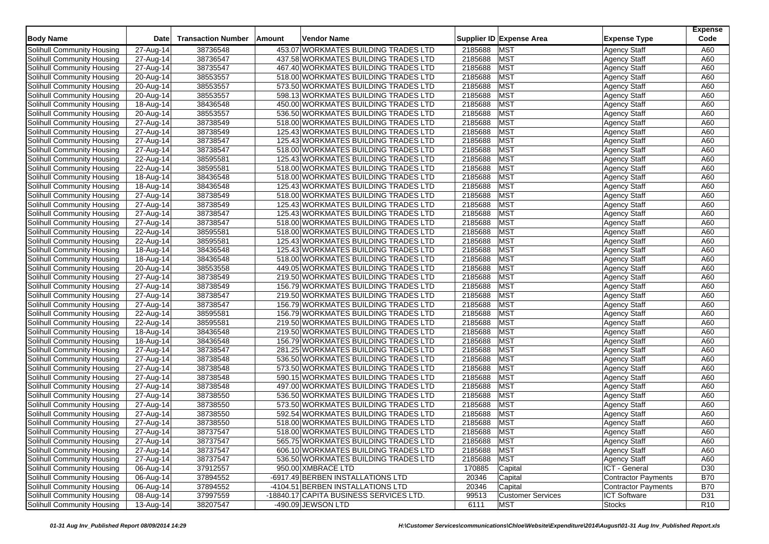| Body Name | Date | Transaction Number | Amount | Vendor Name | Supplier ID | Expense Area | Expense Type | Expense Code |
|---|---|---|---|---|---|---|---|---|
| Solihull Community Housing | 27-Aug-14 | 38736548 | 453.07 | WORKMATES BUILDING TRADES LTD | 2185688 | MST | Agency Staff | A60 |
| Solihull Community Housing | 27-Aug-14 | 38736547 | 437.58 | WORKMATES BUILDING TRADES LTD | 2185688 | MST | Agency Staff | A60 |
| Solihull Community Housing | 27-Aug-14 | 38735547 | 467.40 | WORKMATES BUILDING TRADES LTD | 2185688 | MST | Agency Staff | A60 |
| Solihull Community Housing | 20-Aug-14 | 38553557 | 518.00 | WORKMATES BUILDING TRADES LTD | 2185688 | MST | Agency Staff | A60 |
| Solihull Community Housing | 20-Aug-14 | 38553557 | 573.50 | WORKMATES BUILDING TRADES LTD | 2185688 | MST | Agency Staff | A60 |
| Solihull Community Housing | 20-Aug-14 | 38553557 | 598.13 | WORKMATES BUILDING TRADES LTD | 2185688 | MST | Agency Staff | A60 |
| Solihull Community Housing | 18-Aug-14 | 38436548 | 450.00 | WORKMATES BUILDING TRADES LTD | 2185688 | MST | Agency Staff | A60 |
| Solihull Community Housing | 20-Aug-14 | 38553557 | 536.50 | WORKMATES BUILDING TRADES LTD | 2185688 | MST | Agency Staff | A60 |
| Solihull Community Housing | 27-Aug-14 | 38738549 | 518.00 | WORKMATES BUILDING TRADES LTD | 2185688 | MST | Agency Staff | A60 |
| Solihull Community Housing | 27-Aug-14 | 38738549 | 125.43 | WORKMATES BUILDING TRADES LTD | 2185688 | MST | Agency Staff | A60 |
| Solihull Community Housing | 27-Aug-14 | 38738547 | 125.43 | WORKMATES BUILDING TRADES LTD | 2185688 | MST | Agency Staff | A60 |
| Solihull Community Housing | 27-Aug-14 | 38738547 | 518.00 | WORKMATES BUILDING TRADES LTD | 2185688 | MST | Agency Staff | A60 |
| Solihull Community Housing | 22-Aug-14 | 38595581 | 125.43 | WORKMATES BUILDING TRADES LTD | 2185688 | MST | Agency Staff | A60 |
| Solihull Community Housing | 22-Aug-14 | 38595581 | 518.00 | WORKMATES BUILDING TRADES LTD | 2185688 | MST | Agency Staff | A60 |
| Solihull Community Housing | 18-Aug-14 | 38436548 | 518.00 | WORKMATES BUILDING TRADES LTD | 2185688 | MST | Agency Staff | A60 |
| Solihull Community Housing | 18-Aug-14 | 38436548 | 125.43 | WORKMATES BUILDING TRADES LTD | 2185688 | MST | Agency Staff | A60 |
| Solihull Community Housing | 27-Aug-14 | 38738549 | 518.00 | WORKMATES BUILDING TRADES LTD | 2185688 | MST | Agency Staff | A60 |
| Solihull Community Housing | 27-Aug-14 | 38738549 | 125.43 | WORKMATES BUILDING TRADES LTD | 2185688 | MST | Agency Staff | A60 |
| Solihull Community Housing | 27-Aug-14 | 38738547 | 125.43 | WORKMATES BUILDING TRADES LTD | 2185688 | MST | Agency Staff | A60 |
| Solihull Community Housing | 27-Aug-14 | 38738547 | 518.00 | WORKMATES BUILDING TRADES LTD | 2185688 | MST | Agency Staff | A60 |
| Solihull Community Housing | 22-Aug-14 | 38595581 | 518.00 | WORKMATES BUILDING TRADES LTD | 2185688 | MST | Agency Staff | A60 |
| Solihull Community Housing | 22-Aug-14 | 38595581 | 125.43 | WORKMATES BUILDING TRADES LTD | 2185688 | MST | Agency Staff | A60 |
| Solihull Community Housing | 18-Aug-14 | 38436548 | 125.43 | WORKMATES BUILDING TRADES LTD | 2185688 | MST | Agency Staff | A60 |
| Solihull Community Housing | 18-Aug-14 | 38436548 | 518.00 | WORKMATES BUILDING TRADES LTD | 2185688 | MST | Agency Staff | A60 |
| Solihull Community Housing | 20-Aug-14 | 38553558 | 449.05 | WORKMATES BUILDING TRADES LTD | 2185688 | MST | Agency Staff | A60 |
| Solihull Community Housing | 27-Aug-14 | 38738549 | 219.50 | WORKMATES BUILDING TRADES LTD | 2185688 | MST | Agency Staff | A60 |
| Solihull Community Housing | 27-Aug-14 | 38738549 | 156.79 | WORKMATES BUILDING TRADES LTD | 2185688 | MST | Agency Staff | A60 |
| Solihull Community Housing | 27-Aug-14 | 38738547 | 219.50 | WORKMATES BUILDING TRADES LTD | 2185688 | MST | Agency Staff | A60 |
| Solihull Community Housing | 27-Aug-14 | 38738547 | 156.79 | WORKMATES BUILDING TRADES LTD | 2185688 | MST | Agency Staff | A60 |
| Solihull Community Housing | 22-Aug-14 | 38595581 | 156.79 | WORKMATES BUILDING TRADES LTD | 2185688 | MST | Agency Staff | A60 |
| Solihull Community Housing | 22-Aug-14 | 38595581 | 219.50 | WORKMATES BUILDING TRADES LTD | 2185688 | MST | Agency Staff | A60 |
| Solihull Community Housing | 18-Aug-14 | 38436548 | 219.50 | WORKMATES BUILDING TRADES LTD | 2185688 | MST | Agency Staff | A60 |
| Solihull Community Housing | 18-Aug-14 | 38436548 | 156.79 | WORKMATES BUILDING TRADES LTD | 2185688 | MST | Agency Staff | A60 |
| Solihull Community Housing | 27-Aug-14 | 38738547 | 281.25 | WORKMATES BUILDING TRADES LTD | 2185688 | MST | Agency Staff | A60 |
| Solihull Community Housing | 27-Aug-14 | 38738548 | 536.50 | WORKMATES BUILDING TRADES LTD | 2185688 | MST | Agency Staff | A60 |
| Solihull Community Housing | 27-Aug-14 | 38738548 | 573.50 | WORKMATES BUILDING TRADES LTD | 2185688 | MST | Agency Staff | A60 |
| Solihull Community Housing | 27-Aug-14 | 38738548 | 590.15 | WORKMATES BUILDING TRADES LTD | 2185688 | MST | Agency Staff | A60 |
| Solihull Community Housing | 27-Aug-14 | 38738548 | 497.00 | WORKMATES BUILDING TRADES LTD | 2185688 | MST | Agency Staff | A60 |
| Solihull Community Housing | 27-Aug-14 | 38738550 | 536.50 | WORKMATES BUILDING TRADES LTD | 2185688 | MST | Agency Staff | A60 |
| Solihull Community Housing | 27-Aug-14 | 38738550 | 573.50 | WORKMATES BUILDING TRADES LTD | 2185688 | MST | Agency Staff | A60 |
| Solihull Community Housing | 27-Aug-14 | 38738550 | 592.54 | WORKMATES BUILDING TRADES LTD | 2185688 | MST | Agency Staff | A60 |
| Solihull Community Housing | 27-Aug-14 | 38738550 | 518.00 | WORKMATES BUILDING TRADES LTD | 2185688 | MST | Agency Staff | A60 |
| Solihull Community Housing | 27-Aug-14 | 38737547 | 518.00 | WORKMATES BUILDING TRADES LTD | 2185688 | MST | Agency Staff | A60 |
| Solihull Community Housing | 27-Aug-14 | 38737547 | 565.75 | WORKMATES BUILDING TRADES LTD | 2185688 | MST | Agency Staff | A60 |
| Solihull Community Housing | 27-Aug-14 | 38737547 | 606.10 | WORKMATES BUILDING TRADES LTD | 2185688 | MST | Agency Staff | A60 |
| Solihull Community Housing | 27-Aug-14 | 38737547 | 536.50 | WORKMATES BUILDING TRADES LTD | 2185688 | MST | Agency Staff | A60 |
| Solihull Community Housing | 06-Aug-14 | 37912557 | 950.00 | XMBRACE LTD | 170885 | Capital | ICT - General | D30 |
| Solihull Community Housing | 06-Aug-14 | 37894552 | -6917.49 | BERBEN INSTALLATIONS LTD | 20346 | Capital | Contractor Payments | B70 |
| Solihull Community Housing | 06-Aug-14 | 37894552 | -4104.51 | BERBEN INSTALLATIONS LTD | 20346 | Capital | Contractor Payments | B70 |
| Solihull Community Housing | 08-Aug-14 | 37997559 | -18840.17 | CAPITA BUSINESS SERVICES LTD. | 99513 | Customer Services | ICT Software | D31 |
| Solihull Community Housing | 13-Aug-14 | 38207547 | -490.09 | JEWSON LTD | 6111 | MST | Stocks | R10 |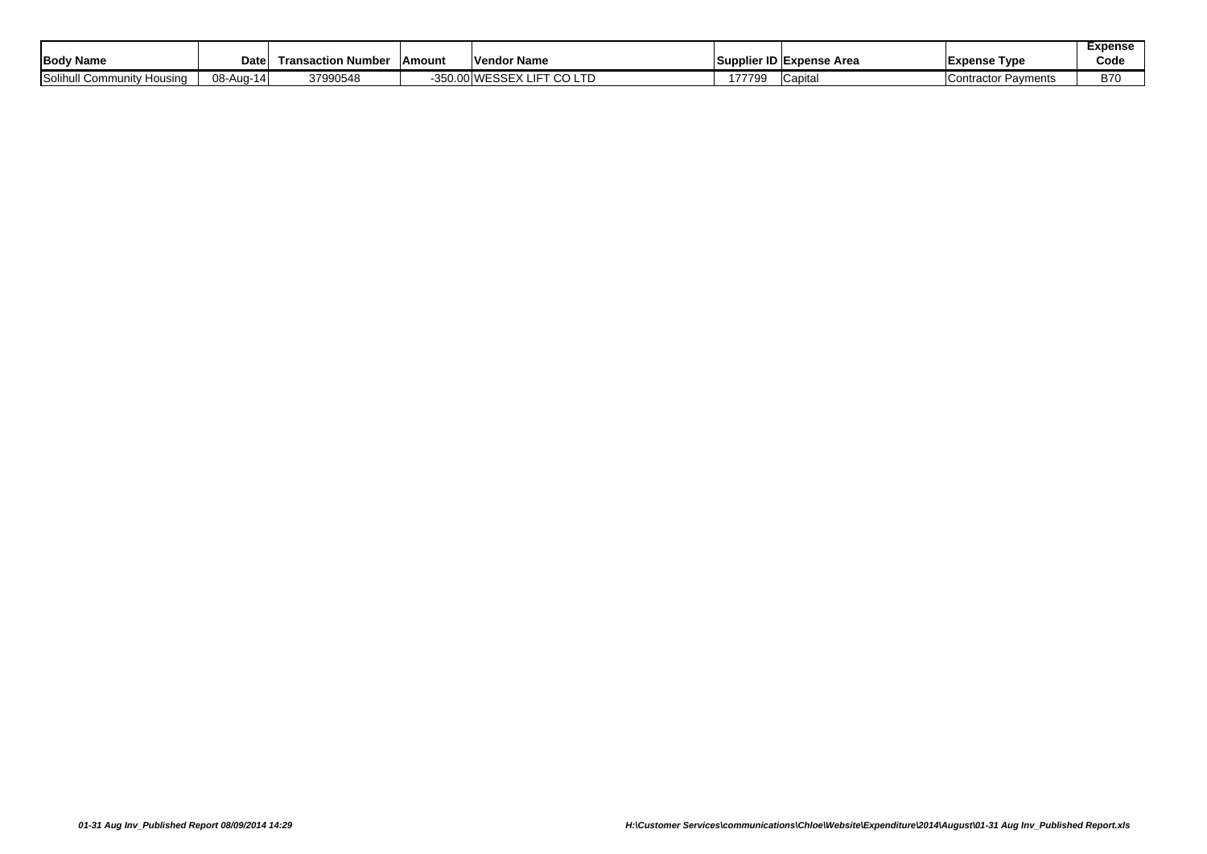| Body Name | Date | Transaction Number | Amount | Vendor Name | Supplier ID | Expense Area | Expense Type | Expense Code |
|---|---|---|---|---|---|---|---|---|
| Solihull Community Housing | 08-Aug-14 | 37990548 | -350.00 | WESSEX LIFT CO LTD | 177799 | Capital | Contractor Payments | B70 |